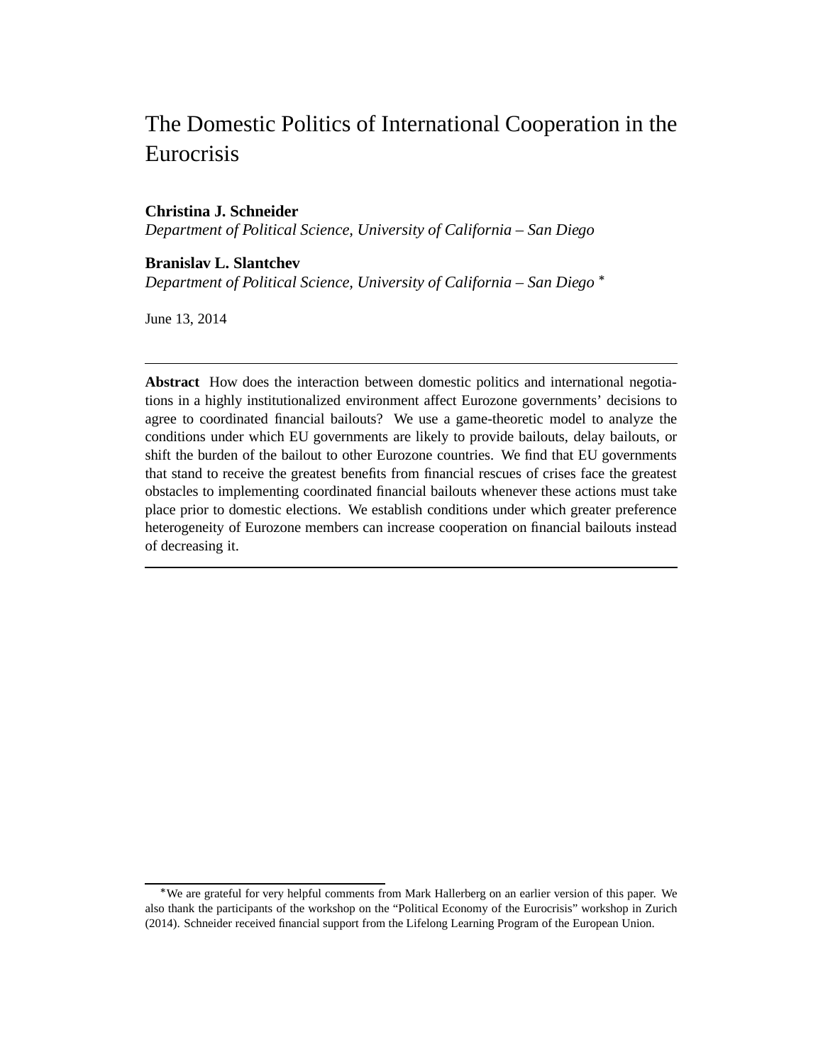# The Domestic Politics of International Cooperation in the Eurocrisis

**Christina J. Schneider**
*Department of Political Science, University of California – San Diego*

**Branislav L. Slantchev**
*Department of Political Science, University of California – San Diego* *

June 13, 2014

---

**Abstract** How does the interaction between domestic politics and international negotiations in a highly institutionalized environment affect Eurozone governments' decisions to agree to coordinated financial bailouts? We use a game-theoretic model to analyze the conditions under which EU governments are likely to provide bailouts, delay bailouts, or shift the burden of the bailout to other Eurozone countries. We find that EU governments that stand to receive the greatest benefits from financial rescues of crises face the greatest obstacles to implementing coordinated financial bailouts whenever these actions must take place prior to domestic elections. We establish conditions under which greater preference heterogeneity of Eurozone members can increase cooperation on financial bailouts instead of decreasing it.

---

*We are grateful for very helpful comments from Mark Hallerberg on an earlier version of this paper. We also thank the participants of the workshop on the "Political Economy of the Eurocrisis" workshop in Zurich (2014). Schneider received financial support from the Lifelong Learning Program of the European Union.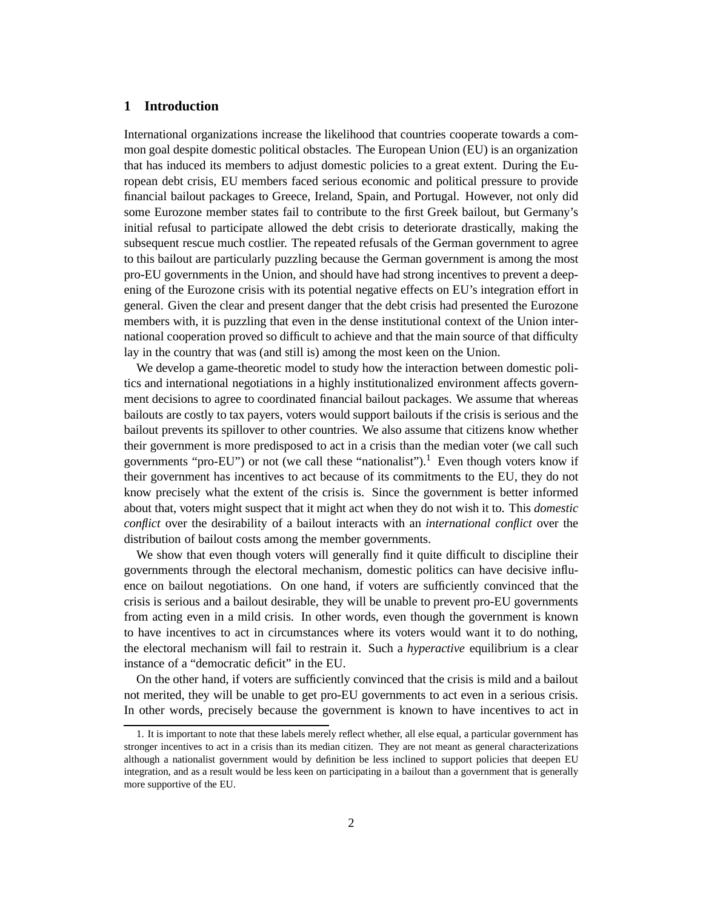## 1 Introduction

International organizations increase the likelihood that countries cooperate towards a common goal despite domestic political obstacles. The European Union (EU) is an organization that has induced its members to adjust domestic policies to a great extent. During the European debt crisis, EU members faced serious economic and political pressure to provide financial bailout packages to Greece, Ireland, Spain, and Portugal. However, not only did some Eurozone member states fail to contribute to the first Greek bailout, but Germany's initial refusal to participate allowed the debt crisis to deteriorate drastically, making the subsequent rescue much costlier. The repeated refusals of the German government to agree to this bailout are particularly puzzling because the German government is among the most pro-EU governments in the Union, and should have had strong incentives to prevent a deepening of the Eurozone crisis with its potential negative effects on EU's integration effort in general. Given the clear and present danger that the debt crisis had presented the Eurozone members with, it is puzzling that even in the dense institutional context of the Union international cooperation proved so difficult to achieve and that the main source of that difficulty lay in the country that was (and still is) among the most keen on the Union.

We develop a game-theoretic model to study how the interaction between domestic politics and international negotiations in a highly institutionalized environment affects government decisions to agree to coordinated financial bailout packages. We assume that whereas bailouts are costly to tax payers, voters would support bailouts if the crisis is serious and the bailout prevents its spillover to other countries. We also assume that citizens know whether their government is more predisposed to act in a crisis than the median voter (we call such governments "pro-EU") or not (we call these "nationalist").[1] Even though voters know if their government has incentives to act because of its commitments to the EU, they do not know precisely what the extent of the crisis is. Since the government is better informed about that, voters might suspect that it might act when they do not wish it to. This *domestic conflict* over the desirability of a bailout interacts with an *international conflict* over the distribution of bailout costs among the member governments.

We show that even though voters will generally find it quite difficult to discipline their governments through the electoral mechanism, domestic politics can have decisive influence on bailout negotiations. On one hand, if voters are sufficiently convinced that the crisis is serious and a bailout desirable, they will be unable to prevent pro-EU governments from acting even in a mild crisis. In other words, even though the government is known to have incentives to act in circumstances where its voters would want it to do nothing, the electoral mechanism will fail to restrain it. Such a *hyperactive* equilibrium is a clear instance of a "democratic deficit" in the EU.

On the other hand, if voters are sufficiently convinced that the crisis is mild and a bailout not merited, they will be unable to get pro-EU governments to act even in a serious crisis. In other words, precisely because the government is known to have incentives to act in

1. It is important to note that these labels merely reflect whether, all else equal, a particular government has stronger incentives to act in a crisis than its median citizen. They are not meant as general characterizations although a nationalist government would by definition be less inclined to support policies that deepen EU integration, and as a result would be less keen on participating in a bailout than a government that is generally more supportive of the EU.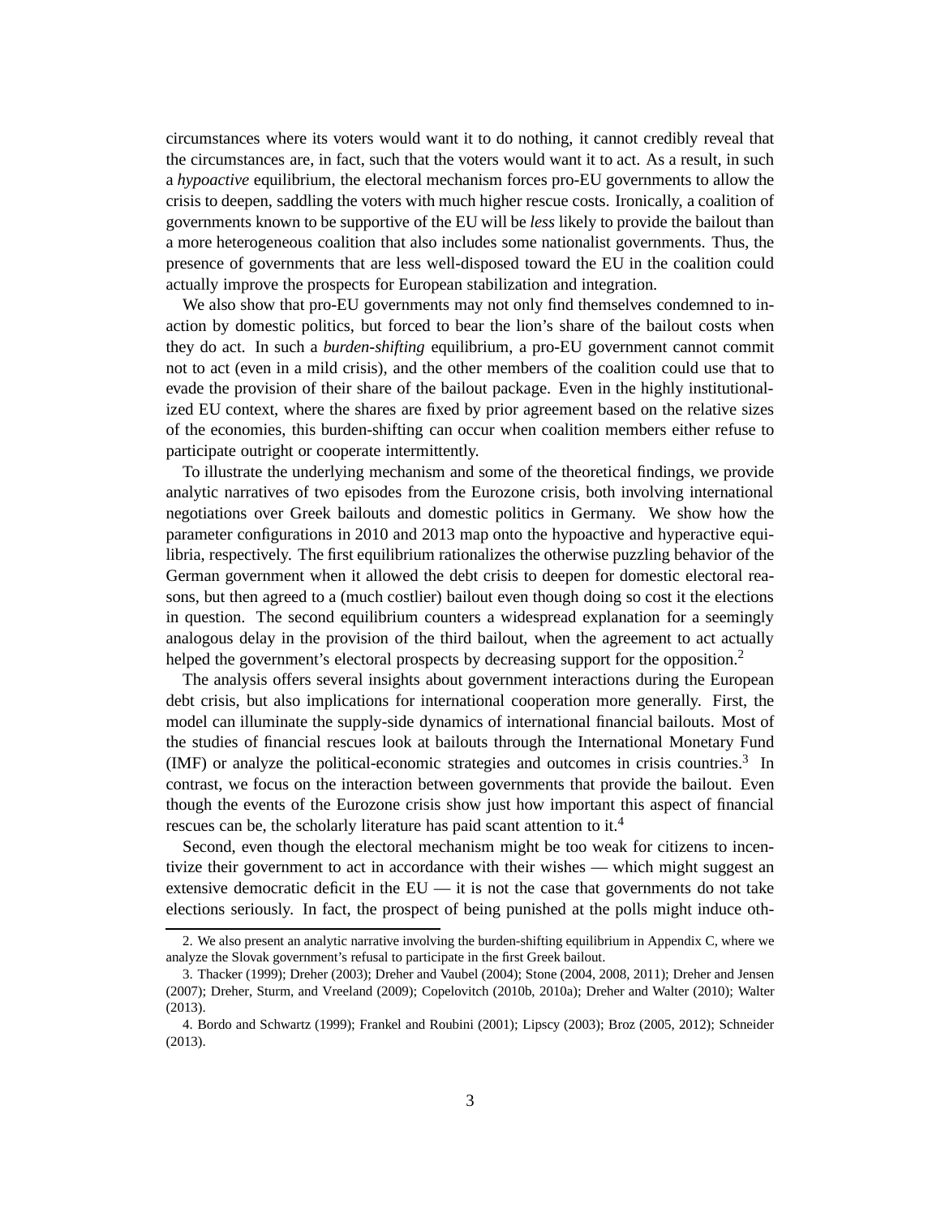circumstances where its voters would want it to do nothing, it cannot credibly reveal that the circumstances are, in fact, such that the voters would want it to act. As a result, in such a *hypoactive* equilibrium, the electoral mechanism forces pro-EU governments to allow the crisis to deepen, saddling the voters with much higher rescue costs. Ironically, a coalition of governments known to be supportive of the EU will be *less* likely to provide the bailout than a more heterogeneous coalition that also includes some nationalist governments. Thus, the presence of governments that are less well-disposed toward the EU in the coalition could actually improve the prospects for European stabilization and integration.

We also show that pro-EU governments may not only find themselves condemned to inaction by domestic politics, but forced to bear the lion's share of the bailout costs when they do act. In such a *burden-shifting* equilibrium, a pro-EU government cannot commit not to act (even in a mild crisis), and the other members of the coalition could use that to evade the provision of their share of the bailout package. Even in the highly institutionalized EU context, where the shares are fixed by prior agreement based on the relative sizes of the economies, this burden-shifting can occur when coalition members either refuse to participate outright or cooperate intermittently.

To illustrate the underlying mechanism and some of the theoretical findings, we provide analytic narratives of two episodes from the Eurozone crisis, both involving international negotiations over Greek bailouts and domestic politics in Germany. We show how the parameter configurations in 2010 and 2013 map onto the hypoactive and hyperactive equilibria, respectively. The first equilibrium rationalizes the otherwise puzzling behavior of the German government when it allowed the debt crisis to deepen for domestic electoral reasons, but then agreed to a (much costlier) bailout even though doing so cost it the elections in question. The second equilibrium counters a widespread explanation for a seemingly analogous delay in the provision of the third bailout, when the agreement to act actually helped the government's electoral prospects by decreasing support for the opposition.[2]

The analysis offers several insights about government interactions during the European debt crisis, but also implications for international cooperation more generally. First, the model can illuminate the supply-side dynamics of international financial bailouts. Most of the studies of financial rescues look at bailouts through the International Monetary Fund (IMF) or analyze the political-economic strategies and outcomes in crisis countries.[3] In contrast, we focus on the interaction between governments that provide the bailout. Even though the events of the Eurozone crisis show just how important this aspect of financial rescues can be, the scholarly literature has paid scant attention to it.[4]

Second, even though the electoral mechanism might be too weak for citizens to incentivize their government to act in accordance with their wishes — which might suggest an extensive democratic deficit in the EU — it is not the case that governments do not take elections seriously. In fact, the prospect of being punished at the polls might induce oth-

2. We also present an analytic narrative involving the burden-shifting equilibrium in Appendix C, where we analyze the Slovak government's refusal to participate in the first Greek bailout.

3. Thacker (1999); Dreher (2003); Dreher and Vaubel (2004); Stone (2004, 2008, 2011); Dreher and Jensen (2007); Dreher, Sturm, and Vreeland (2009); Copelovitch (2010b, 2010a); Dreher and Walter (2010); Walter (2013).

4. Bordo and Schwartz (1999); Frankel and Roubini (2001); Lipscy (2003); Broz (2005, 2012); Schneider (2013).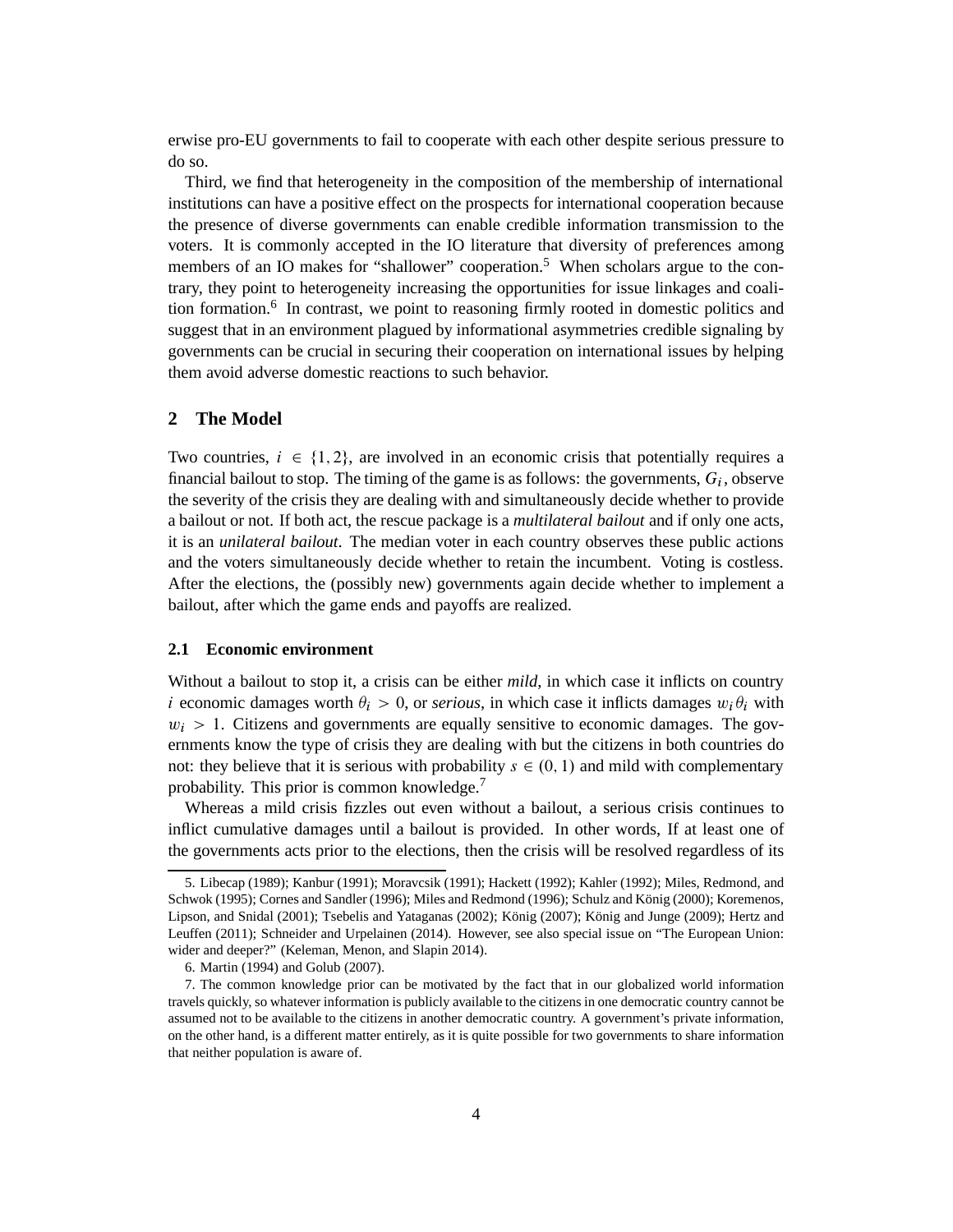erwise pro-EU governments to fail to cooperate with each other despite serious pressure to do so.

Third, we find that heterogeneity in the composition of the membership of international institutions can have a positive effect on the prospects for international cooperation because the presence of diverse governments can enable credible information transmission to the voters. It is commonly accepted in the IO literature that diversity of preferences among members of an IO makes for "shallower" cooperation.[5] When scholars argue to the contrary, they point to heterogeneity increasing the opportunities for issue linkages and coalition formation.[6] In contrast, we point to reasoning firmly rooted in domestic politics and suggest that in an environment plagued by informational asymmetries credible signaling by governments can be crucial in securing their cooperation on international issues by helping them avoid adverse domestic reactions to such behavior.

## 2 The Model

Two countries, $i \in \{1, 2\}$, are involved in an economic crisis that potentially requires a financial bailout to stop. The timing of the game is as follows: the governments, $G_i$, observe the severity of the crisis they are dealing with and simultaneously decide whether to provide a bailout or not. If both act, the rescue package is a *multilateral bailout* and if only one acts, it is an *unilateral bailout*. The median voter in each country observes these public actions and the voters simultaneously decide whether to retain the incumbent. Voting is costless. After the elections, the (possibly new) governments again decide whether to implement a bailout, after which the game ends and payoffs are realized.

### 2.1 Economic environment

Without a bailout to stop it, a crisis can be either *mild*, in which case it inflicts on country $i$ economic damages worth $\theta_i > 0$, or *serious*, in which case it inflicts damages $w_i \theta_i$ with $w_i > 1$. Citizens and governments are equally sensitive to economic damages. The governments know the type of crisis they are dealing with but the citizens in both countries do not: they believe that it is serious with probability $s \in (0, 1)$ and mild with complementary probability. This prior is common knowledge.[7]

Whereas a mild crisis fizzles out even without a bailout, a serious crisis continues to inflict cumulative damages until a bailout is provided. In other words, If at least one of the governments acts prior to the elections, then the crisis will be resolved regardless of its

---

5. Libecap (1989); Kanbur (1991); Moravcsik (1991); Hackett (1992); Kahler (1992); Miles, Redmond, and Schwok (1995); Cornes and Sandler (1996); Miles and Redmond (1996); Schulz and König (2000); Koremenos, Lipson, and Snidal (2001); Tsebelis and Yataganas (2002); König (2007); König and Junge (2009); Hertz and Leuffen (2011); Schneider and Urpelainen (2014). However, see also special issue on "The European Union: wider and deeper?" (Keleman, Menon, and Slapin 2014).

6. Martin (1994) and Golub (2007).

7. The common knowledge prior can be motivated by the fact that in our globalized world information travels quickly, so whatever information is publicly available to the citizens in one democratic country cannot be assumed not to be available to the citizens in another democratic country. A government's private information, on the other hand, is a different matter entirely, as it is quite possible for two governments to share information that neither population is aware of.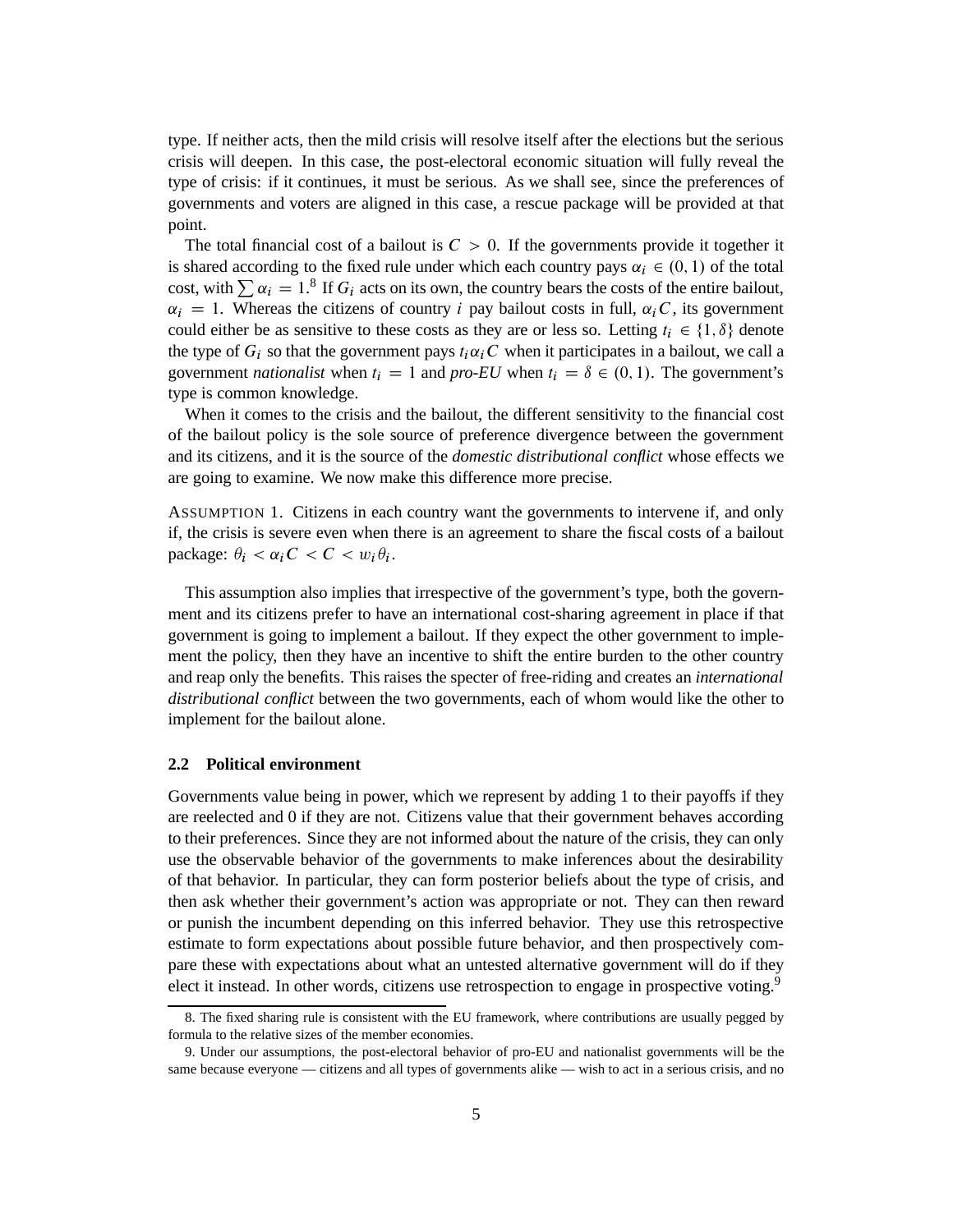type. If neither acts, then the mild crisis will resolve itself after the elections but the serious crisis will deepen. In this case, the post-electoral economic situation will fully reveal the type of crisis: if it continues, it must be serious. As we shall see, since the preferences of governments and voters are aligned in this case, a rescue package will be provided at that point.

The total financial cost of a bailout is $C > 0$. If the governments provide it together it is shared according to the fixed rule under which each country pays $\alpha_i \in (0, 1)$ of the total cost, with $\sum \alpha_i = 1$.[8] If $G_i$ acts on its own, the country bears the costs of the entire bailout, $\alpha_i = 1$. Whereas the citizens of country $i$ pay bailout costs in full, $\alpha_i C$, its government could either be as sensitive to these costs as they are or less so. Letting $t_i \in \{1, \delta\}$ denote the type of $G_i$ so that the government pays $t_i \alpha_i C$ when it participates in a bailout, we call a government *nationalist* when $t_i = 1$ and *pro-EU* when $t_i = \delta \in (0, 1)$. The government's type is common knowledge.

When it comes to the crisis and the bailout, the different sensitivity to the financial cost of the bailout policy is the sole source of preference divergence between the government and its citizens, and it is the source of the *domestic distributional conflict* whose effects we are going to examine. We now make this difference more precise.

ASSUMPTION 1. Citizens in each country want the governments to intervene if, and only if, the crisis is severe even when there is an agreement to share the fiscal costs of a bailout package: $\theta_i < \alpha_i C < C < w_i \theta_i$.

This assumption also implies that irrespective of the government's type, both the government and its citizens prefer to have an international cost-sharing agreement in place if that government is going to implement a bailout. If they expect the other government to implement the policy, then they have an incentive to shift the entire burden to the other country and reap only the benefits. This raises the specter of free-riding and creates an *international distributional conflict* between the two governments, each of whom would like the other to implement for the bailout alone.

### 2.2 Political environment

Governments value being in power, which we represent by adding 1 to their payoffs if they are reelected and 0 if they are not. Citizens value that their government behaves according to their preferences. Since they are not informed about the nature of the crisis, they can only use the observable behavior of the governments to make inferences about the desirability of that behavior. In particular, they can form posterior beliefs about the type of crisis, and then ask whether their government's action was appropriate or not. They can then reward or punish the incumbent depending on this inferred behavior. They use this retrospective estimate to form expectations about possible future behavior, and then prospectively compare these with expectations about what an untested alternative government will do if they elect it instead. In other words, citizens use retrospection to engage in prospective voting.[9]

---

8. The fixed sharing rule is consistent with the EU framework, where contributions are usually pegged by formula to the relative sizes of the member economies.

9. Under our assumptions, the post-electoral behavior of pro-EU and nationalist governments will be the same because everyone — citizens and all types of governments alike — wish to act in a serious crisis, and no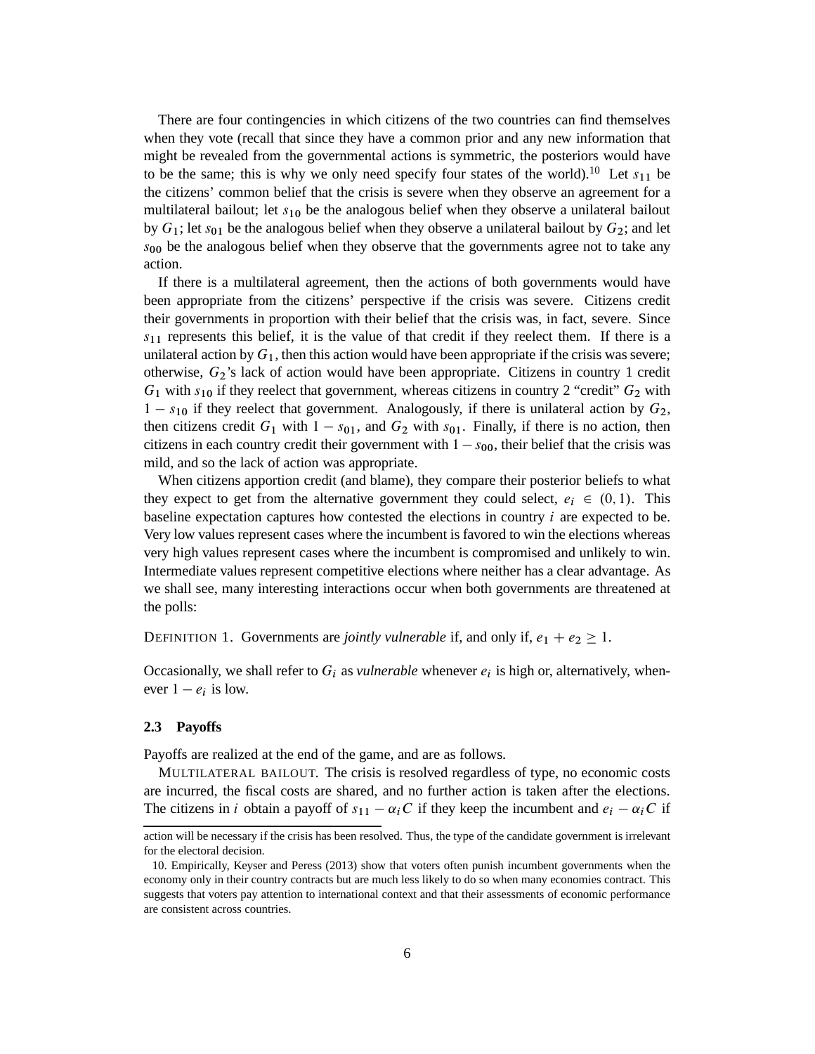There are four contingencies in which citizens of the two countries can find themselves when they vote (recall that since they have a common prior and any new information that might be revealed from the governmental actions is symmetric, the posteriors would have to be the same; this is why we only need specify four states of the world).[10] Let $s_{11}$ be the citizens' common belief that the crisis is severe when they observe an agreement for a multilateral bailout; let $s_{10}$ be the analogous belief when they observe a unilateral bailout by $G_1$; let $s_{01}$ be the analogous belief when they observe a unilateral bailout by $G_2$; and let $s_{00}$ be the analogous belief when they observe that the governments agree not to take any action.

If there is a multilateral agreement, then the actions of both governments would have been appropriate from the citizens' perspective if the crisis was severe. Citizens credit their governments in proportion with their belief that the crisis was, in fact, severe. Since $s_{11}$ represents this belief, it is the value of that credit if they reelect them. If there is a unilateral action by $G_1$, then this action would have been appropriate if the crisis was severe; otherwise, $G_2$'s lack of action would have been appropriate. Citizens in country 1 credit $G_1$ with $s_{10}$ if they reelect that government, whereas citizens in country 2 "credit" $G_2$ with $1 - s_{10}$ if they reelect that government. Analogously, if there is unilateral action by $G_2$, then citizens credit $G_1$ with $1 - s_{01}$, and $G_2$ with $s_{01}$. Finally, if there is no action, then citizens in each country credit their government with $1 - s_{00}$, their belief that the crisis was mild, and so the lack of action was appropriate.

When citizens apportion credit (and blame), they compare their posterior beliefs to what they expect to get from the alternative government they could select, $e_i \in (0, 1)$. This baseline expectation captures how contested the elections in country $i$ are expected to be. Very low values represent cases where the incumbent is favored to win the elections whereas very high values represent cases where the incumbent is compromised and unlikely to win. Intermediate values represent competitive elections where neither has a clear advantage. As we shall see, many interesting interactions occur when both governments are threatened at the polls:

DEFINITION 1. Governments are *jointly vulnerable* if, and only if, $e_1 + e_2 \geq 1$.

Occasionally, we shall refer to $G_i$ as *vulnerable* whenever $e_i$ is high or, alternatively, whenever $1 - e_i$ is low.

### 2.3 Payoffs

Payoffs are realized at the end of the game, and are as follows.

MULTILATERAL BAILOUT. The crisis is resolved regardless of type, no economic costs are incurred, the fiscal costs are shared, and no further action is taken after the elections. The citizens in $i$ obtain a payoff of $s_{11} - \alpha_i C$ if they keep the incumbent and $e_i - \alpha_i C$ if

action will be necessary if the crisis has been resolved. Thus, the type of the candidate government is irrelevant for the electoral decision.

10. Empirically, Keyser and Peress (2013) show that voters often punish incumbent governments when the economy only in their country contracts but are much less likely to do so when many economies contract. This suggests that voters pay attention to international context and that their assessments of economic performance are consistent across countries.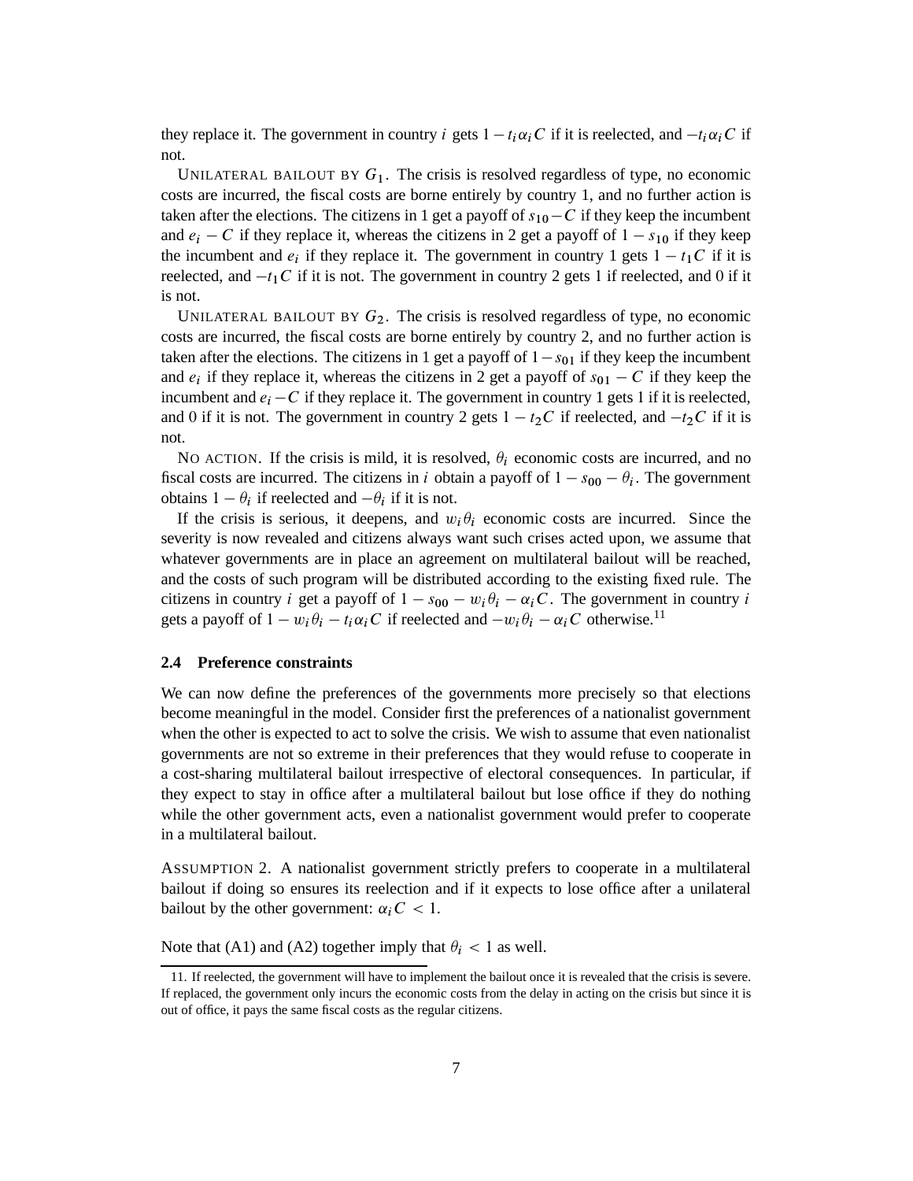they replace it. The government in country $i$ gets $1 - t_i \alpha_i C$ if it is reelected, and $-t_i \alpha_i C$ if not.

UNILATERAL BAILOUT BY $G_1$. The crisis is resolved regardless of type, no economic costs are incurred, the fiscal costs are borne entirely by country 1, and no further action is taken after the elections. The citizens in 1 get a payoff of $s_{10} - C$ if they keep the incumbent and $e_i - C$ if they replace it, whereas the citizens in 2 get a payoff of $1 - s_{10}$ if they keep the incumbent and $e_i$ if they replace it. The government in country 1 gets $1 - t_1 C$ if it is reelected, and $-t_1 C$ if it is not. The government in country 2 gets 1 if reelected, and 0 if it is not.

UNILATERAL BAILOUT BY $G_2$. The crisis is resolved regardless of type, no economic costs are incurred, the fiscal costs are borne entirely by country 2, and no further action is taken after the elections. The citizens in 1 get a payoff of $1 - s_{01}$ if they keep the incumbent and $e_i$ if they replace it, whereas the citizens in 2 get a payoff of $s_{01} - C$ if they keep the incumbent and $e_i - C$ if they replace it. The government in country 1 gets 1 if it is reelected, and 0 if it is not. The government in country 2 gets $1 - t_2 C$ if reelected, and $-t_2 C$ if it is not.

NO ACTION. If the crisis is mild, it is resolved, $\theta_i$ economic costs are incurred, and no fiscal costs are incurred. The citizens in $i$ obtain a payoff of $1 - s_{00} - \theta_i$. The government obtains $1 - \theta_i$ if reelected and $-\theta_i$ if it is not.

If the crisis is serious, it deepens, and $w_i \theta_i$ economic costs are incurred. Since the severity is now revealed and citizens always want such crises acted upon, we assume that whatever governments are in place an agreement on multilateral bailout will be reached, and the costs of such program will be distributed according to the existing fixed rule. The citizens in country $i$ get a payoff of $1 - s_{00} - w_i \theta_i - \alpha_i C$. The government in country $i$ gets a payoff of $1 - w_i \theta_i - t_i \alpha_i C$ if reelected and $-w_i \theta_i - \alpha_i C$ otherwise.[11]

### 2.4 Preference constraints

We can now define the preferences of the governments more precisely so that elections become meaningful in the model. Consider first the preferences of a nationalist government when the other is expected to act to solve the crisis. We wish to assume that even nationalist governments are not so extreme in their preferences that they would refuse to cooperate in a cost-sharing multilateral bailout irrespective of electoral consequences. In particular, if they expect to stay in office after a multilateral bailout but lose office if they do nothing while the other government acts, even a nationalist government would prefer to cooperate in a multilateral bailout.

ASSUMPTION 2. A nationalist government strictly prefers to cooperate in a multilateral bailout if doing so ensures its reelection and if it expects to lose office after a unilateral bailout by the other government: $\alpha_i C < 1$.

Note that (A1) and (A2) together imply that $\theta_i < 1$ as well.

11. If reelected, the government will have to implement the bailout once it is revealed that the crisis is severe. If replaced, the government only incurs the economic costs from the delay in acting on the crisis but since it is out of office, it pays the same fiscal costs as the regular citizens.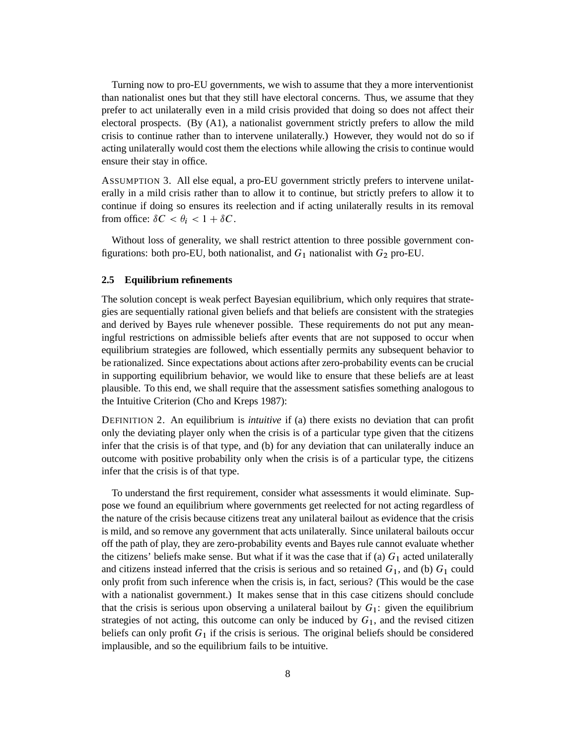Turning now to pro-EU governments, we wish to assume that they a more interventionist than nationalist ones but that they still have electoral concerns. Thus, we assume that they prefer to act unilaterally even in a mild crisis provided that doing so does not affect their electoral prospects. (By (A1), a nationalist government strictly prefers to allow the mild crisis to continue rather than to intervene unilaterally.) However, they would not do so if acting unilaterally would cost them the elections while allowing the crisis to continue would ensure their stay in office.

ASSUMPTION 3. All else equal, a pro-EU government strictly prefers to intervene unilaterally in a mild crisis rather than to allow it to continue, but strictly prefers to allow it to continue if doing so ensures its reelection and if acting unilaterally results in its removal from office: $\delta C < \theta_i < 1 + \delta C$.

Without loss of generality, we shall restrict attention to three possible government configurations: both pro-EU, both nationalist, and $G_1$ nationalist with $G_2$ pro-EU.

### 2.5 Equilibrium refinements

The solution concept is weak perfect Bayesian equilibrium, which only requires that strategies are sequentially rational given beliefs and that beliefs are consistent with the strategies and derived by Bayes rule whenever possible. These requirements do not put any meaningful restrictions on admissible beliefs after events that are not supposed to occur when equilibrium strategies are followed, which essentially permits any subsequent behavior to be rationalized. Since expectations about actions after zero-probability events can be crucial in supporting equilibrium behavior, we would like to ensure that these beliefs are at least plausible. To this end, we shall require that the assessment satisfies something analogous to the Intuitive Criterion (Cho and Kreps 1987):

DEFINITION 2. An equilibrium is *intuitive* if (a) there exists no deviation that can profit only the deviating player only when the crisis is of a particular type given that the citizens infer that the crisis is of that type, and (b) for any deviation that can unilaterally induce an outcome with positive probability only when the crisis is of a particular type, the citizens infer that the crisis is of that type.

To understand the first requirement, consider what assessments it would eliminate. Suppose we found an equilibrium where governments get reelected for not acting regardless of the nature of the crisis because citizens treat any unilateral bailout as evidence that the crisis is mild, and so remove any government that acts unilaterally. Since unilateral bailouts occur off the path of play, they are zero-probability events and Bayes rule cannot evaluate whether the citizens' beliefs make sense. But what if it was the case that if (a) $G_1$ acted unilaterally and citizens instead inferred that the crisis is serious and so retained $G_1$, and (b) $G_1$ could only profit from such inference when the crisis is, in fact, serious? (This would be the case with a nationalist government.) It makes sense that in this case citizens should conclude that the crisis is serious upon observing a unilateral bailout by $G_1$: given the equilibrium strategies of not acting, this outcome can only be induced by $G_1$, and the revised citizen beliefs can only profit $G_1$ if the crisis is serious. The original beliefs should be considered implausible, and so the equilibrium fails to be intuitive.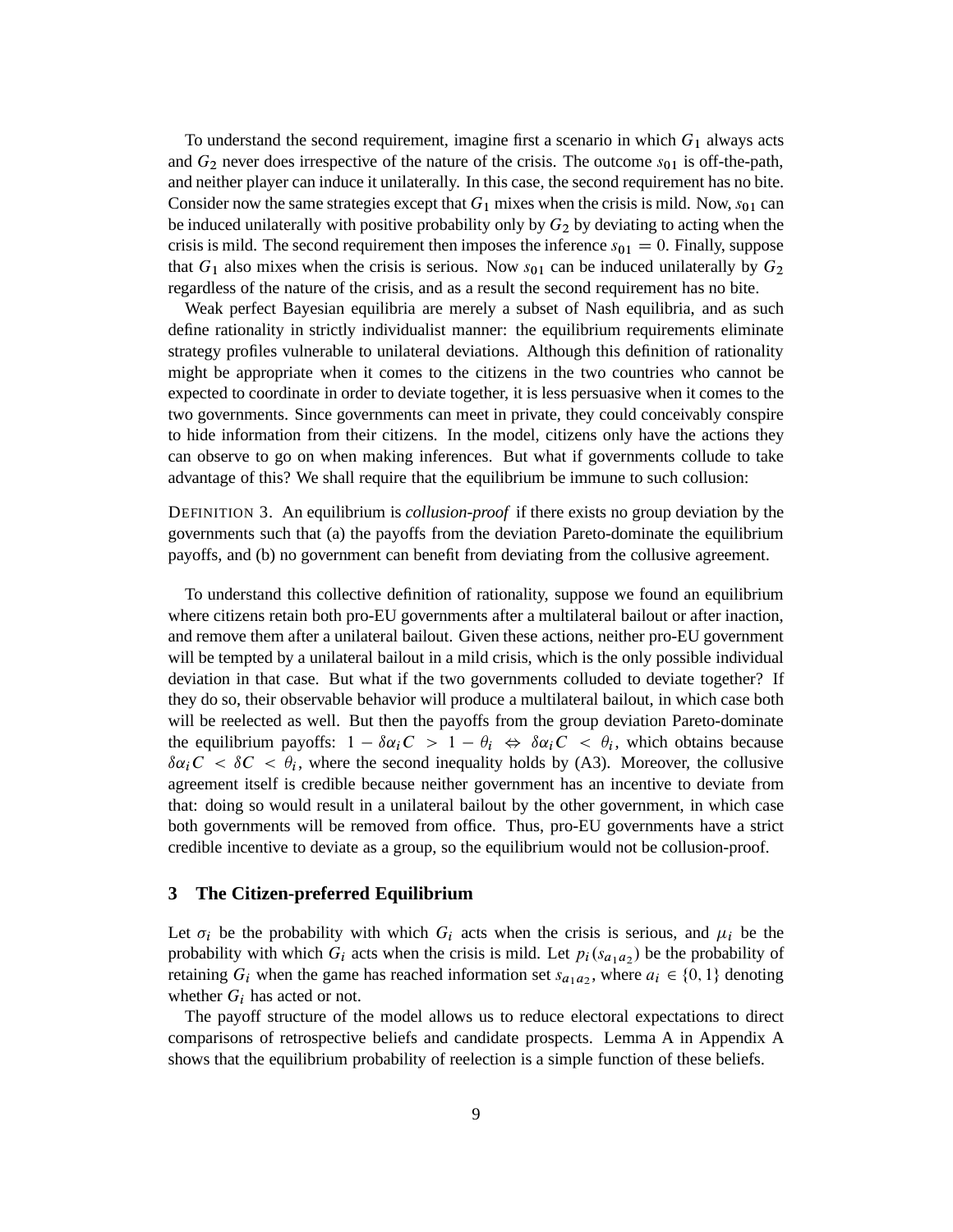To understand the second requirement, imagine first a scenario in which $G_1$ always acts and $G_2$ never does irrespective of the nature of the crisis. The outcome $s_{01}$ is off-the-path, and neither player can induce it unilaterally. In this case, the second requirement has no bite. Consider now the same strategies except that $G_1$ mixes when the crisis is mild. Now, $s_{01}$ can be induced unilaterally with positive probability only by $G_2$ by deviating to acting when the crisis is mild. The second requirement then imposes the inference $s_{01} = 0$. Finally, suppose that $G_1$ also mixes when the crisis is serious. Now $s_{01}$ can be induced unilaterally by $G_2$ regardless of the nature of the crisis, and as a result the second requirement has no bite.

Weak perfect Bayesian equilibria are merely a subset of Nash equilibria, and as such define rationality in strictly individualist manner: the equilibrium requirements eliminate strategy profiles vulnerable to unilateral deviations. Although this definition of rationality might be appropriate when it comes to the citizens in the two countries who cannot be expected to coordinate in order to deviate together, it is less persuasive when it comes to the two governments. Since governments can meet in private, they could conceivably conspire to hide information from their citizens. In the model, citizens only have the actions they can observe to go on when making inferences. But what if governments collude to take advantage of this? We shall require that the equilibrium be immune to such collusion:

DEFINITION 3. An equilibrium is *collusion-proof* if there exists no group deviation by the governments such that (a) the payoffs from the deviation Pareto-dominate the equilibrium payoffs, and (b) no government can benefit from deviating from the collusive agreement.

To understand this collective definition of rationality, suppose we found an equilibrium where citizens retain both pro-EU governments after a multilateral bailout or after inaction, and remove them after a unilateral bailout. Given these actions, neither pro-EU government will be tempted by a unilateral bailout in a mild crisis, which is the only possible individual deviation in that case. But what if the two governments colluded to deviate together? If they do so, their observable behavior will produce a multilateral bailout, in which case both will be reelected as well. But then the payoffs from the group deviation Pareto-dominate the equilibrium payoffs: $1 - \delta\alpha_i C > 1 - \theta_i \Leftrightarrow \delta\alpha_i C < \theta_i$, which obtains because $\delta\alpha_i C < \delta C < \theta_i$, where the second inequality holds by (A3). Moreover, the collusive agreement itself is credible because neither government has an incentive to deviate from that: doing so would result in a unilateral bailout by the other government, in which case both governments will be removed from office. Thus, pro-EU governments have a strict credible incentive to deviate as a group, so the equilibrium would not be collusion-proof.

## 3 The Citizen-preferred Equilibrium

Let $\sigma_i$ be the probability with which $G_i$ acts when the crisis is serious, and $\mu_i$ be the probability with which $G_i$ acts when the crisis is mild. Let $p_i(s_{a_1 a_2})$ be the probability of retaining $G_i$ when the game has reached information set $s_{a_1 a_2}$, where $a_i \in \{0, 1\}$ denoting whether $G_i$ has acted or not.

The payoff structure of the model allows us to reduce electoral expectations to direct comparisons of retrospective beliefs and candidate prospects. Lemma A in Appendix A shows that the equilibrium probability of reelection is a simple function of these beliefs.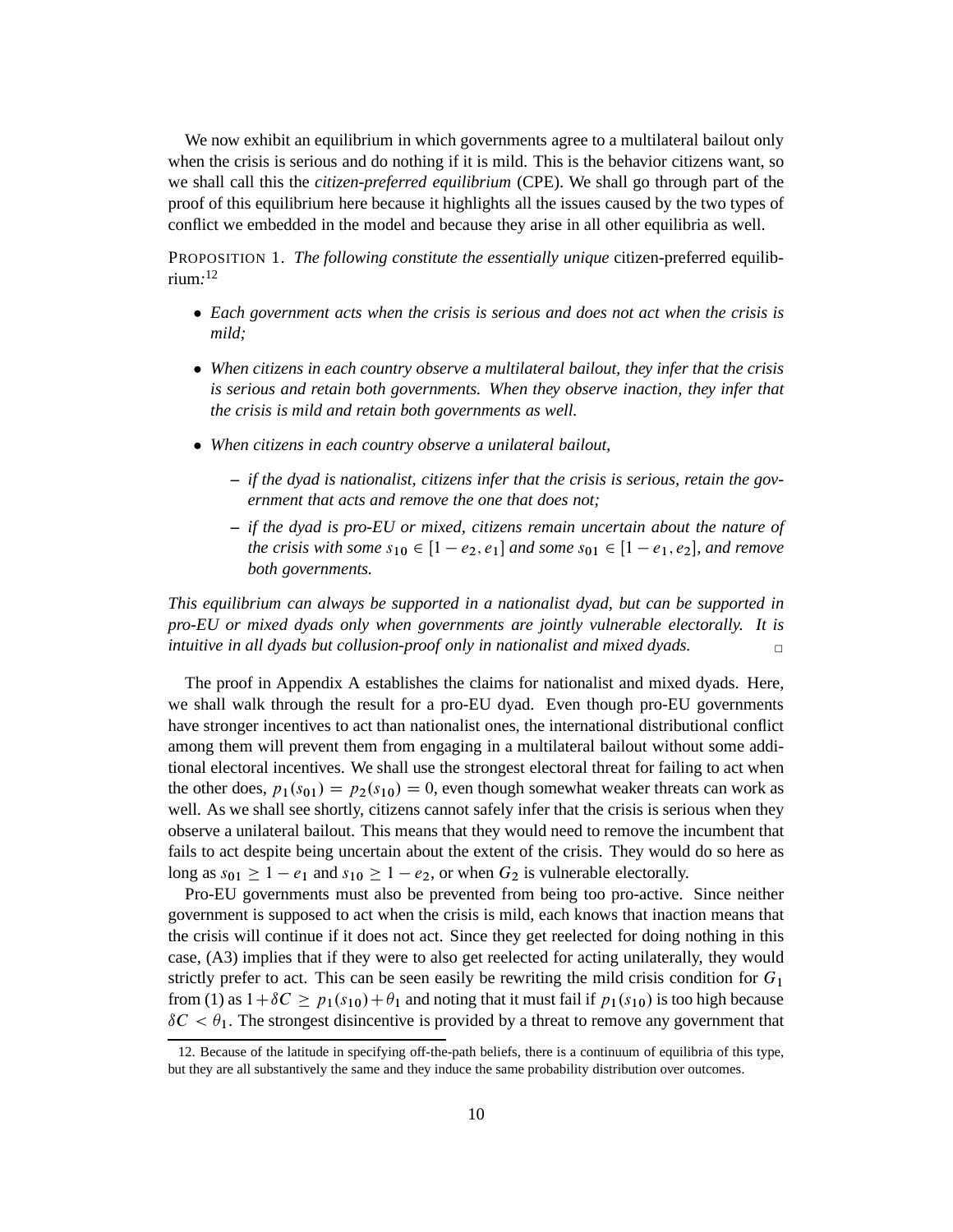We now exhibit an equilibrium in which governments agree to a multilateral bailout only when the crisis is serious and do nothing if it is mild. This is the behavior citizens want, so we shall call this the *citizen-preferred equilibrium* (CPE). We shall go through part of the proof of this equilibrium here because it highlights all the issues caused by the two types of conflict we embedded in the model and because they arise in all other equilibria as well.

PROPOSITION 1. *The following constitute the essentially unique* citizen-preferred equilibrium*:*[12]

- *Each government acts when the crisis is serious and does not act when the crisis is mild;*
- *When citizens in each country observe a multilateral bailout, they infer that the crisis is serious and retain both governments. When they observe inaction, they infer that the crisis is mild and retain both governments as well.*
- *When citizens in each country observe a unilateral bailout,*
  - *if the dyad is nationalist, citizens infer that the crisis is serious, retain the government that acts and remove the one that does not;*
  - *if the dyad is pro-EU or mixed, citizens remain uncertain about the nature of the crisis with some $s_{10} \in [1 - e_2, e_1]$ and some $s_{01} \in [1 - e_1, e_2]$, and remove both governments.*

*This equilibrium can always be supported in a nationalist dyad, but can be supported in pro-EU or mixed dyads only when governments are jointly vulnerable electorally. It is intuitive in all dyads but collusion-proof only in nationalist and mixed dyads.* □

The proof in Appendix A establishes the claims for nationalist and mixed dyads. Here, we shall walk through the result for a pro-EU dyad. Even though pro-EU governments have stronger incentives to act than nationalist ones, the international distributional conflict among them will prevent them from engaging in a multilateral bailout without some additional electoral incentives. We shall use the strongest electoral threat for failing to act when the other does, $p_1(s_{01}) = p_2(s_{10}) = 0$, even though somewhat weaker threats can work as well. As we shall see shortly, citizens cannot safely infer that the crisis is serious when they observe a unilateral bailout. This means that they would need to remove the incumbent that fails to act despite being uncertain about the extent of the crisis. They would do so here as long as $s_{01} \geq 1 - e_1$ and $s_{10} \geq 1 - e_2$, or when $G_2$ is vulnerable electorally.

Pro-EU governments must also be prevented from being too pro-active. Since neither government is supposed to act when the crisis is mild, each knows that inaction means that the crisis will continue if it does not act. Since they get reelected for doing nothing in this case, (A3) implies that if they were to also get reelected for acting unilaterally, they would strictly prefer to act. This can be seen easily be rewriting the mild crisis condition for $G_1$ from (1) as $1 + \delta C \geq p_1(s_{10}) + \theta_1$ and noting that it must fail if $p_1(s_{10})$ is too high because $\delta C < \theta_1$. The strongest disincentive is provided by a threat to remove any government that

---

[12] Because of the latitude in specifying off-the-path beliefs, there is a continuum of equilibria of this type, but they are all substantively the same and they induce the same probability distribution over outcomes.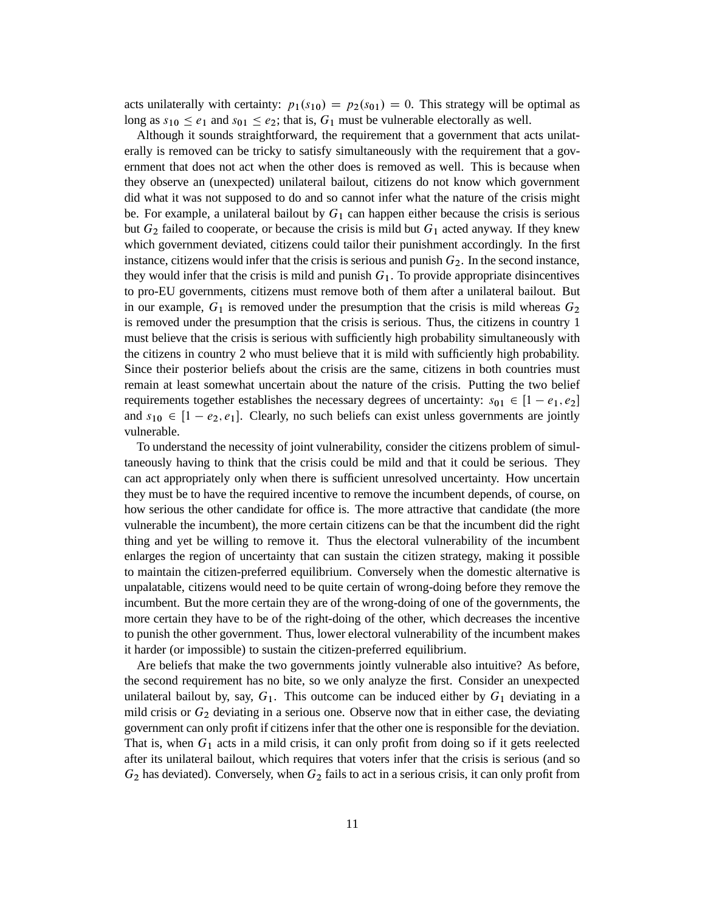acts unilaterally with certainty: $p_1(s_{10}) = p_2(s_{01}) = 0$. This strategy will be optimal as long as $s_{10} \le e_1$ and $s_{01} \le e_2$; that is, $G_1$ must be vulnerable electorally as well.

Although it sounds straightforward, the requirement that a government that acts unilaterally is removed can be tricky to satisfy simultaneously with the requirement that a government that does not act when the other does is removed as well. This is because when they observe an (unexpected) unilateral bailout, citizens do not know which government did what it was not supposed to do and so cannot infer what the nature of the crisis might be. For example, a unilateral bailout by $G_1$ can happen either because the crisis is serious but $G_2$ failed to cooperate, or because the crisis is mild but $G_1$ acted anyway. If they knew which government deviated, citizens could tailor their punishment accordingly. In the first instance, citizens would infer that the crisis is serious and punish $G_2$. In the second instance, they would infer that the crisis is mild and punish $G_1$. To provide appropriate disincentives to pro-EU governments, citizens must remove both of them after a unilateral bailout. But in our example, $G_1$ is removed under the presumption that the crisis is mild whereas $G_2$ is removed under the presumption that the crisis is serious. Thus, the citizens in country 1 must believe that the crisis is serious with sufficiently high probability simultaneously with the citizens in country 2 who must believe that it is mild with sufficiently high probability. Since their posterior beliefs about the crisis are the same, citizens in both countries must remain at least somewhat uncertain about the nature of the crisis. Putting the two belief requirements together establishes the necessary degrees of uncertainty: $s_{01} \in [1 - e_1, e_2]$ and $s_{10} \in [1 - e_2, e_1]$. Clearly, no such beliefs can exist unless governments are jointly vulnerable.

To understand the necessity of joint vulnerability, consider the citizens problem of simultaneously having to think that the crisis could be mild and that it could be serious. They can act appropriately only when there is sufficient unresolved uncertainty. How uncertain they must be to have the required incentive to remove the incumbent depends, of course, on how serious the other candidate for office is. The more attractive that candidate (the more vulnerable the incumbent), the more certain citizens can be that the incumbent did the right thing and yet be willing to remove it. Thus the electoral vulnerability of the incumbent enlarges the region of uncertainty that can sustain the citizen strategy, making it possible to maintain the citizen-preferred equilibrium. Conversely when the domestic alternative is unpalatable, citizens would need to be quite certain of wrong-doing before they remove the incumbent. But the more certain they are of the wrong-doing of one of the governments, the more certain they have to be of the right-doing of the other, which decreases the incentive to punish the other government. Thus, lower electoral vulnerability of the incumbent makes it harder (or impossible) to sustain the citizen-preferred equilibrium.

Are beliefs that make the two governments jointly vulnerable also intuitive? As before, the second requirement has no bite, so we only analyze the first. Consider an unexpected unilateral bailout by, say, $G_1$. This outcome can be induced either by $G_1$ deviating in a mild crisis or $G_2$ deviating in a serious one. Observe now that in either case, the deviating government can only profit if citizens infer that the other one is responsible for the deviation. That is, when $G_1$ acts in a mild crisis, it can only profit from doing so if it gets reelected after its unilateral bailout, which requires that voters infer that the crisis is serious (and so $G_2$ has deviated). Conversely, when $G_2$ fails to act in a serious crisis, it can only profit from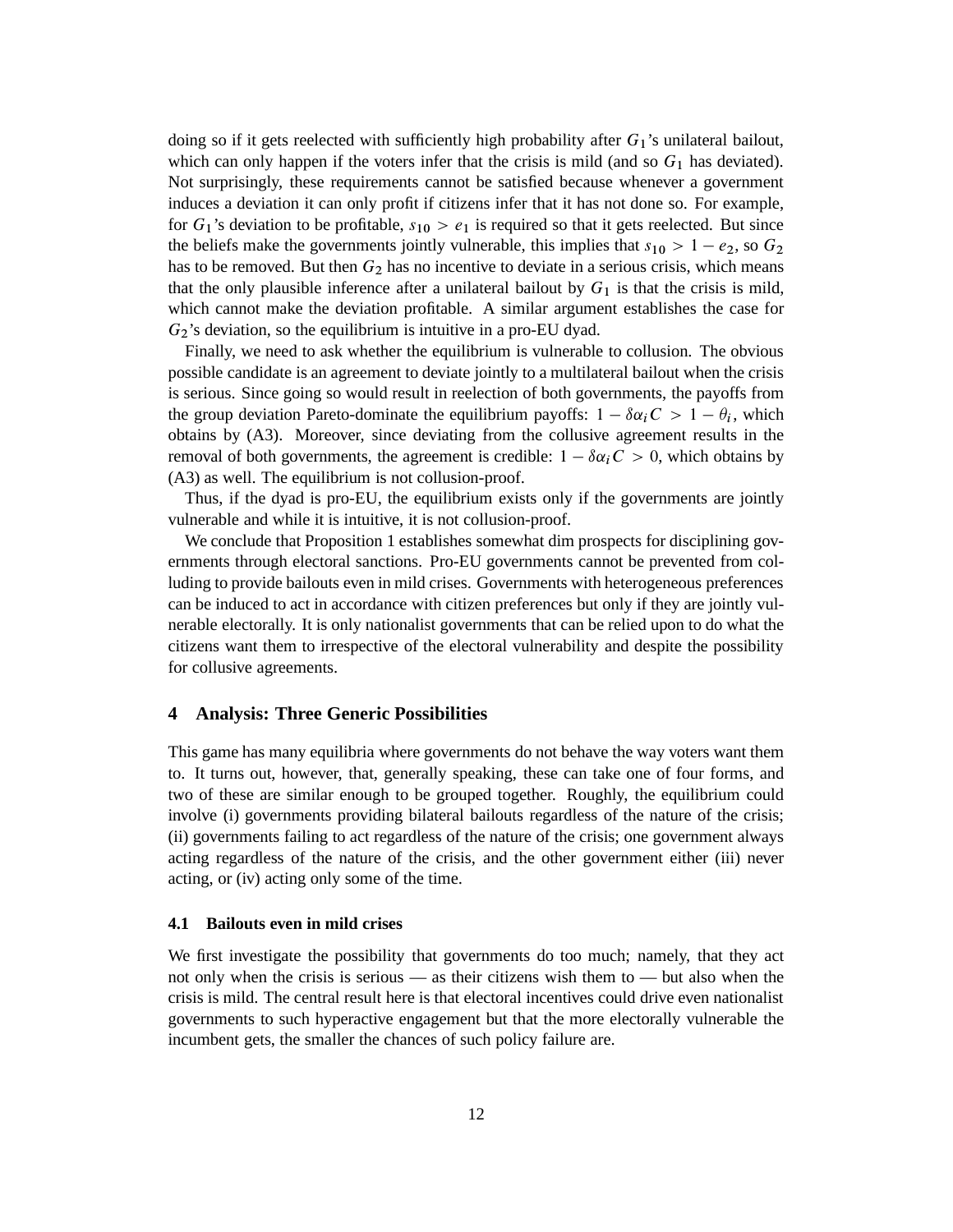doing so if it gets reelected with sufficiently high probability after $G_1$'s unilateral bailout, which can only happen if the voters infer that the crisis is mild (and so $G_1$ has deviated). Not surprisingly, these requirements cannot be satisfied because whenever a government induces a deviation it can only profit if citizens infer that it has not done so. For example, for $G_1$'s deviation to be profitable, $s_{10} > e_1$ is required so that it gets reelected. But since the beliefs make the governments jointly vulnerable, this implies that $s_{10} > 1 - e_2$, so $G_2$ has to be removed. But then $G_2$ has no incentive to deviate in a serious crisis, which means that the only plausible inference after a unilateral bailout by $G_1$ is that the crisis is mild, which cannot make the deviation profitable. A similar argument establishes the case for $G_2$'s deviation, so the equilibrium is intuitive in a pro-EU dyad.

Finally, we need to ask whether the equilibrium is vulnerable to collusion. The obvious possible candidate is an agreement to deviate jointly to a multilateral bailout when the crisis is serious. Since going so would result in reelection of both governments, the payoffs from the group deviation Pareto-dominate the equilibrium payoffs: $1 - \delta\alpha_i C > 1 - \theta_i$, which obtains by (A3). Moreover, since deviating from the collusive agreement results in the removal of both governments, the agreement is credible: $1 - \delta\alpha_i C > 0$, which obtains by (A3) as well. The equilibrium is not collusion-proof.

Thus, if the dyad is pro-EU, the equilibrium exists only if the governments are jointly vulnerable and while it is intuitive, it is not collusion-proof.

We conclude that Proposition 1 establishes somewhat dim prospects for disciplining governments through electoral sanctions. Pro-EU governments cannot be prevented from colluding to provide bailouts even in mild crises. Governments with heterogeneous preferences can be induced to act in accordance with citizen preferences but only if they are jointly vulnerable electorally. It is only nationalist governments that can be relied upon to do what the citizens want them to irrespective of the electoral vulnerability and despite the possibility for collusive agreements.

## 4 Analysis: Three Generic Possibilities

This game has many equilibria where governments do not behave the way voters want them to. It turns out, however, that, generally speaking, these can take one of four forms, and two of these are similar enough to be grouped together. Roughly, the equilibrium could involve (i) governments providing bilateral bailouts regardless of the nature of the crisis; (ii) governments failing to act regardless of the nature of the crisis; one government always acting regardless of the nature of the crisis, and the other government either (iii) never acting, or (iv) acting only some of the time.

### 4.1 Bailouts even in mild crises

We first investigate the possibility that governments do too much; namely, that they act not only when the crisis is serious — as their citizens wish them to — but also when the crisis is mild. The central result here is that electoral incentives could drive even nationalist governments to such hyperactive engagement but that the more electorally vulnerable the incumbent gets, the smaller the chances of such policy failure are.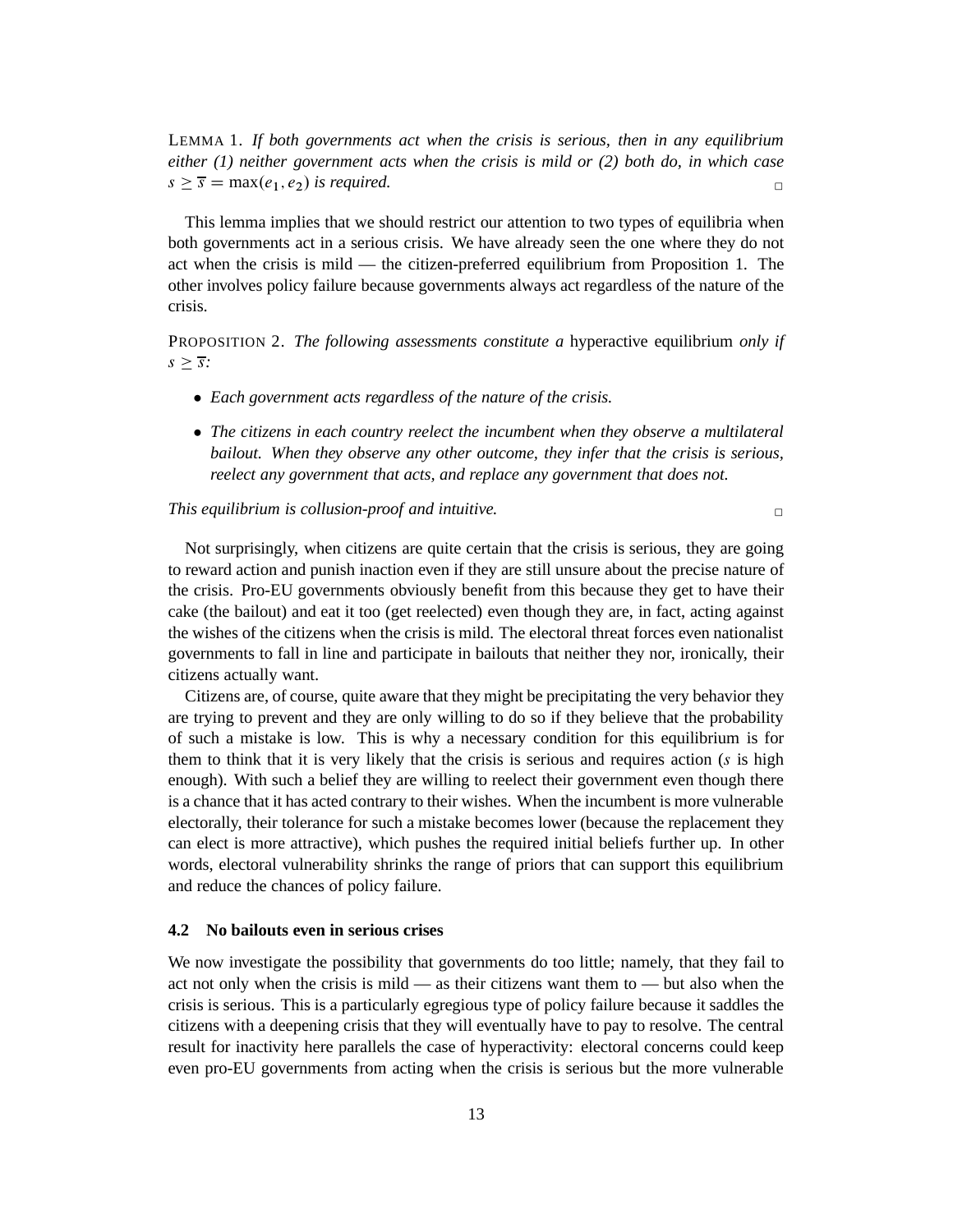LEMMA 1. *If both governments act when the crisis is serious, then in any equilibrium either (1) neither government acts when the crisis is mild or (2) both do, in which case $s \geq \overline{s} = \max(e_1, e_2)$ is required.* □

This lemma implies that we should restrict our attention to two types of equilibria when both governments act in a serious crisis. We have already seen the one where they do not act when the crisis is mild — the citizen-preferred equilibrium from Proposition 1. The other involves policy failure because governments always act regardless of the nature of the crisis.

PROPOSITION 2. *The following assessments constitute a* hyperactive equilibrium *only if $s \geq \overline{s}$:*

- *Each government acts regardless of the nature of the crisis.*
- *The citizens in each country reelect the incumbent when they observe a multilateral bailout. When they observe any other outcome, they infer that the crisis is serious, reelect any government that acts, and replace any government that does not.*

*This equilibrium is collusion-proof and intuitive.* □

Not surprisingly, when citizens are quite certain that the crisis is serious, they are going to reward action and punish inaction even if they are still unsure about the precise nature of the crisis. Pro-EU governments obviously benefit from this because they get to have their cake (the bailout) and eat it too (get reelected) even though they are, in fact, acting against the wishes of the citizens when the crisis is mild. The electoral threat forces even nationalist governments to fall in line and participate in bailouts that neither they nor, ironically, their citizens actually want.

Citizens are, of course, quite aware that they might be precipitating the very behavior they are trying to prevent and they are only willing to do so if they believe that the probability of such a mistake is low. This is why a necessary condition for this equilibrium is for them to think that it is very likely that the crisis is serious and requires action ($s$ is high enough). With such a belief they are willing to reelect their government even though there is a chance that it has acted contrary to their wishes. When the incumbent is more vulnerable electorally, their tolerance for such a mistake becomes lower (because the replacement they can elect is more attractive), which pushes the required initial beliefs further up. In other words, electoral vulnerability shrinks the range of priors that can support this equilibrium and reduce the chances of policy failure.

### 4.2 No bailouts even in serious crises

We now investigate the possibility that governments do too little; namely, that they fail to act not only when the crisis is mild — as their citizens want them to — but also when the crisis is serious. This is a particularly egregious type of policy failure because it saddles the citizens with a deepening crisis that they will eventually have to pay to resolve. The central result for inactivity here parallels the case of hyperactivity: electoral concerns could keep even pro-EU governments from acting when the crisis is serious but the more vulnerable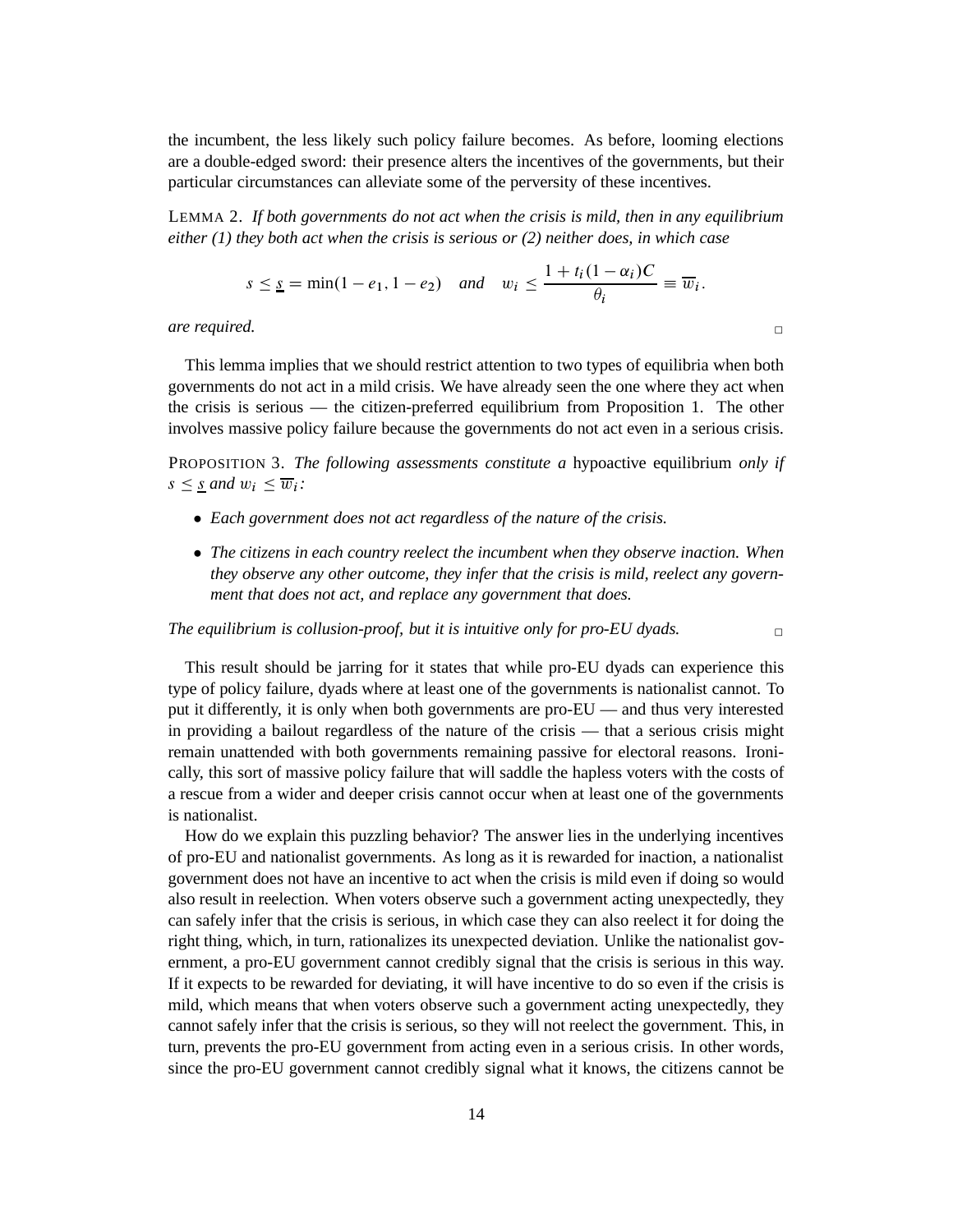the incumbent, the less likely such policy failure becomes. As before, looming elections are a double-edged sword: their presence alters the incentives of the governments, but their particular circumstances can alleviate some of the perversity of these incentives.

LEMMA 2. *If both governments do not act when the crisis is mild, then in any equilibrium either (1) they both act when the crisis is serious or (2) neither does, in which case*

$$s \leq \underline{s} = \min(1 - e_1, 1 - e_2) \quad \textit{and} \quad w_i \leq \frac{1 + t_i(1 - \alpha_i)C}{\theta_i} \equiv \overline{w}_i.$$

*are required.* □

This lemma implies that we should restrict attention to two types of equilibria when both governments do not act in a mild crisis. We have already seen the one where they act when the crisis is serious — the citizen-preferred equilibrium from Proposition 1. The other involves massive policy failure because the governments do not act even in a serious crisis.

PROPOSITION 3. *The following assessments constitute a* hypoactive equilibrium *only if* $s \leq \underline{s}$ *and* $w_i \leq \overline{w}_i$*:*

- *Each government does not act regardless of the nature of the crisis.*
- *The citizens in each country reelect the incumbent when they observe inaction. When they observe any other outcome, they infer that the crisis is mild, reelect any government that does not act, and replace any government that does.*

*The equilibrium is collusion-proof, but it is intuitive only for pro-EU dyads.* □

This result should be jarring for it states that while pro-EU dyads can experience this type of policy failure, dyads where at least one of the governments is nationalist cannot. To put it differently, it is only when both governments are pro-EU — and thus very interested in providing a bailout regardless of the nature of the crisis — that a serious crisis might remain unattended with both governments remaining passive for electoral reasons. Ironically, this sort of massive policy failure that will saddle the hapless voters with the costs of a rescue from a wider and deeper crisis cannot occur when at least one of the governments is nationalist.

How do we explain this puzzling behavior? The answer lies in the underlying incentives of pro-EU and nationalist governments. As long as it is rewarded for inaction, a nationalist government does not have an incentive to act when the crisis is mild even if doing so would also result in reelection. When voters observe such a government acting unexpectedly, they can safely infer that the crisis is serious, in which case they can also reelect it for doing the right thing, which, in turn, rationalizes its unexpected deviation. Unlike the nationalist government, a pro-EU government cannot credibly signal that the crisis is serious in this way. If it expects to be rewarded for deviating, it will have incentive to do so even if the crisis is mild, which means that when voters observe such a government acting unexpectedly, they cannot safely infer that the crisis is serious, so they will not reelect the government. This, in turn, prevents the pro-EU government from acting even in a serious crisis. In other words, since the pro-EU government cannot credibly signal what it knows, the citizens cannot be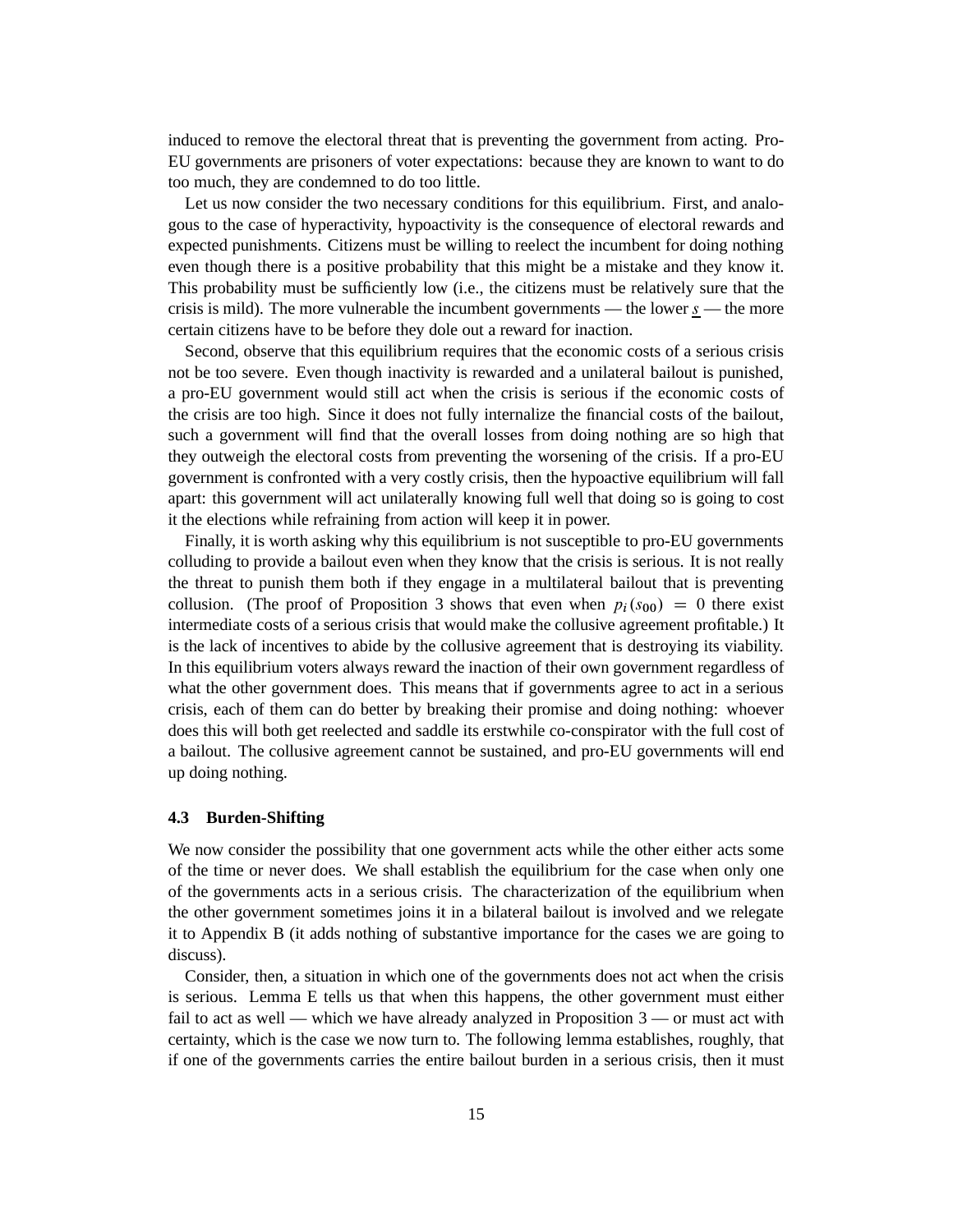induced to remove the electoral threat that is preventing the government from acting. Pro-EU governments are prisoners of voter expectations: because they are known to want to do too much, they are condemned to do too little.

Let us now consider the two necessary conditions for this equilibrium. First, and analogous to the case of hyperactivity, hypoactivity is the consequence of electoral rewards and expected punishments. Citizens must be willing to reelect the incumbent for doing nothing even though there is a positive probability that this might be a mistake and they know it. This probability must be sufficiently low (i.e., the citizens must be relatively sure that the crisis is mild). The more vulnerable the incumbent governments — the lower $\underline{s}$ — the more certain citizens have to be before they dole out a reward for inaction.

Second, observe that this equilibrium requires that the economic costs of a serious crisis not be too severe. Even though inactivity is rewarded and a unilateral bailout is punished, a pro-EU government would still act when the crisis is serious if the economic costs of the crisis are too high. Since it does not fully internalize the financial costs of the bailout, such a government will find that the overall losses from doing nothing are so high that they outweigh the electoral costs from preventing the worsening of the crisis. If a pro-EU government is confronted with a very costly crisis, then the hypoactive equilibrium will fall apart: this government will act unilaterally knowing full well that doing so is going to cost it the elections while refraining from action will keep it in power.

Finally, it is worth asking why this equilibrium is not susceptible to pro-EU governments colluding to provide a bailout even when they know that the crisis is serious. It is not really the threat to punish them both if they engage in a multilateral bailout that is preventing collusion. (The proof of Proposition 3 shows that even when $p_i(s_{00}) = 0$ there exist intermediate costs of a serious crisis that would make the collusive agreement profitable.) It is the lack of incentives to abide by the collusive agreement that is destroying its viability. In this equilibrium voters always reward the inaction of their own government regardless of what the other government does. This means that if governments agree to act in a serious crisis, each of them can do better by breaking their promise and doing nothing: whoever does this will both get reelected and saddle its erstwhile co-conspirator with the full cost of a bailout. The collusive agreement cannot be sustained, and pro-EU governments will end up doing nothing.

### 4.3 Burden-Shifting

We now consider the possibility that one government acts while the other either acts some of the time or never does. We shall establish the equilibrium for the case when only one of the governments acts in a serious crisis. The characterization of the equilibrium when the other government sometimes joins it in a bilateral bailout is involved and we relegate it to Appendix B (it adds nothing of substantive importance for the cases we are going to discuss).

Consider, then, a situation in which one of the governments does not act when the crisis is serious. Lemma E tells us that when this happens, the other government must either fail to act as well — which we have already analyzed in Proposition 3 — or must act with certainty, which is the case we now turn to. The following lemma establishes, roughly, that if one of the governments carries the entire bailout burden in a serious crisis, then it must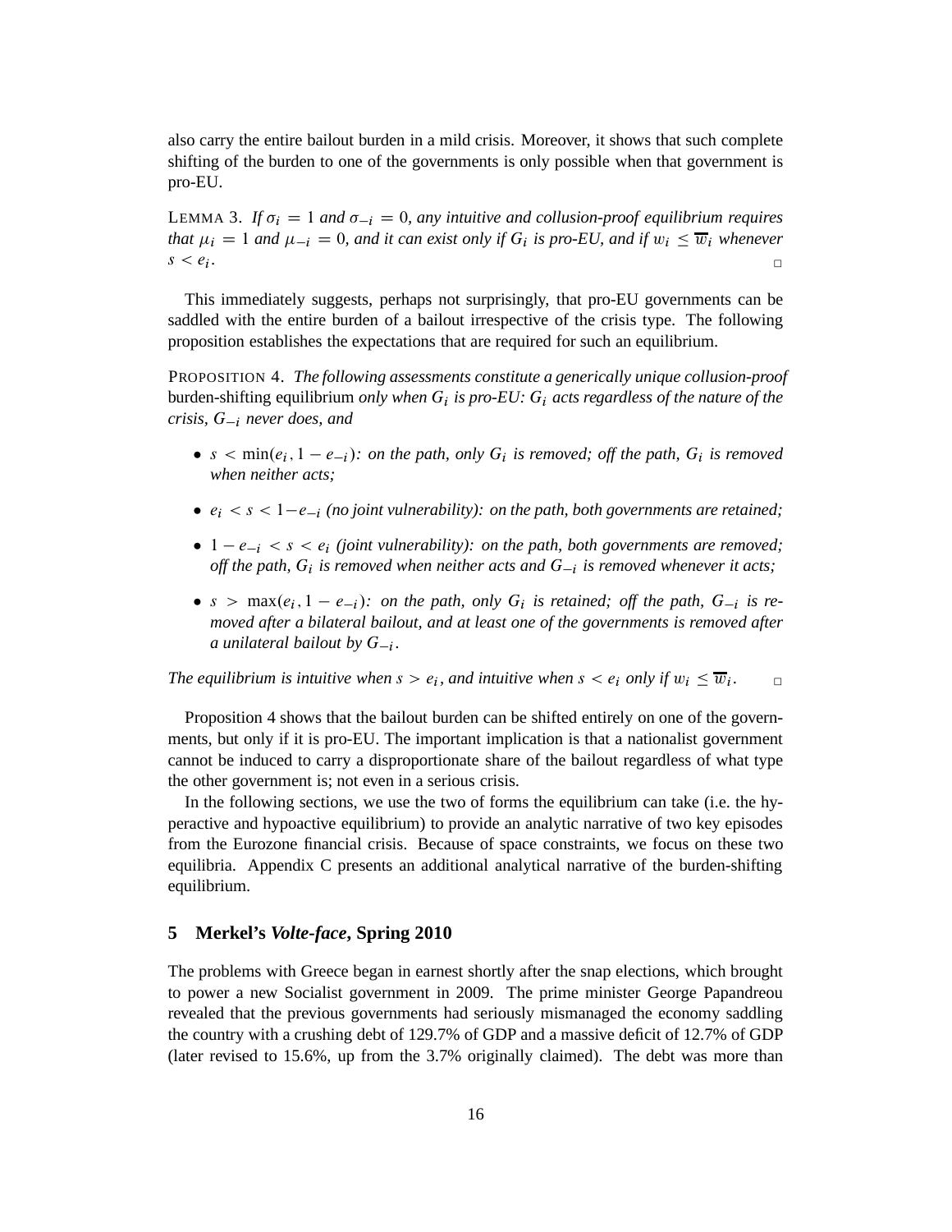also carry the entire bailout burden in a mild crisis. Moreover, it shows that such complete shifting of the burden to one of the governments is only possible when that government is pro-EU.

LEMMA 3. *If $\sigma_i = 1$ and $\sigma_{-i} = 0$, any intuitive and collusion-proof equilibrium requires that $\mu_i = 1$ and $\mu_{-i} = 0$, and it can exist only if $G_i$ is pro-EU, and if $w_i \leq \overline{w}_i$ whenever $s < e_i$.* □

This immediately suggests, perhaps not surprisingly, that pro-EU governments can be saddled with the entire burden of a bailout irrespective of the crisis type. The following proposition establishes the expectations that are required for such an equilibrium.

PROPOSITION 4. *The following assessments constitute a generically unique collusion-proof* burden-shifting equilibrium *only when $G_i$ is pro-EU: $G_i$ acts regardless of the nature of the crisis, $G_{-i}$ never does, and*

- *$s < \min(e_i, 1 - e_{-i})$: on the path, only $G_i$ is removed; off the path, $G_i$ is removed when neither acts;*
- *$e_i < s < 1 - e_{-i}$ (no joint vulnerability): on the path, both governments are retained;*
- *$1 - e_{-i} < s < e_i$ (joint vulnerability): on the path, both governments are removed; off the path, $G_i$ is removed when neither acts and $G_{-i}$ is removed whenever it acts;*
- *$s > \max(e_i, 1 - e_{-i})$: on the path, only $G_i$ is retained; off the path, $G_{-i}$ is removed after a bilateral bailout, and at least one of the governments is removed after a unilateral bailout by $G_{-i}$.*

*The equilibrium is intuitive when $s > e_i$, and intuitive when $s < e_i$ only if $w_i \leq \overline{w}_i$.* □

Proposition 4 shows that the bailout burden can be shifted entirely on one of the governments, but only if it is pro-EU. The important implication is that a nationalist government cannot be induced to carry a disproportionate share of the bailout regardless of what type the other government is; not even in a serious crisis.

In the following sections, we use the two of forms the equilibrium can take (i.e. the hyperactive and hypoactive equilibrium) to provide an analytic narrative of two key episodes from the Eurozone financial crisis. Because of space constraints, we focus on these two equilibria. Appendix C presents an additional analytical narrative of the burden-shifting equilibrium.

## 5 Merkel's *Volte-face*, Spring 2010

The problems with Greece began in earnest shortly after the snap elections, which brought to power a new Socialist government in 2009. The prime minister George Papandreou revealed that the previous governments had seriously mismanaged the economy saddling the country with a crushing debt of 129.7% of GDP and a massive deficit of 12.7% of GDP (later revised to 15.6%, up from the 3.7% originally claimed). The debt was more than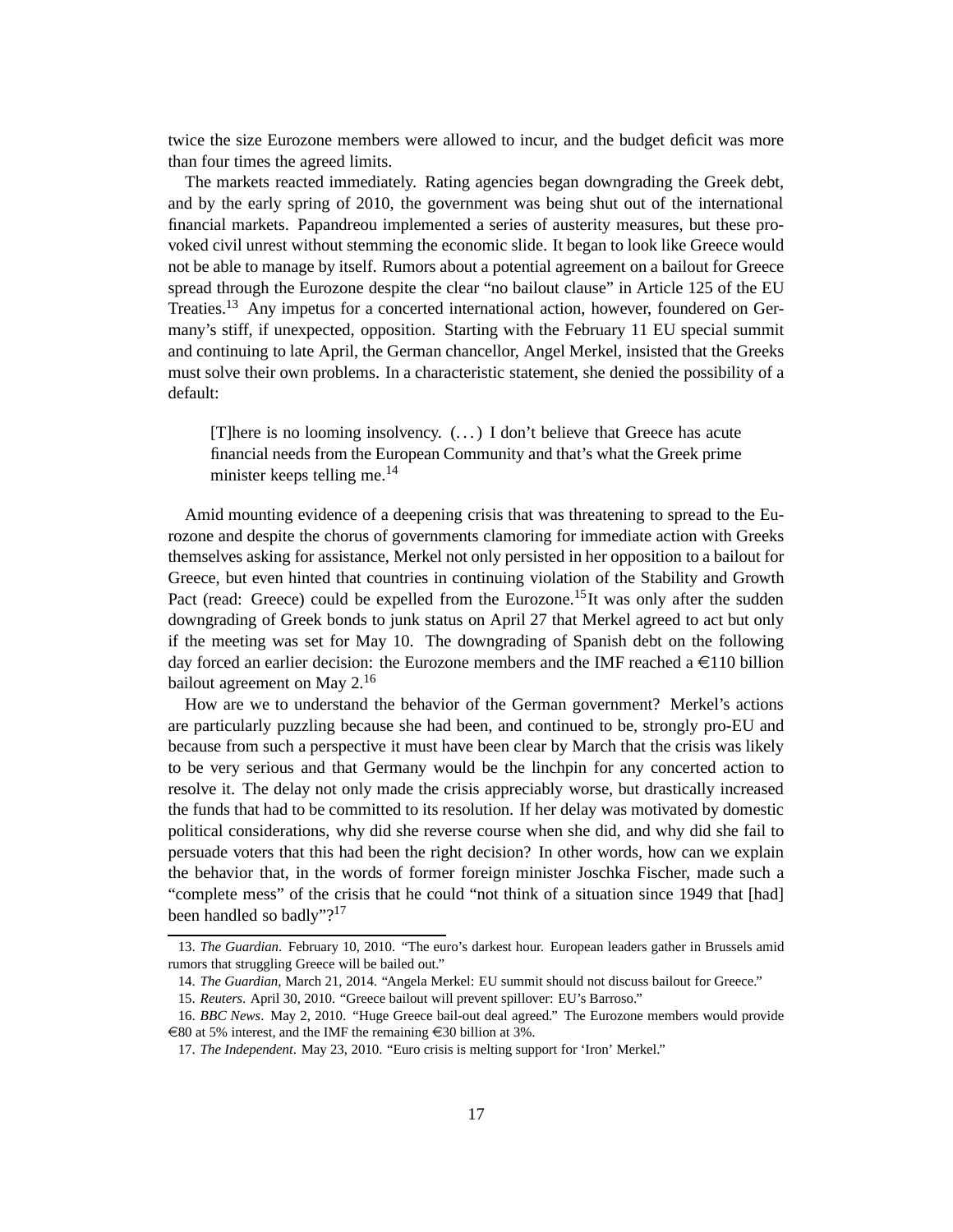twice the size Eurozone members were allowed to incur, and the budget deficit was more than four times the agreed limits.

The markets reacted immediately. Rating agencies began downgrading the Greek debt, and by the early spring of 2010, the government was being shut out of the international financial markets. Papandreou implemented a series of austerity measures, but these provoked civil unrest without stemming the economic slide. It began to look like Greece would not be able to manage by itself. Rumors about a potential agreement on a bailout for Greece spread through the Eurozone despite the clear "no bailout clause" in Article 125 of the EU Treaties.[13] Any impetus for a concerted international action, however, foundered on Germany's stiff, if unexpected, opposition. Starting with the February 11 EU special summit and continuing to late April, the German chancellor, Angel Merkel, insisted that the Greeks must solve their own problems. In a characteristic statement, she denied the possibility of a default:

> [T]here is no looming insolvency. (...) I don't believe that Greece has acute financial needs from the European Community and that's what the Greek prime minister keeps telling me.[14]

Amid mounting evidence of a deepening crisis that was threatening to spread to the Eurozone and despite the chorus of governments clamoring for immediate action with Greeks themselves asking for assistance, Merkel not only persisted in her opposition to a bailout for Greece, but even hinted that countries in continuing violation of the Stability and Growth Pact (read: Greece) could be expelled from the Eurozone.[15] It was only after the sudden downgrading of Greek bonds to junk status on April 27 that Merkel agreed to act but only if the meeting was set for May 10. The downgrading of Spanish debt on the following day forced an earlier decision: the Eurozone members and the IMF reached a €110 billion bailout agreement on May 2.[16]

How are we to understand the behavior of the German government? Merkel's actions are particularly puzzling because she had been, and continued to be, strongly pro-EU and because from such a perspective it must have been clear by March that the crisis was likely to be very serious and that Germany would be the linchpin for any concerted action to resolve it. The delay not only made the crisis appreciably worse, but drastically increased the funds that had to be committed to its resolution. If her delay was motivated by domestic political considerations, why did she reverse course when she did, and why did she fail to persuade voters that this had been the right decision? In other words, how can we explain the behavior that, in the words of former foreign minister Joschka Fischer, made such a "complete mess" of the crisis that he could "not think of a situation since 1949 that [had] been handled so badly"?[17]

---

13. *The Guardian*. February 10, 2010. "The euro's darkest hour. European leaders gather in Brussels amid rumors that struggling Greece will be bailed out."

14. *The Guardian*, March 21, 2014. "Angela Merkel: EU summit should not discuss bailout for Greece."

15. *Reuters*. April 30, 2010. "Greece bailout will prevent spillover: EU's Barroso."

16. *BBC News*. May 2, 2010. "Huge Greece bail-out deal agreed." The Eurozone members would provide €80 at 5% interest, and the IMF the remaining €30 billion at 3%.

17. *The Independent*. May 23, 2010. "Euro crisis is melting support for 'Iron' Merkel."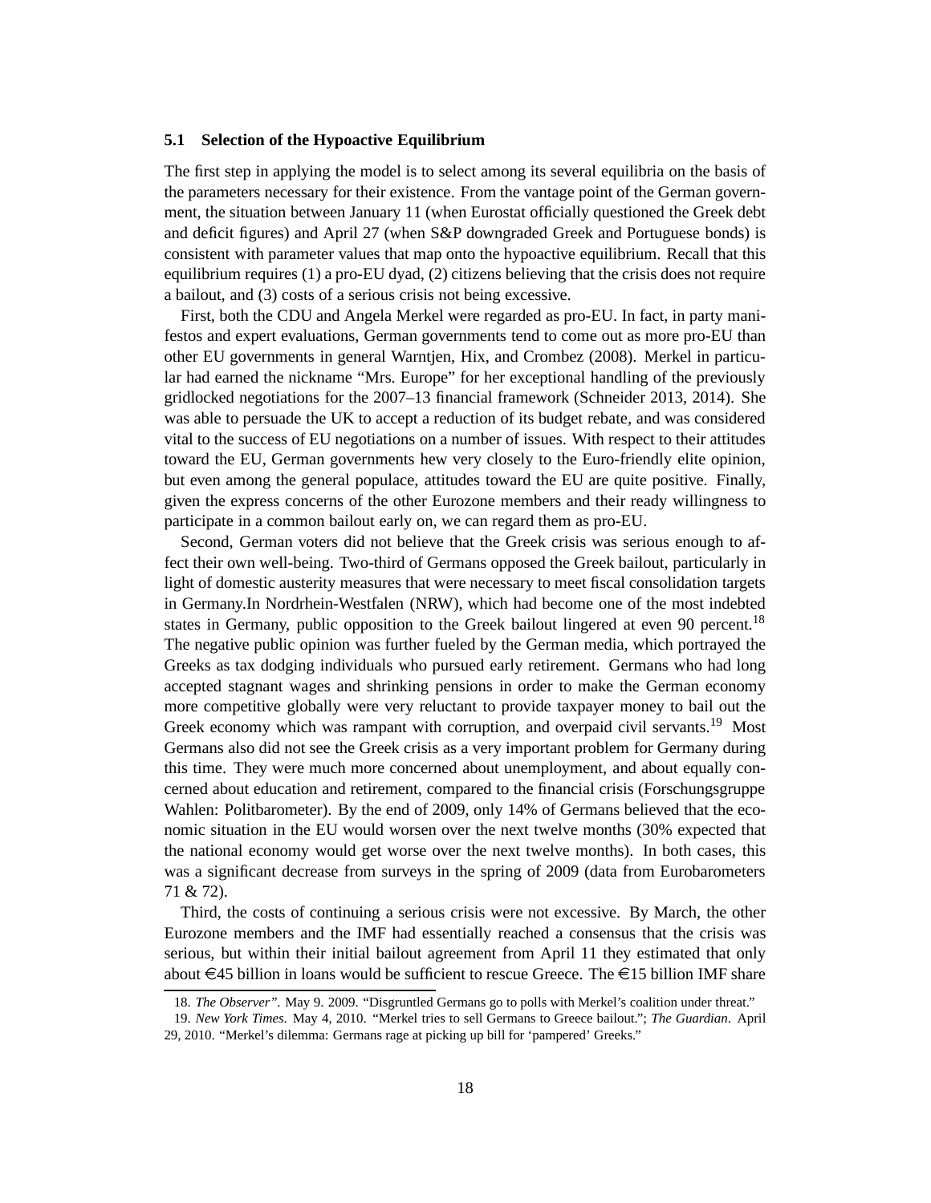### 5.1 Selection of the Hypoactive Equilibrium

The first step in applying the model is to select among its several equilibria on the basis of the parameters necessary for their existence. From the vantage point of the German government, the situation between January 11 (when Eurostat officially questioned the Greek debt and deficit figures) and April 27 (when S&P downgraded Greek and Portuguese bonds) is consistent with parameter values that map onto the hypoactive equilibrium. Recall that this equilibrium requires (1) a pro-EU dyad, (2) citizens believing that the crisis does not require a bailout, and (3) costs of a serious crisis not being excessive.

First, both the CDU and Angela Merkel were regarded as pro-EU. In fact, in party manifestos and expert evaluations, German governments tend to come out as more pro-EU than other EU governments in general Warntjen, Hix, and Crombez (2008). Merkel in particular had earned the nickname "Mrs. Europe" for her exceptional handling of the previously gridlocked negotiations for the 2007–13 financial framework (Schneider 2013, 2014). She was able to persuade the UK to accept a reduction of its budget rebate, and was considered vital to the success of EU negotiations on a number of issues. With respect to their attitudes toward the EU, German governments hew very closely to the Euro-friendly elite opinion, but even among the general populace, attitudes toward the EU are quite positive. Finally, given the express concerns of the other Eurozone members and their ready willingness to participate in a common bailout early on, we can regard them as pro-EU.

Second, German voters did not believe that the Greek crisis was serious enough to affect their own well-being. Two-third of Germans opposed the Greek bailout, particularly in light of domestic austerity measures that were necessary to meet fiscal consolidation targets in Germany.In Nordrhein-Westfalen (NRW), which had become one of the most indebted states in Germany, public opposition to the Greek bailout lingered at even 90 percent.[18] The negative public opinion was further fueled by the German media, which portrayed the Greeks as tax dodging individuals who pursued early retirement. Germans who had long accepted stagnant wages and shrinking pensions in order to make the German economy more competitive globally were very reluctant to provide taxpayer money to bail out the Greek economy which was rampant with corruption, and overpaid civil servants.[19] Most Germans also did not see the Greek crisis as a very important problem for Germany during this time. They were much more concerned about unemployment, and about equally concerned about education and retirement, compared to the financial crisis (Forschungsgruppe Wahlen: Politbarometer). By the end of 2009, only 14% of Germans believed that the economic situation in the EU would worsen over the next twelve months (30% expected that the national economy would get worse over the next twelve months). In both cases, this was a significant decrease from surveys in the spring of 2009 (data from Eurobarometers 71 & 72).

Third, the costs of continuing a serious crisis were not excessive. By March, the other Eurozone members and the IMF had essentially reached a consensus that the crisis was serious, but within their initial bailout agreement from April 11 they estimated that only about €45 billion in loans would be sufficient to rescue Greece. The €15 billion IMF share

18. *The Observer"*. May 9. 2009. "Disgruntled Germans go to polls with Merkel's coalition under threat."

19. *New York Times*. May 4, 2010. "Merkel tries to sell Germans to Greece bailout."; *The Guardian*. April 29, 2010. "Merkel's dilemma: Germans rage at picking up bill for 'pampered' Greeks."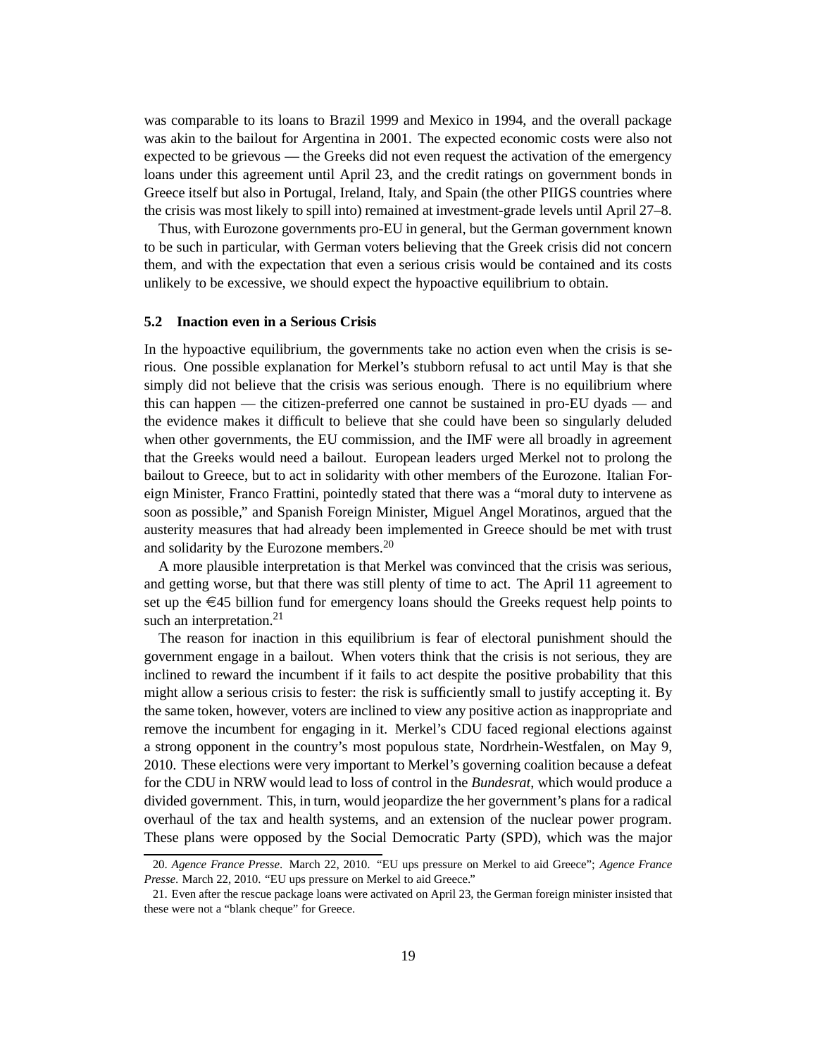was comparable to its loans to Brazil 1999 and Mexico in 1994, and the overall package was akin to the bailout for Argentina in 2001. The expected economic costs were also not expected to be grievous — the Greeks did not even request the activation of the emergency loans under this agreement until April 23, and the credit ratings on government bonds in Greece itself but also in Portugal, Ireland, Italy, and Spain (the other PIIGS countries where the crisis was most likely to spill into) remained at investment-grade levels until April 27–8.

Thus, with Eurozone governments pro-EU in general, but the German government known to be such in particular, with German voters believing that the Greek crisis did not concern them, and with the expectation that even a serious crisis would be contained and its costs unlikely to be excessive, we should expect the hypoactive equilibrium to obtain.

### 5.2 Inaction even in a Serious Crisis

In the hypoactive equilibrium, the governments take no action even when the crisis is serious. One possible explanation for Merkel's stubborn refusal to act until May is that she simply did not believe that the crisis was serious enough. There is no equilibrium where this can happen — the citizen-preferred one cannot be sustained in pro-EU dyads — and the evidence makes it difficult to believe that she could have been so singularly deluded when other governments, the EU commission, and the IMF were all broadly in agreement that the Greeks would need a bailout. European leaders urged Merkel not to prolong the bailout to Greece, but to act in solidarity with other members of the Eurozone. Italian Foreign Minister, Franco Frattini, pointedly stated that there was a "moral duty to intervene as soon as possible," and Spanish Foreign Minister, Miguel Angel Moratinos, argued that the austerity measures that had already been implemented in Greece should be met with trust and solidarity by the Eurozone members.[20]

A more plausible interpretation is that Merkel was convinced that the crisis was serious, and getting worse, but that there was still plenty of time to act. The April 11 agreement to set up the €45 billion fund for emergency loans should the Greeks request help points to such an interpretation.[21]

The reason for inaction in this equilibrium is fear of electoral punishment should the government engage in a bailout. When voters think that the crisis is not serious, they are inclined to reward the incumbent if it fails to act despite the positive probability that this might allow a serious crisis to fester: the risk is sufficiently small to justify accepting it. By the same token, however, voters are inclined to view any positive action as inappropriate and remove the incumbent for engaging in it. Merkel's CDU faced regional elections against a strong opponent in the country's most populous state, Nordrhein-Westfalen, on May 9, 2010. These elections were very important to Merkel's governing coalition because a defeat for the CDU in NRW would lead to loss of control in the *Bundesrat*, which would produce a divided government. This, in turn, would jeopardize the her government's plans for a radical overhaul of the tax and health systems, and an extension of the nuclear power program. These plans were opposed by the Social Democratic Party (SPD), which was the major

20. *Agence France Presse*. March 22, 2010. "EU ups pressure on Merkel to aid Greece"; *Agence France Presse*. March 22, 2010. "EU ups pressure on Merkel to aid Greece."

21. Even after the rescue package loans were activated on April 23, the German foreign minister insisted that these were not a "blank cheque" for Greece.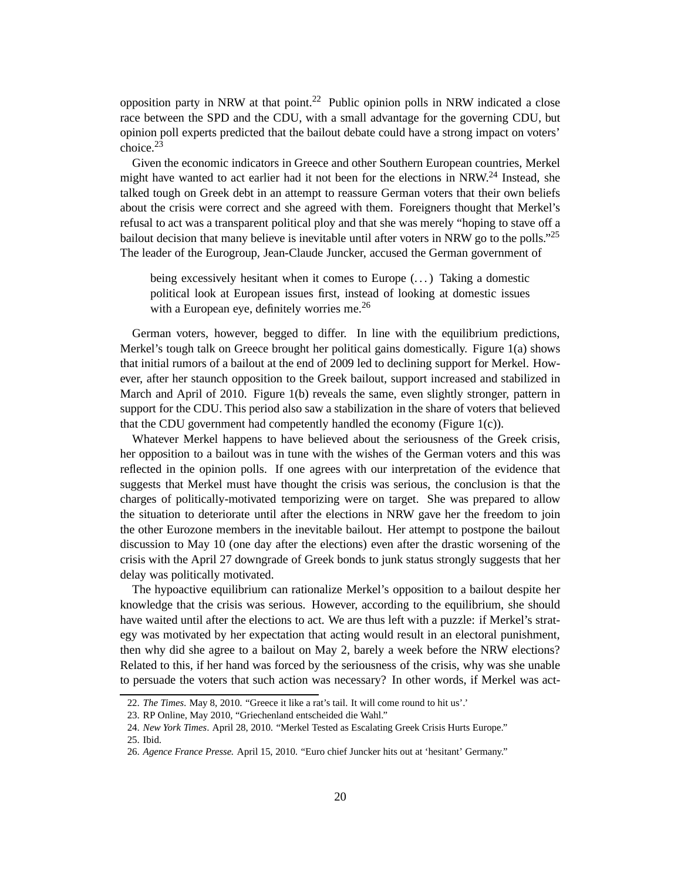opposition party in NRW at that point.[22] Public opinion polls in NRW indicated a close race between the SPD and the CDU, with a small advantage for the governing CDU, but opinion poll experts predicted that the bailout debate could have a strong impact on voters' choice.[23]

Given the economic indicators in Greece and other Southern European countries, Merkel might have wanted to act earlier had it not been for the elections in NRW.[24] Instead, she talked tough on Greek debt in an attempt to reassure German voters that their own beliefs about the crisis were correct and she agreed with them. Foreigners thought that Merkel's refusal to act was a transparent political ploy and that she was merely "hoping to stave off a bailout decision that many believe is inevitable until after voters in NRW go to the polls."[25] The leader of the Eurogroup, Jean-Claude Juncker, accused the German government of

> being excessively hesitant when it comes to Europe (...) Taking a domestic political look at European issues first, instead of looking at domestic issues with a European eye, definitely worries me.[26]

German voters, however, begged to differ. In line with the equilibrium predictions, Merkel's tough talk on Greece brought her political gains domestically. Figure 1(a) shows that initial rumors of a bailout at the end of 2009 led to declining support for Merkel. However, after her staunch opposition to the Greek bailout, support increased and stabilized in March and April of 2010. Figure 1(b) reveals the same, even slightly stronger, pattern in support for the CDU. This period also saw a stabilization in the share of voters that believed that the CDU government had competently handled the economy (Figure 1(c)).

Whatever Merkel happens to have believed about the seriousness of the Greek crisis, her opposition to a bailout was in tune with the wishes of the German voters and this was reflected in the opinion polls. If one agrees with our interpretation of the evidence that suggests that Merkel must have thought the crisis was serious, the conclusion is that the charges of politically-motivated temporizing were on target. She was prepared to allow the situation to deteriorate until after the elections in NRW gave her the freedom to join the other Eurozone members in the inevitable bailout. Her attempt to postpone the bailout discussion to May 10 (one day after the elections) even after the drastic worsening of the crisis with the April 27 downgrade of Greek bonds to junk status strongly suggests that her delay was politically motivated.

The hypoactive equilibrium can rationalize Merkel's opposition to a bailout despite her knowledge that the crisis was serious. However, according to the equilibrium, she should have waited until after the elections to act. We are thus left with a puzzle: if Merkel's strategy was motivated by her expectation that acting would result in an electoral punishment, then why did she agree to a bailout on May 2, barely a week before the NRW elections? Related to this, if her hand was forced by the seriousness of the crisis, why was she unable to persuade the voters that such action was necessary? In other words, if Merkel was act-

---

22. *The Times*. May 8, 2010. "Greece it like a rat's tail. It will come round to hit us'.'

23. RP Online, May 2010, "Griechenland entscheided die Wahl."

24. *New York Times*. April 28, 2010. "Merkel Tested as Escalating Greek Crisis Hurts Europe."

25. Ibid.

26. *Agence France Presse.* April 15, 2010. "Euro chief Juncker hits out at 'hesitant' Germany."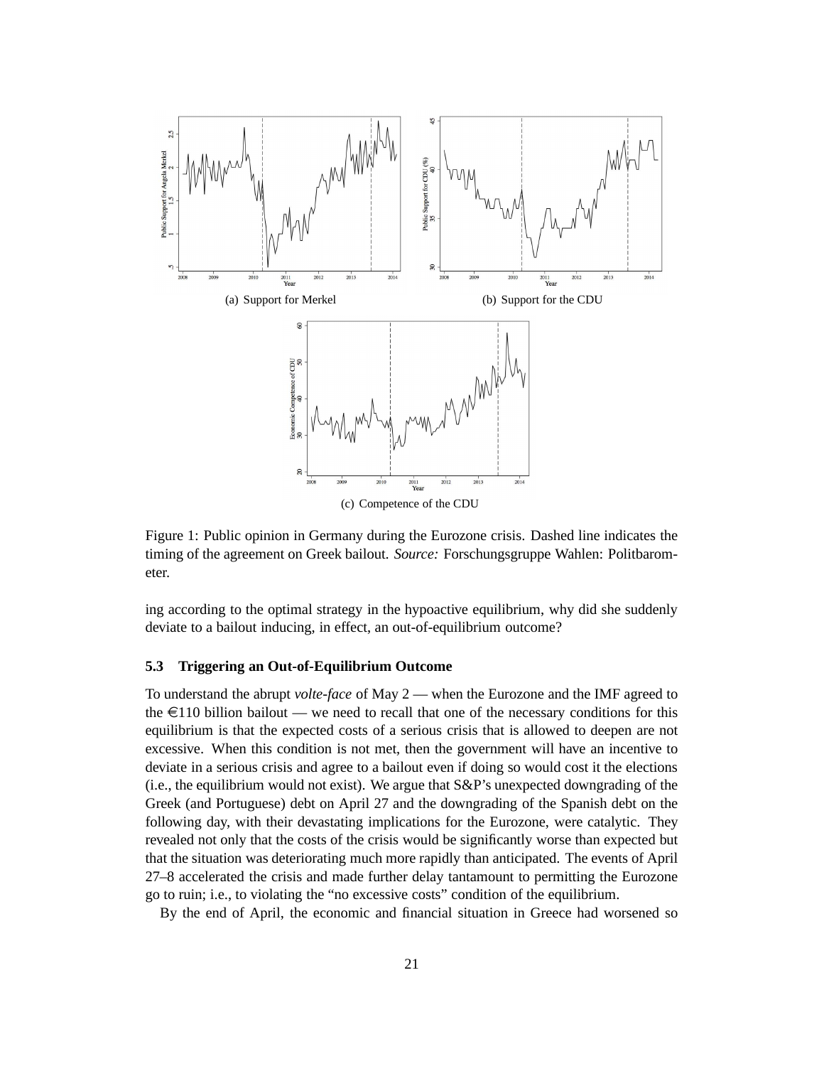(a) Support for Merkel

(b) Support for the CDU

(c) Competence of the CDU

Figure 1: Public opinion in Germany during the Eurozone crisis. Dashed line indicates the timing of the agreement on Greek bailout. *Source:* Forschungsgruppe Wahlen: Politbarometer.

ing according to the optimal strategy in the hypoactive equilibrium, why did she suddenly deviate to a bailout inducing, in effect, an out-of-equilibrium outcome?

### 5.3 Triggering an Out-of-Equilibrium Outcome

To understand the abrupt *volte-face* of May 2 — when the Eurozone and the IMF agreed to the €110 billion bailout — we need to recall that one of the necessary conditions for this equilibrium is that the expected costs of a serious crisis that is allowed to deepen are not excessive. When this condition is not met, then the government will have an incentive to deviate in a serious crisis and agree to a bailout even if doing so would cost it the elections (i.e., the equilibrium would not exist). We argue that S&P's unexpected downgrading of the Greek (and Portuguese) debt on April 27 and the downgrading of the Spanish debt on the following day, with their devastating implications for the Eurozone, were catalytic. They revealed not only that the costs of the crisis would be significantly worse than expected but that the situation was deteriorating much more rapidly than anticipated. The events of April 27–8 accelerated the crisis and made further delay tantamount to permitting the Eurozone go to ruin; i.e., to violating the "no excessive costs" condition of the equilibrium.

By the end of April, the economic and financial situation in Greece had worsened so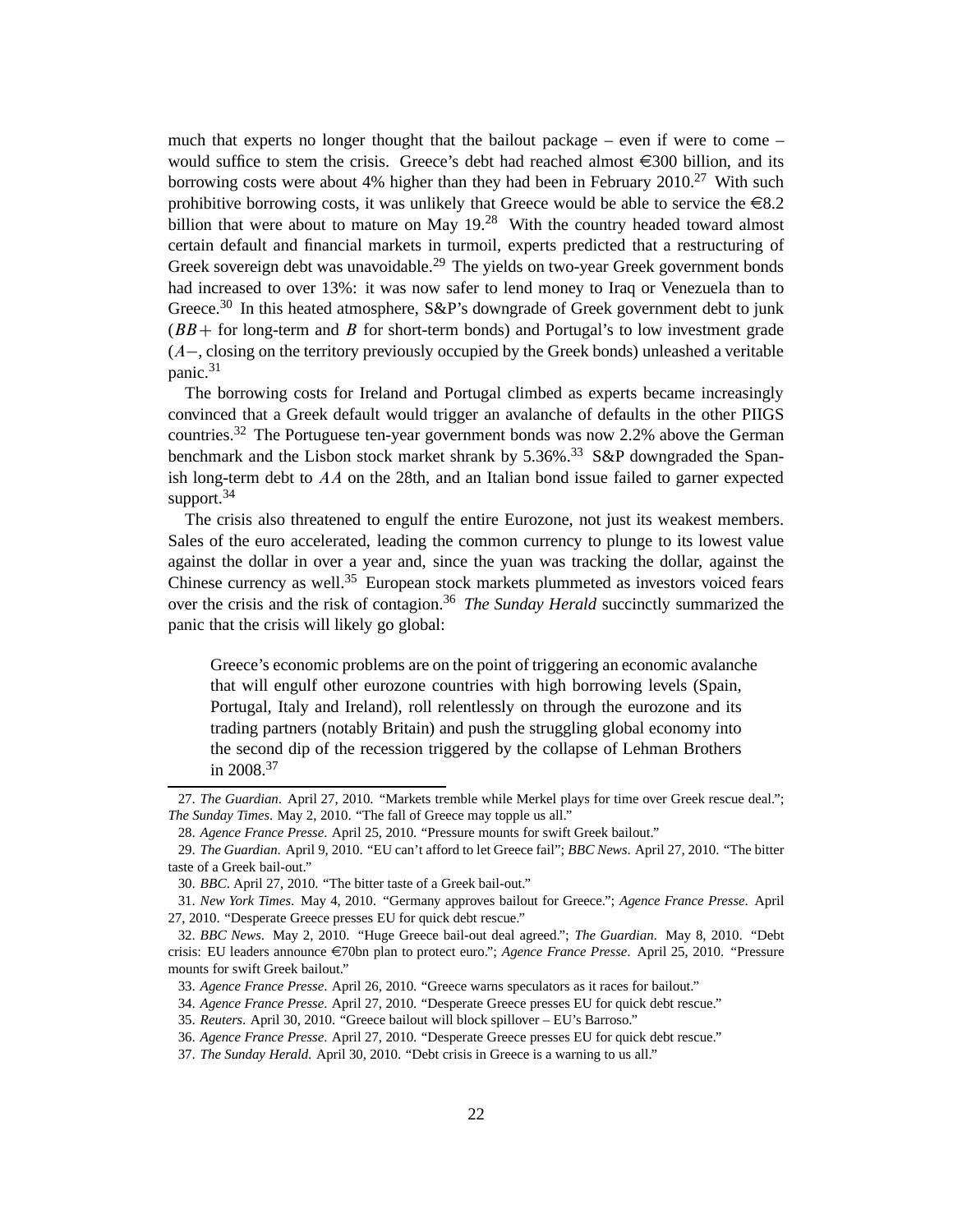much that experts no longer thought that the bailout package – even if were to come – would suffice to stem the crisis. Greece's debt had reached almost €300 billion, and its borrowing costs were about 4% higher than they had been in February 2010.[27] With such prohibitive borrowing costs, it was unlikely that Greece would be able to service the €8.2 billion that were about to mature on May 19.[28] With the country headed toward almost certain default and financial markets in turmoil, experts predicted that a restructuring of Greek sovereign debt was unavoidable.[29] The yields on two-year Greek government bonds had increased to over 13%: it was now safer to lend money to Iraq or Venezuela than to Greece.[30] In this heated atmosphere, S&P's downgrade of Greek government debt to junk ($BB+$ for long-term and $B$ for short-term bonds) and Portugal's to low investment grade ($A-$, closing on the territory previously occupied by the Greek bonds) unleashed a veritable panic.[31]

The borrowing costs for Ireland and Portugal climbed as experts became increasingly convinced that a Greek default would trigger an avalanche of defaults in the other PIIGS countries.[32] The Portuguese ten-year government bonds was now 2.2% above the German benchmark and the Lisbon stock market shrank by 5.36%.[33] S&P downgraded the Spanish long-term debt to $AA$ on the 28th, and an Italian bond issue failed to garner expected support.[34]

The crisis also threatened to engulf the entire Eurozone, not just its weakest members. Sales of the euro accelerated, leading the common currency to plunge to its lowest value against the dollar in over a year and, since the yuan was tracking the dollar, against the Chinese currency as well.[35] European stock markets plummeted as investors voiced fears over the crisis and the risk of contagion.[36] *The Sunday Herald* succinctly summarized the panic that the crisis will likely go global:

> Greece's economic problems are on the point of triggering an economic avalanche that will engulf other eurozone countries with high borrowing levels (Spain, Portugal, Italy and Ireland), roll relentlessly on through the eurozone and its trading partners (notably Britain) and push the struggling global economy into the second dip of the recession triggered by the collapse of Lehman Brothers in 2008.[37]

---

27. *The Guardian*. April 27, 2010. "Markets tremble while Merkel plays for time over Greek rescue deal."; *The Sunday Times*. May 2, 2010. "The fall of Greece may topple us all."

28. *Agence France Presse*. April 25, 2010. "Pressure mounts for swift Greek bailout."

29. *The Guardian*. April 9, 2010. "EU can't afford to let Greece fail"; *BBC News*. April 27, 2010. "The bitter taste of a Greek bail-out."

30. *BBC*. April 27, 2010. "The bitter taste of a Greek bail-out."

31. *New York Times*. May 4, 2010. "Germany approves bailout for Greece."; *Agence France Presse*. April 27, 2010. "Desperate Greece presses EU for quick debt rescue."

32. *BBC News*. May 2, 2010. "Huge Greece bail-out deal agreed."; *The Guardian*. May 8, 2010. "Debt crisis: EU leaders announce €70bn plan to protect euro."; *Agence France Presse*. April 25, 2010. "Pressure mounts for swift Greek bailout."

33. *Agence France Presse*. April 26, 2010. "Greece warns speculators as it races for bailout."

34. *Agence France Presse*. April 27, 2010. "Desperate Greece presses EU for quick debt rescue."

35. *Reuters*. April 30, 2010. "Greece bailout will block spillover – EU's Barroso."

36. *Agence France Presse*. April 27, 2010. "Desperate Greece presses EU for quick debt rescue."

37. *The Sunday Herald*. April 30, 2010. "Debt crisis in Greece is a warning to us all."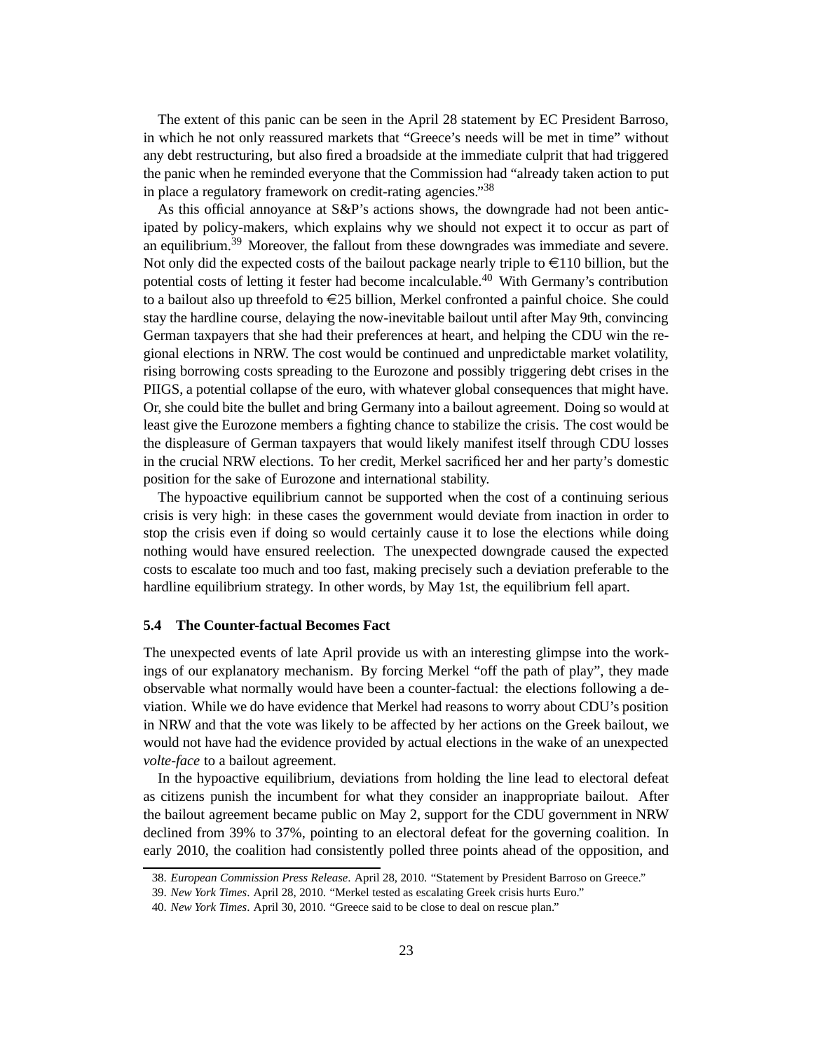The extent of this panic can be seen in the April 28 statement by EC President Barroso, in which he not only reassured markets that "Greece's needs will be met in time" without any debt restructuring, but also fired a broadside at the immediate culprit that had triggered the panic when he reminded everyone that the Commission had "already taken action to put in place a regulatory framework on credit-rating agencies."[38]

As this official annoyance at S&P's actions shows, the downgrade had not been anticipated by policy-makers, which explains why we should not expect it to occur as part of an equilibrium.[39] Moreover, the fallout from these downgrades was immediate and severe. Not only did the expected costs of the bailout package nearly triple to €110 billion, but the potential costs of letting it fester had become incalculable.[40] With Germany's contribution to a bailout also up threefold to €25 billion, Merkel confronted a painful choice. She could stay the hardline course, delaying the now-inevitable bailout until after May 9th, convincing German taxpayers that she had their preferences at heart, and helping the CDU win the regional elections in NRW. The cost would be continued and unpredictable market volatility, rising borrowing costs spreading to the Eurozone and possibly triggering debt crises in the PIIGS, a potential collapse of the euro, with whatever global consequences that might have. Or, she could bite the bullet and bring Germany into a bailout agreement. Doing so would at least give the Eurozone members a fighting chance to stabilize the crisis. The cost would be the displeasure of German taxpayers that would likely manifest itself through CDU losses in the crucial NRW elections. To her credit, Merkel sacrificed her and her party's domestic position for the sake of Eurozone and international stability.

The hypoactive equilibrium cannot be supported when the cost of a continuing serious crisis is very high: in these cases the government would deviate from inaction in order to stop the crisis even if doing so would certainly cause it to lose the elections while doing nothing would have ensured reelection. The unexpected downgrade caused the expected costs to escalate too much and too fast, making precisely such a deviation preferable to the hardline equilibrium strategy. In other words, by May 1st, the equilibrium fell apart.

### 5.4 The Counter-factual Becomes Fact

The unexpected events of late April provide us with an interesting glimpse into the workings of our explanatory mechanism. By forcing Merkel "off the path of play", they made observable what normally would have been a counter-factual: the elections following a deviation. While we do have evidence that Merkel had reasons to worry about CDU's position in NRW and that the vote was likely to be affected by her actions on the Greek bailout, we would not have had the evidence provided by actual elections in the wake of an unexpected *volte-face* to a bailout agreement.

In the hypoactive equilibrium, deviations from holding the line lead to electoral defeat as citizens punish the incumbent for what they consider an inappropriate bailout. After the bailout agreement became public on May 2, support for the CDU government in NRW declined from 39% to 37%, pointing to an electoral defeat for the governing coalition. In early 2010, the coalition had consistently polled three points ahead of the opposition, and

38. *European Commission Press Release*. April 28, 2010. "Statement by President Barroso on Greece."

39. *New York Times*. April 28, 2010. "Merkel tested as escalating Greek crisis hurts Euro."

40. *New York Times*. April 30, 2010. "Greece said to be close to deal on rescue plan."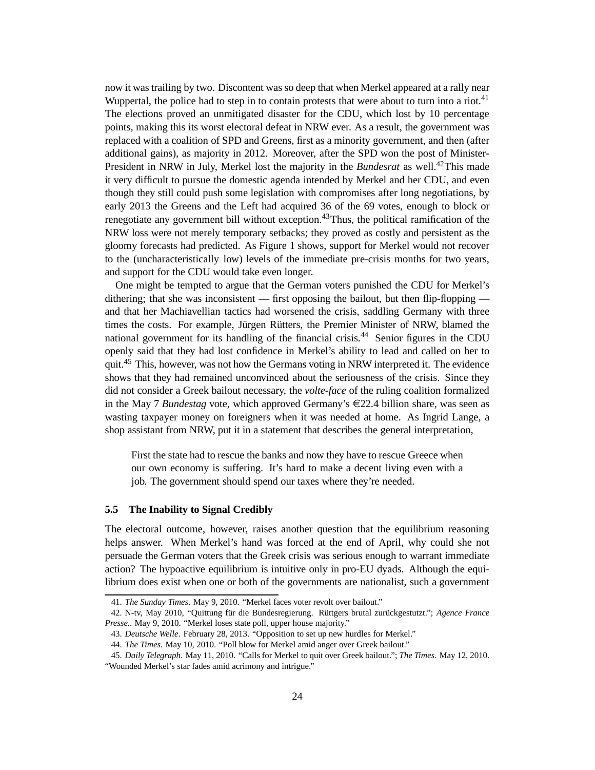now it was trailing by two. Discontent was so deep that when Merkel appeared at a rally near Wuppertal, the police had to step in to contain protests that were about to turn into a riot.[41] The elections proved an unmitigated disaster for the CDU, which lost by 10 percentage points, making this its worst electoral defeat in NRW ever. As a result, the government was replaced with a coalition of SPD and Greens, first as a minority government, and then (after additional gains), as majority in 2012. Moreover, after the SPD won the post of Minister-President in NRW in July, Merkel lost the majority in the *Bundesrat* as well.[42]This made it very difficult to pursue the domestic agenda intended by Merkel and her CDU, and even though they still could push some legislation with compromises after long negotiations, by early 2013 the Greens and the Left had acquired 36 of the 69 votes, enough to block or renegotiate any government bill without exception.[43]Thus, the political ramification of the NRW loss were not merely temporary setbacks; they proved as costly and persistent as the gloomy forecasts had predicted. As Figure 1 shows, support for Merkel would not recover to the (uncharacteristically low) levels of the immediate pre-crisis months for two years, and support for the CDU would take even longer.

One might be tempted to argue that the German voters punished the CDU for Merkel's dithering; that she was inconsistent — first opposing the bailout, but then flip-flopping — and that her Machiavellian tactics had worsened the crisis, saddling Germany with three times the costs. For example, Jürgen Rütters, the Premier Minister of NRW, blamed the national government for its handling of the financial crisis.[44] Senior figures in the CDU openly said that they had lost confidence in Merkel's ability to lead and called on her to quit.[45] This, however, was not how the Germans voting in NRW interpreted it. The evidence shows that they had remained unconvinced about the seriousness of the crisis. Since they did not consider a Greek bailout necessary, the *volte-face* of the ruling coalition formalized in the May 7 *Bundestag* vote, which approved Germany's €22.4 billion share, was seen as wasting taxpayer money on foreigners when it was needed at home. As Ingrid Lange, a shop assistant from NRW, put it in a statement that describes the general interpretation,

> First the state had to rescue the banks and now they have to rescue Greece when our own economy is suffering. It's hard to make a decent living even with a job. The government should spend our taxes where they're needed.

### 5.5 The Inability to Signal Credibly

The electoral outcome, however, raises another question that the equilibrium reasoning helps answer. When Merkel's hand was forced at the end of April, why could she not persuade the German voters that the Greek crisis was serious enough to warrant immediate action? The hypoactive equilibrium is intuitive only in pro-EU dyads. Although the equilibrium does exist when one or both of the governments are nationalist, such a government

---

41. *The Sunday Times*. May 9, 2010. "Merkel faces voter revolt over bailout."

42. N-tv, May 2010, "Quittung für die Bundesregierung. Rüttgers brutal zurückgestutzt."; *Agence France Presse.*. May 9, 2010. "Merkel loses state poll, upper house majority."

43. *Deutsche Welle*. February 28, 2013. "Opposition to set up new hurdles for Merkel."

44. *The Times.* May 10, 2010. "Poll blow for Merkel amid anger over Greek bailout."

45. *Daily Telegraph*. May 11, 2010. "Calls for Merkel to quit over Greek bailout."; *The Times*. May 12, 2010. "Wounded Merkel's star fades amid acrimony and intrigue."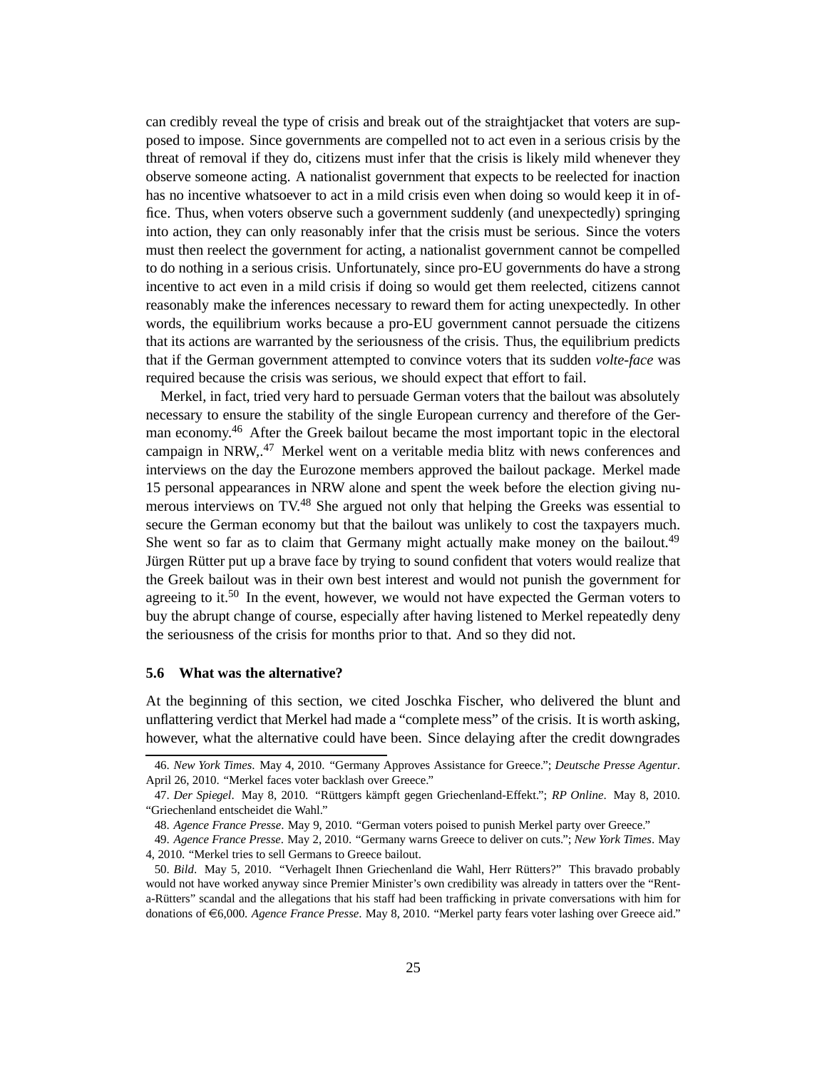can credibly reveal the type of crisis and break out of the straightjacket that voters are supposed to impose. Since governments are compelled not to act even in a serious crisis by the threat of removal if they do, citizens must infer that the crisis is likely mild whenever they observe someone acting. A nationalist government that expects to be reelected for inaction has no incentive whatsoever to act in a mild crisis even when doing so would keep it in office. Thus, when voters observe such a government suddenly (and unexpectedly) springing into action, they can only reasonably infer that the crisis must be serious. Since the voters must then reelect the government for acting, a nationalist government cannot be compelled to do nothing in a serious crisis. Unfortunately, since pro-EU governments do have a strong incentive to act even in a mild crisis if doing so would get them reelected, citizens cannot reasonably make the inferences necessary to reward them for acting unexpectedly. In other words, the equilibrium works because a pro-EU government cannot persuade the citizens that its actions are warranted by the seriousness of the crisis. Thus, the equilibrium predicts that if the German government attempted to convince voters that its sudden *volte-face* was required because the crisis was serious, we should expect that effort to fail.

Merkel, in fact, tried very hard to persuade German voters that the bailout was absolutely necessary to ensure the stability of the single European currency and therefore of the German economy.[46] After the Greek bailout became the most important topic in the electoral campaign in NRW,.[47] Merkel went on a veritable media blitz with news conferences and interviews on the day the Eurozone members approved the bailout package. Merkel made 15 personal appearances in NRW alone and spent the week before the election giving numerous interviews on TV.[48] She argued not only that helping the Greeks was essential to secure the German economy but that the bailout was unlikely to cost the taxpayers much. She went so far as to claim that Germany might actually make money on the bailout.[49] Jürgen Rütter put up a brave face by trying to sound confident that voters would realize that the Greek bailout was in their own best interest and would not punish the government for agreeing to it.[50] In the event, however, we would not have expected the German voters to buy the abrupt change of course, especially after having listened to Merkel repeatedly deny the seriousness of the crisis for months prior to that. And so they did not.

### 5.6 What was the alternative?

At the beginning of this section, we cited Joschka Fischer, who delivered the blunt and unflattering verdict that Merkel had made a "complete mess" of the crisis. It is worth asking, however, what the alternative could have been. Since delaying after the credit downgrades

---

46. *New York Times*. May 4, 2010. "Germany Approves Assistance for Greece."; *Deutsche Presse Agentur*. April 26, 2010. "Merkel faces voter backlash over Greece."

47. *Der Spiegel*. May 8, 2010. "Rüttgers kämpft gegen Griechenland-Effekt."; *RP Online*. May 8, 2010. "Griechenland entscheidet die Wahl."

48. *Agence France Presse*. May 9, 2010. "German voters poised to punish Merkel party over Greece."

49. *Agence France Presse*. May 2, 2010. "Germany warns Greece to deliver on cuts."; *New York Times*. May 4, 2010. "Merkel tries to sell Germans to Greece bailout.

50. *Bild*. May 5, 2010. "Verhagelt Ihnen Griechenland die Wahl, Herr Rütters?" This bravado probably would not have worked anyway since Premier Minister's own credibility was already in tatters over the "Rent-a-Rütters" scandal and the allegations that his staff had been trafficking in private conversations with him for donations of €6,000. *Agence France Presse*. May 8, 2010. "Merkel party fears voter lashing over Greece aid."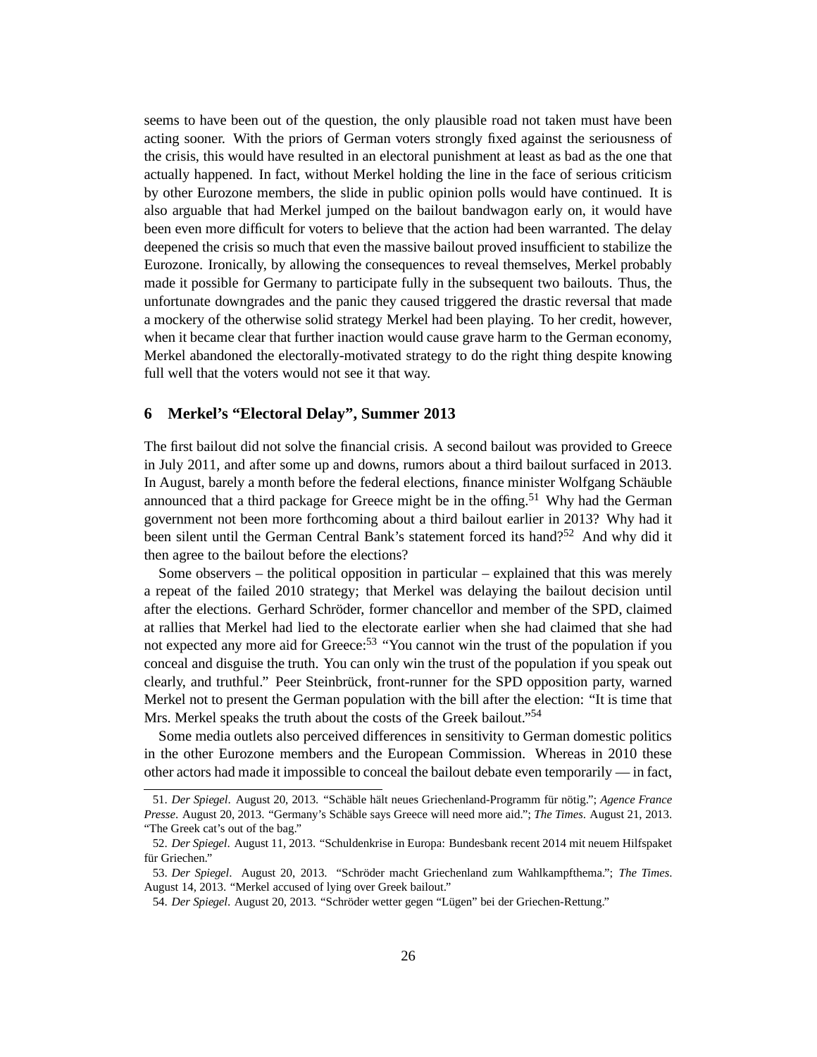seems to have been out of the question, the only plausible road not taken must have been acting sooner. With the priors of German voters strongly fixed against the seriousness of the crisis, this would have resulted in an electoral punishment at least as bad as the one that actually happened. In fact, without Merkel holding the line in the face of serious criticism by other Eurozone members, the slide in public opinion polls would have continued. It is also arguable that had Merkel jumped on the bailout bandwagon early on, it would have been even more difficult for voters to believe that the action had been warranted. The delay deepened the crisis so much that even the massive bailout proved insufficient to stabilize the Eurozone. Ironically, by allowing the consequences to reveal themselves, Merkel probably made it possible for Germany to participate fully in the subsequent two bailouts. Thus, the unfortunate downgrades and the panic they caused triggered the drastic reversal that made a mockery of the otherwise solid strategy Merkel had been playing. To her credit, however, when it became clear that further inaction would cause grave harm to the German economy, Merkel abandoned the electorally-motivated strategy to do the right thing despite knowing full well that the voters would not see it that way.

## 6 Merkel's "Electoral Delay", Summer 2013

The first bailout did not solve the financial crisis. A second bailout was provided to Greece in July 2011, and after some up and downs, rumors about a third bailout surfaced in 2013. In August, barely a month before the federal elections, finance minister Wolfgang Schäuble announced that a third package for Greece might be in the offing.[51] Why had the German government not been more forthcoming about a third bailout earlier in 2013? Why had it been silent until the German Central Bank's statement forced its hand?[52] And why did it then agree to the bailout before the elections?

Some observers – the political opposition in particular – explained that this was merely a repeat of the failed 2010 strategy; that Merkel was delaying the bailout decision until after the elections. Gerhard Schröder, former chancellor and member of the SPD, claimed at rallies that Merkel had lied to the electorate earlier when she had claimed that she had not expected any more aid for Greece:[53] "You cannot win the trust of the population if you conceal and disguise the truth. You can only win the trust of the population if you speak out clearly, and truthful." Peer Steinbrück, front-runner for the SPD opposition party, warned Merkel not to present the German population with the bill after the election: "It is time that Mrs. Merkel speaks the truth about the costs of the Greek bailout."[54]

Some media outlets also perceived differences in sensitivity to German domestic politics in the other Eurozone members and the European Commission. Whereas in 2010 these other actors had made it impossible to conceal the bailout debate even temporarily — in fact,

51. *Der Spiegel*. August 20, 2013. "Schäble hält neues Griechenland-Programm für nötig."; *Agence France Presse*. August 20, 2013. "Germany's Schäble says Greece will need more aid."; *The Times*. August 21, 2013. "The Greek cat's out of the bag."

52. *Der Spiegel*. August 11, 2013. "Schuldenkrise in Europa: Bundesbank recent 2014 mit neuem Hilfspaket für Griechen."

53. *Der Spiegel*. August 20, 2013. "Schröder macht Griechenland zum Wahlkampfthema."; *The Times*. August 14, 2013. "Merkel accused of lying over Greek bailout."

54. *Der Spiegel*. August 20, 2013. "Schröder wetter gegen "Lügen" bei der Griechen-Rettung."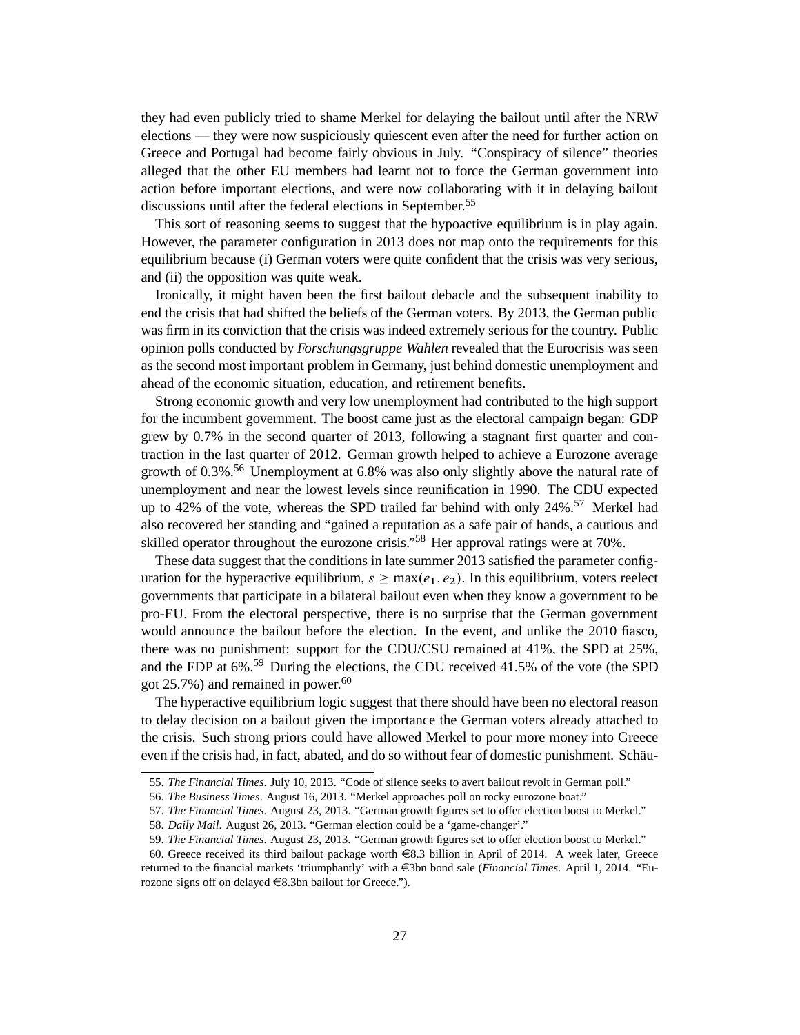they had even publicly tried to shame Merkel for delaying the bailout until after the NRW elections — they were now suspiciously quiescent even after the need for further action on Greece and Portugal had become fairly obvious in July. "Conspiracy of silence" theories alleged that the other EU members had learnt not to force the German government into action before important elections, and were now collaborating with it in delaying bailout discussions until after the federal elections in September.[55]

This sort of reasoning seems to suggest that the hypoactive equilibrium is in play again. However, the parameter configuration in 2013 does not map onto the requirements for this equilibrium because (i) German voters were quite confident that the crisis was very serious, and (ii) the opposition was quite weak.

Ironically, it might haven been the first bailout debacle and the subsequent inability to end the crisis that had shifted the beliefs of the German voters. By 2013, the German public was firm in its conviction that the crisis was indeed extremely serious for the country. Public opinion polls conducted by *Forschungsgruppe Wahlen* revealed that the Eurocrisis was seen as the second most important problem in Germany, just behind domestic unemployment and ahead of the economic situation, education, and retirement benefits.

Strong economic growth and very low unemployment had contributed to the high support for the incumbent government. The boost came just as the electoral campaign began: GDP grew by 0.7% in the second quarter of 2013, following a stagnant first quarter and contraction in the last quarter of 2012. German growth helped to achieve a Eurozone average growth of 0.3%.[56] Unemployment at 6.8% was also only slightly above the natural rate of unemployment and near the lowest levels since reunification in 1990. The CDU expected up to 42% of the vote, whereas the SPD trailed far behind with only 24%.[57] Merkel had also recovered her standing and "gained a reputation as a safe pair of hands, a cautious and skilled operator throughout the eurozone crisis."[58] Her approval ratings were at 70%.

These data suggest that the conditions in late summer 2013 satisfied the parameter configuration for the hyperactive equilibrium, $s \geq \max(e_1, e_2)$. In this equilibrium, voters reelect governments that participate in a bilateral bailout even when they know a government to be pro-EU. From the electoral perspective, there is no surprise that the German government would announce the bailout before the election. In the event, and unlike the 2010 fiasco, there was no punishment: support for the CDU/CSU remained at 41%, the SPD at 25%, and the FDP at 6%.[59] During the elections, the CDU received 41.5% of the vote (the SPD got 25.7%) and remained in power.[60]

The hyperactive equilibrium logic suggest that there should have been no electoral reason to delay decision on a bailout given the importance the German voters already attached to the crisis. Such strong priors could have allowed Merkel to pour more money into Greece even if the crisis had, in fact, abated, and do so without fear of domestic punishment. Schäu-

55. *The Financial Times*. July 10, 2013. "Code of silence seeks to avert bailout revolt in German poll."

56. *The Business Times*. August 16, 2013. "Merkel approaches poll on rocky eurozone boat."

57. *The Financial Times*. August 23, 2013. "German growth figures set to offer election boost to Merkel."

58. *Daily Mail*. August 26, 2013. "German election could be a 'game-changer'."

59. *The Financial Times*. August 23, 2013. "German growth figures set to offer election boost to Merkel."

60. Greece received its third bailout package worth €8.3 billion in April of 2014. A week later, Greece returned to the financial markets 'triumphantly' with a €3bn bond sale (*Financial Times*. April 1, 2014. "Eurozone signs off on delayed €8.3bn bailout for Greece.").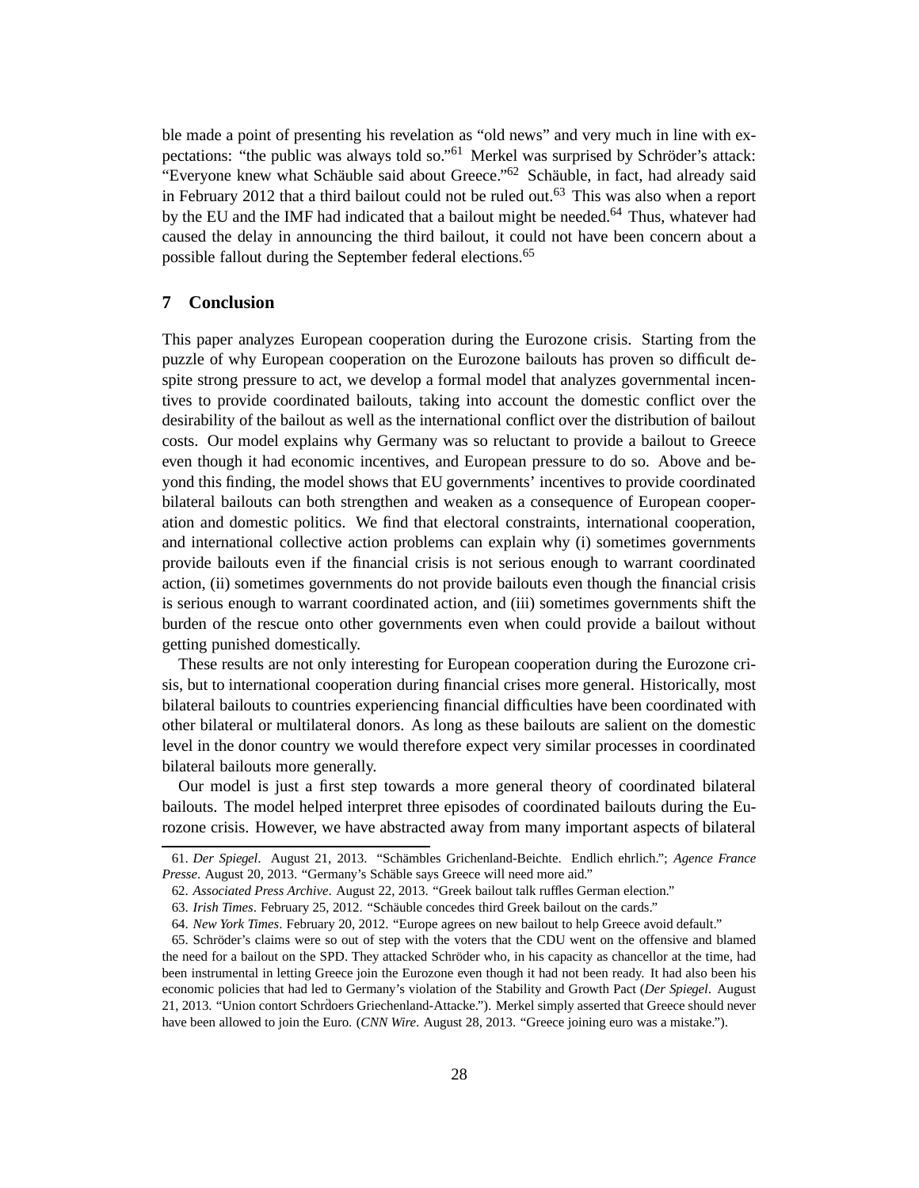ble made a point of presenting his revelation as "old news" and very much in line with expectations: "the public was always told so."[61] Merkel was surprised by Schröder's attack: "Everyone knew what Schäuble said about Greece."[62] Schäuble, in fact, had already said in February 2012 that a third bailout could not be ruled out.[63] This was also when a report by the EU and the IMF had indicated that a bailout might be needed.[64] Thus, whatever had caused the delay in announcing the third bailout, it could not have been concern about a possible fallout during the September federal elections.[65]

## 7 Conclusion

This paper analyzes European cooperation during the Eurozone crisis. Starting from the puzzle of why European cooperation on the Eurozone bailouts has proven so difficult despite strong pressure to act, we develop a formal model that analyzes governmental incentives to provide coordinated bailouts, taking into account the domestic conflict over the desirability of the bailout as well as the international conflict over the distribution of bailout costs. Our model explains why Germany was so reluctant to provide a bailout to Greece even though it had economic incentives, and European pressure to do so. Above and beyond this finding, the model shows that EU governments' incentives to provide coordinated bilateral bailouts can both strengthen and weaken as a consequence of European cooperation and domestic politics. We find that electoral constraints, international cooperation, and international collective action problems can explain why (i) sometimes governments provide bailouts even if the financial crisis is not serious enough to warrant coordinated action, (ii) sometimes governments do not provide bailouts even though the financial crisis is serious enough to warrant coordinated action, and (iii) sometimes governments shift the burden of the rescue onto other governments even when could provide a bailout without getting punished domestically.

These results are not only interesting for European cooperation during the Eurozone crisis, but to international cooperation during financial crises more general. Historically, most bilateral bailouts to countries experiencing financial difficulties have been coordinated with other bilateral or multilateral donors. As long as these bailouts are salient on the domestic level in the donor country we would therefore expect very similar processes in coordinated bilateral bailouts more generally.

Our model is just a first step towards a more general theory of coordinated bilateral bailouts. The model helped interpret three episodes of coordinated bailouts during the Eurozone crisis. However, we have abstracted away from many important aspects of bilateral

61. *Der Spiegel*. August 21, 2013. "Schämbles Grichenland-Beichte. Endlich ehrlich."; *Agence France Presse*. August 20, 2013. "Germany's Schäble says Greece will need more aid."

62. *Associated Press Archive*. August 22, 2013. "Greek bailout talk ruffles German election."

63. *Irish Times*. February 25, 2012. "Schäuble concedes third Greek bailout on the cards."

64. *New York Times*. February 20, 2012. "Europe agrees on new bailout to help Greece avoid default."

65. Schröder's claims were so out of step with the voters that the CDU went on the offensive and blamed the need for a bailout on the SPD. They attacked Schröder who, in his capacity as chancellor at the time, had been instrumental in letting Greece join the Eurozone even though it had not been ready. It had also been his economic policies that had led to Germany's violation of the Stability and Growth Pact (*Der Spiegel*. August 21, 2013. "Union contort Schrdoers Griechenland-Attacke."). Merkel simply asserted that Greece should never have been allowed to join the Euro. (*CNN Wire*. August 28, 2013. "Greece joining euro was a mistake.").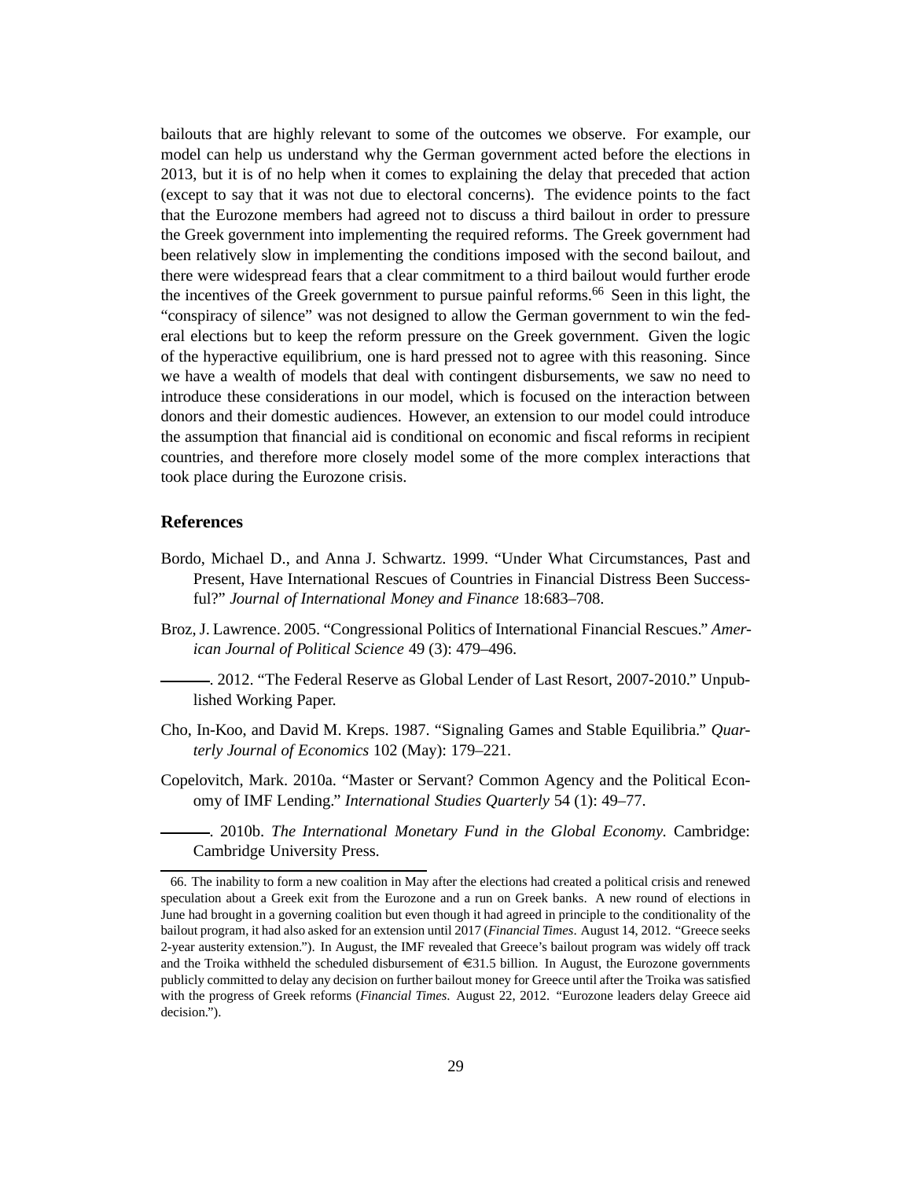bailouts that are highly relevant to some of the outcomes we observe. For example, our model can help us understand why the German government acted before the elections in 2013, but it is of no help when it comes to explaining the delay that preceded that action (except to say that it was not due to electoral concerns). The evidence points to the fact that the Eurozone members had agreed not to discuss a third bailout in order to pressure the Greek government into implementing the required reforms. The Greek government had been relatively slow in implementing the conditions imposed with the second bailout, and there were widespread fears that a clear commitment to a third bailout would further erode the incentives of the Greek government to pursue painful reforms.[66] Seen in this light, the "conspiracy of silence" was not designed to allow the German government to win the federal elections but to keep the reform pressure on the Greek government. Given the logic of the hyperactive equilibrium, one is hard pressed not to agree with this reasoning. Since we have a wealth of models that deal with contingent disbursements, we saw no need to introduce these considerations in our model, which is focused on the interaction between donors and their domestic audiences. However, an extension to our model could introduce the assumption that financial aid is conditional on economic and fiscal reforms in recipient countries, and therefore more closely model some of the more complex interactions that took place during the Eurozone crisis.

## References

Bordo, Michael D., and Anna J. Schwartz. 1999. "Under What Circumstances, Past and Present, Have International Rescues of Countries in Financial Distress Been Successful?" *Journal of International Money and Finance* 18:683–708.

Broz, J. Lawrence. 2005. "Congressional Politics of International Financial Rescues." *American Journal of Political Science* 49 (3): 479–496.

———. 2012. "The Federal Reserve as Global Lender of Last Resort, 2007-2010." Unpublished Working Paper.

Cho, In-Koo, and David M. Kreps. 1987. "Signaling Games and Stable Equilibria." *Quarterly Journal of Economics* 102 (May): 179–221.

Copelovitch, Mark. 2010a. "Master or Servant? Common Agency and the Political Economy of IMF Lending." *International Studies Quarterly* 54 (1): 49–77.

———. 2010b. *The International Monetary Fund in the Global Economy.* Cambridge: Cambridge University Press.

66. The inability to form a new coalition in May after the elections had created a political crisis and renewed speculation about a Greek exit from the Eurozone and a run on Greek banks. A new round of elections in June had brought in a governing coalition but even though it had agreed in principle to the conditionality of the bailout program, it had also asked for an extension until 2017 (*Financial Times*. August 14, 2012. "Greece seeks 2-year austerity extension."). In August, the IMF revealed that Greece's bailout program was widely off track and the Troika withheld the scheduled disbursement of €31.5 billion. In August, the Eurozone governments publicly committed to delay any decision on further bailout money for Greece until after the Troika was satisfied with the progress of Greek reforms (*Financial Times*. August 22, 2012. "Eurozone leaders delay Greece aid decision.").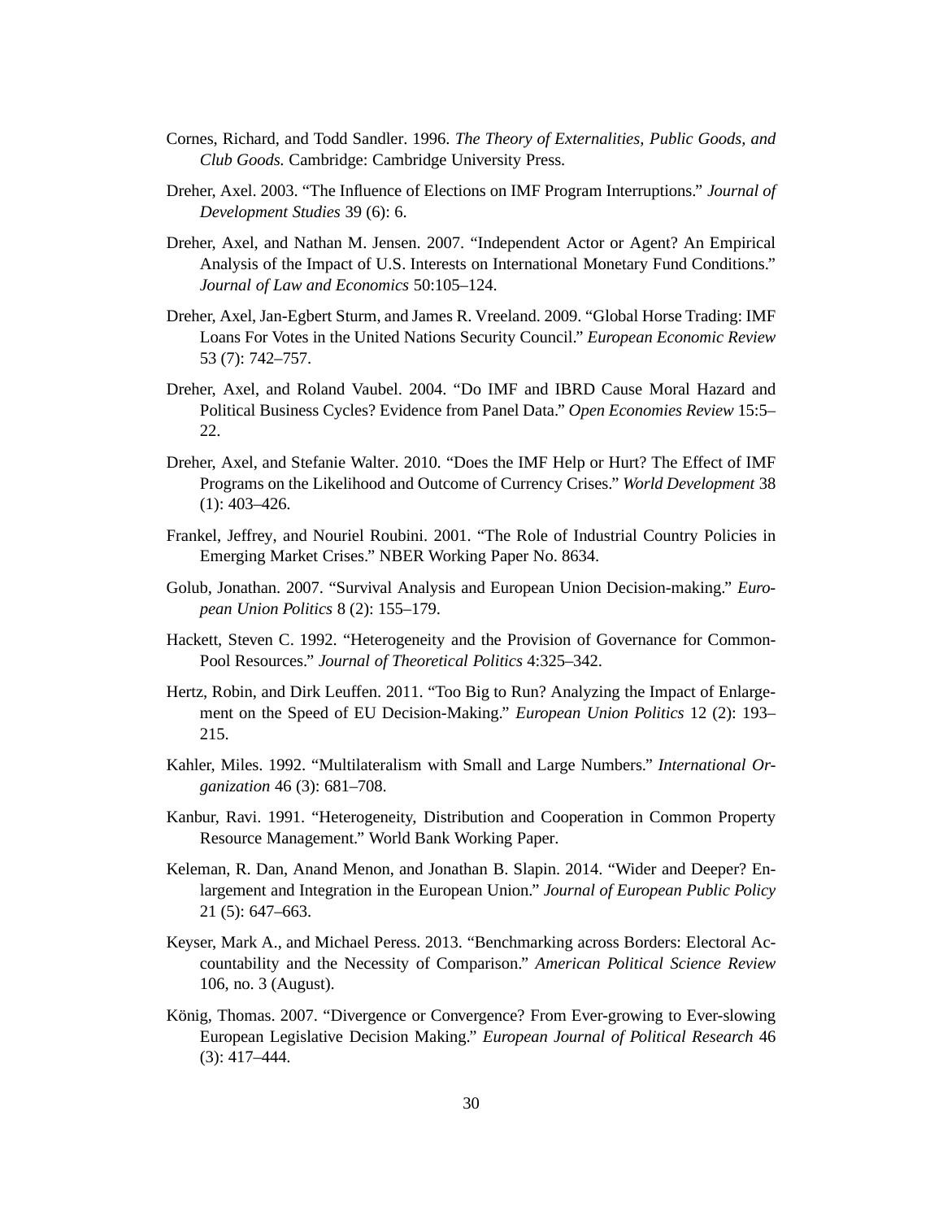Cornes, Richard, and Todd Sandler. 1996. *The Theory of Externalities, Public Goods, and Club Goods.* Cambridge: Cambridge University Press.

Dreher, Axel. 2003. "The Influence of Elections on IMF Program Interruptions." *Journal of Development Studies* 39 (6): 6.

Dreher, Axel, and Nathan M. Jensen. 2007. "Independent Actor or Agent? An Empirical Analysis of the Impact of U.S. Interests on International Monetary Fund Conditions." *Journal of Law and Economics* 50:105–124.

Dreher, Axel, Jan-Egbert Sturm, and James R. Vreeland. 2009. "Global Horse Trading: IMF Loans For Votes in the United Nations Security Council." *European Economic Review* 53 (7): 742–757.

Dreher, Axel, and Roland Vaubel. 2004. "Do IMF and IBRD Cause Moral Hazard and Political Business Cycles? Evidence from Panel Data." *Open Economies Review* 15:5–22.

Dreher, Axel, and Stefanie Walter. 2010. "Does the IMF Help or Hurt? The Effect of IMF Programs on the Likelihood and Outcome of Currency Crises." *World Development* 38 (1): 403–426.

Frankel, Jeffrey, and Nouriel Roubini. 2001. "The Role of Industrial Country Policies in Emerging Market Crises." NBER Working Paper No. 8634.

Golub, Jonathan. 2007. "Survival Analysis and European Union Decision-making." *European Union Politics* 8 (2): 155–179.

Hackett, Steven C. 1992. "Heterogeneity and the Provision of Governance for Common-Pool Resources." *Journal of Theoretical Politics* 4:325–342.

Hertz, Robin, and Dirk Leuffen. 2011. "Too Big to Run? Analyzing the Impact of Enlargement on the Speed of EU Decision-Making." *European Union Politics* 12 (2): 193–215.

Kahler, Miles. 1992. "Multilateralism with Small and Large Numbers." *International Organization* 46 (3): 681–708.

Kanbur, Ravi. 1991. "Heterogeneity, Distribution and Cooperation in Common Property Resource Management." World Bank Working Paper.

Keleman, R. Dan, Anand Menon, and Jonathan B. Slapin. 2014. "Wider and Deeper? Enlargement and Integration in the European Union." *Journal of European Public Policy* 21 (5): 647–663.

Keyser, Mark A., and Michael Peress. 2013. "Benchmarking across Borders: Electoral Accountability and the Necessity of Comparison." *American Political Science Review* 106, no. 3 (August).

König, Thomas. 2007. "Divergence or Convergence? From Ever-growing to Ever-slowing European Legislative Decision Making." *European Journal of Political Research* 46 (3): 417–444.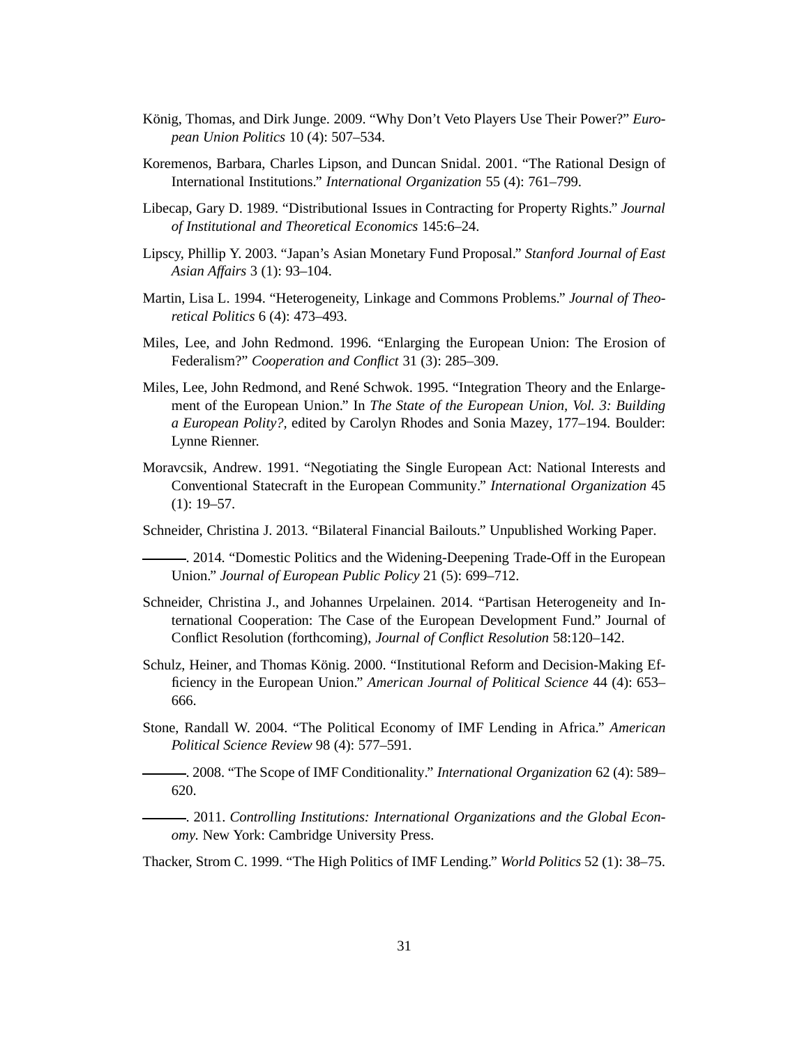König, Thomas, and Dirk Junge. 2009. "Why Don't Veto Players Use Their Power?" *European Union Politics* 10 (4): 507–534.

Koremenos, Barbara, Charles Lipson, and Duncan Snidal. 2001. "The Rational Design of International Institutions." *International Organization* 55 (4): 761–799.

Libecap, Gary D. 1989. "Distributional Issues in Contracting for Property Rights." *Journal of Institutional and Theoretical Economics* 145:6–24.

Lipscy, Phillip Y. 2003. "Japan's Asian Monetary Fund Proposal." *Stanford Journal of East Asian Affairs* 3 (1): 93–104.

Martin, Lisa L. 1994. "Heterogeneity, Linkage and Commons Problems." *Journal of Theoretical Politics* 6 (4): 473–493.

Miles, Lee, and John Redmond. 1996. "Enlarging the European Union: The Erosion of Federalism?" *Cooperation and Conflict* 31 (3): 285–309.

Miles, Lee, John Redmond, and René Schwok. 1995. "Integration Theory and the Enlargement of the European Union." In *The State of the European Union, Vol. 3: Building a European Polity?*, edited by Carolyn Rhodes and Sonia Mazey, 177–194. Boulder: Lynne Rienner.

Moravcsik, Andrew. 1991. "Negotiating the Single European Act: National Interests and Conventional Statecraft in the European Community." *International Organization* 45 (1): 19–57.

Schneider, Christina J. 2013. "Bilateral Financial Bailouts." Unpublished Working Paper.

———. 2014. "Domestic Politics and the Widening-Deepening Trade-Off in the European Union." *Journal of European Public Policy* 21 (5): 699–712.

Schneider, Christina J., and Johannes Urpelainen. 2014. "Partisan Heterogeneity and International Cooperation: The Case of the European Development Fund." Journal of Conflict Resolution (forthcoming), *Journal of Conflict Resolution* 58:120–142.

Schulz, Heiner, and Thomas König. 2000. "Institutional Reform and Decision-Making Efficiency in the European Union." *American Journal of Political Science* 44 (4): 653–666.

Stone, Randall W. 2004. "The Political Economy of IMF Lending in Africa." *American Political Science Review* 98 (4): 577–591.

———. 2008. "The Scope of IMF Conditionality." *International Organization* 62 (4): 589–620.

———. 2011. *Controlling Institutions: International Organizations and the Global Economy.* New York: Cambridge University Press.

Thacker, Strom C. 1999. "The High Politics of IMF Lending." *World Politics* 52 (1): 38–75.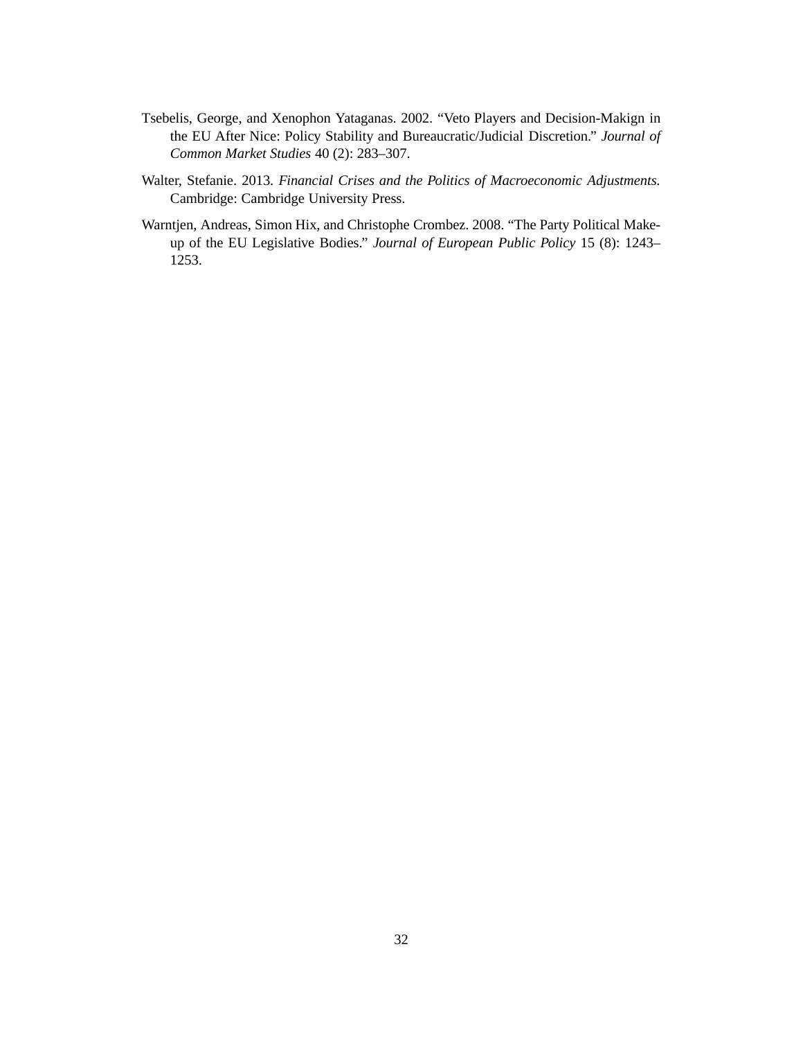Tsebelis, George, and Xenophon Yataganas. 2002. "Veto Players and Decision-Makign in the EU After Nice: Policy Stability and Bureaucratic/Judicial Discretion." *Journal of Common Market Studies* 40 (2): 283–307.

Walter, Stefanie. 2013. *Financial Crises and the Politics of Macroeconomic Adjustments.* Cambridge: Cambridge University Press.

Warntjen, Andreas, Simon Hix, and Christophe Crombez. 2008. "The Party Political Make-up of the EU Legislative Bodies." *Journal of European Public Policy* 15 (8): 1243–1253.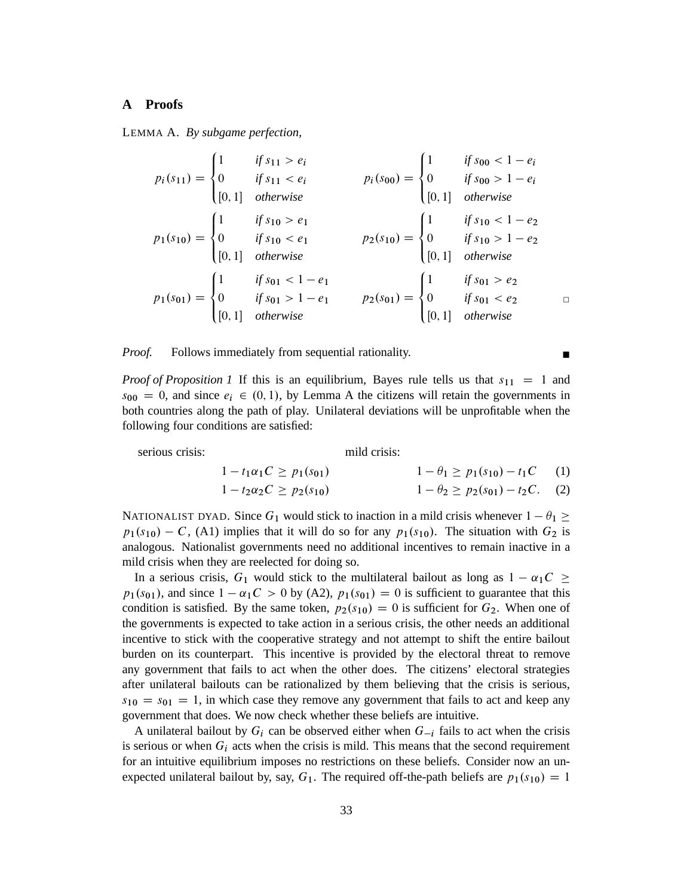## A Proofs

LEMMA A. *By subgame perfection,*

$$p_i(s_{11}) = \begin{cases} 1 & \text{if } s_{11} > e_i \\ 0 & \text{if } s_{11} < e_i \\ [0,1] & \text{otherwise} \end{cases} \qquad p_i(s_{00}) = \begin{cases} 1 & \text{if } s_{00} < 1 - e_i \\ 0 & \text{if } s_{00} > 1 - e_i \\ [0,1] & \text{otherwise} \end{cases}$$

$$p_1(s_{10}) = \begin{cases} 1 & \text{if } s_{10} > e_1 \\ 0 & \text{if } s_{10} < e_1 \\ [0,1] & \text{otherwise} \end{cases} \qquad p_2(s_{10}) = \begin{cases} 1 & \text{if } s_{10} < 1 - e_2 \\ 0 & \text{if } s_{10} > 1 - e_2 \\ [0,1] & \text{otherwise} \end{cases}$$

$$p_1(s_{01}) = \begin{cases} 1 & \text{if } s_{01} < 1 - e_1 \\ 0 & \text{if } s_{01} > 1 - e_1 \\ [0,1] & \text{otherwise} \end{cases} \qquad p_2(s_{01}) = \begin{cases} 1 & \text{if } s_{01} > e_2 \\ 0 & \text{if } s_{01} < e_2 \\ [0,1] & \text{otherwise} \end{cases} \qquad \square$$

*Proof.* Follows immediately from sequential rationality. ■

*Proof of Proposition 1* If this is an equilibrium, Bayes rule tells us that $s_{11} = 1$ and $s_{00} = 0$, and since $e_i \in (0,1)$, by Lemma A the citizens will retain the governments in both countries along the path of play. Unilateral deviations will be unprofitable when the following four conditions are satisfied:

serious crisis: mild crisis:

$$1 - t_1\alpha_1 C \geq p_1(s_{01}) \qquad\qquad 1 - \theta_1 \geq p_1(s_{10}) - t_1 C \tag{1}$$

$$1 - t_2\alpha_2 C \geq p_2(s_{10}) \qquad\qquad 1 - \theta_2 \geq p_2(s_{01}) - t_2 C. \tag{2}$$

NATIONALIST DYAD. Since $G_1$ would stick to inaction in a mild crisis whenever $1 - \theta_1 \geq p_1(s_{10}) - C$, (A1) implies that it will do so for any $p_1(s_{10})$. The situation with $G_2$ is analogous. Nationalist governments need no additional incentives to remain inactive in a mild crisis when they are reelected for doing so.

In a serious crisis, $G_1$ would stick to the multilateral bailout as long as $1 - \alpha_1 C \geq p_1(s_{01})$, and since $1 - \alpha_1 C > 0$ by (A2), $p_1(s_{01}) = 0$ is sufficient to guarantee that this condition is satisfied. By the same token, $p_2(s_{10}) = 0$ is sufficient for $G_2$. When one of the governments is expected to take action in a serious crisis, the other needs an additional incentive to stick with the cooperative strategy and not attempt to shift the entire bailout burden on its counterpart. This incentive is provided by the electoral threat to remove any government that fails to act when the other does. The citizens' electoral strategies after unilateral bailouts can be rationalized by them believing that the crisis is serious, $s_{10} = s_{01} = 1$, in which case they remove any government that fails to act and keep any government that does. We now check whether these beliefs are intuitive.

A unilateral bailout by $G_i$ can be observed either when $G_{-i}$ fails to act when the crisis is serious or when $G_i$ acts when the crisis is mild. This means that the second requirement for an intuitive equilibrium imposes no restrictions on these beliefs. Consider now an unexpected unilateral bailout by, say, $G_1$. The required off-the-path beliefs are $p_1(s_{10}) = 1$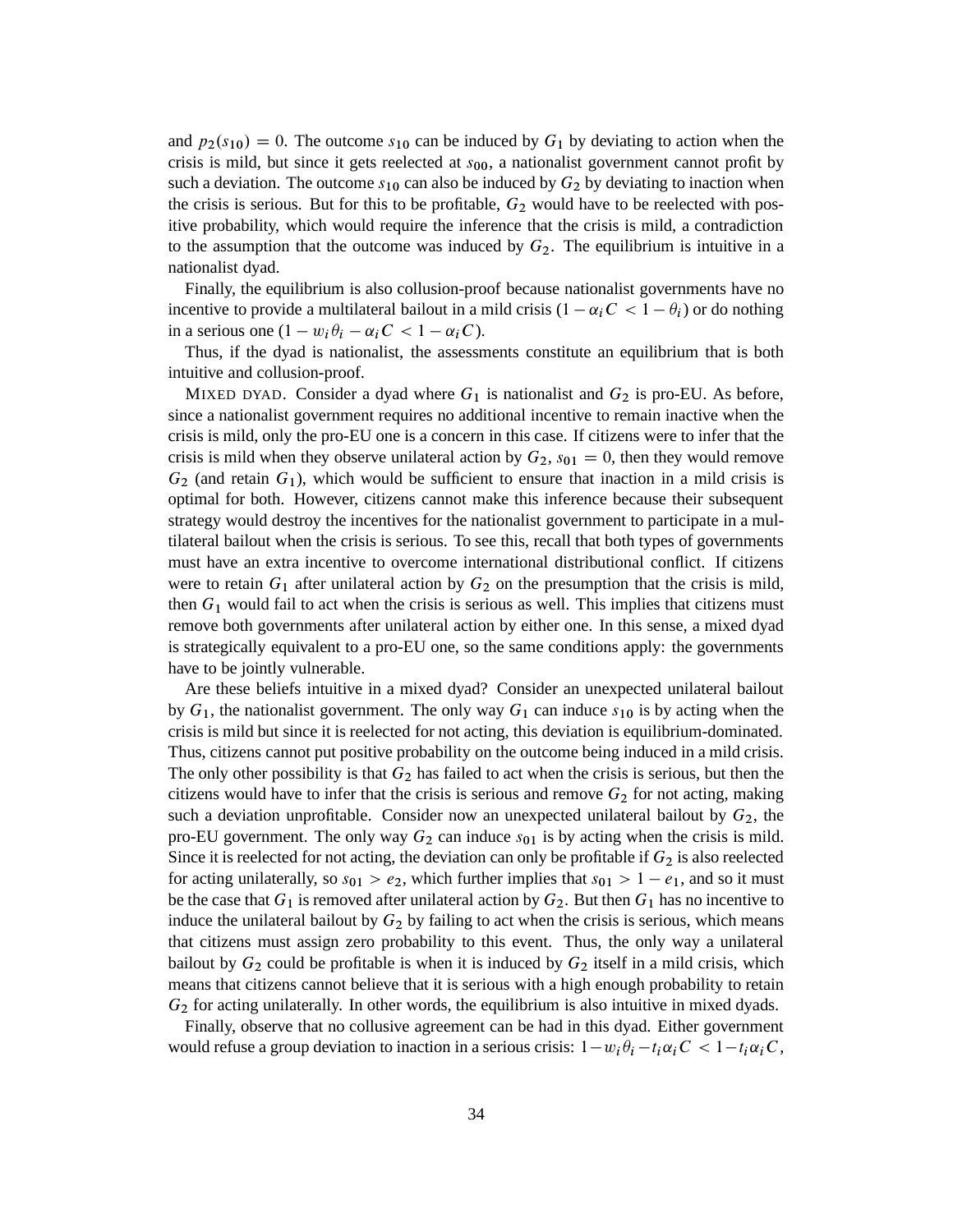and $p_2(s_{10}) = 0$. The outcome $s_{10}$ can be induced by $G_1$ by deviating to action when the crisis is mild, but since it gets reelected at $s_{00}$, a nationalist government cannot profit by such a deviation. The outcome $s_{10}$ can also be induced by $G_2$ by deviating to inaction when the crisis is serious. But for this to be profitable, $G_2$ would have to be reelected with positive probability, which would require the inference that the crisis is mild, a contradiction to the assumption that the outcome was induced by $G_2$. The equilibrium is intuitive in a nationalist dyad.

Finally, the equilibrium is also collusion-proof because nationalist governments have no incentive to provide a multilateral bailout in a mild crisis ($1 - \alpha_i C < 1 - \theta_i$) or do nothing in a serious one ($1 - w_i\theta_i - \alpha_i C < 1 - \alpha_i C$).

Thus, if the dyad is nationalist, the assessments constitute an equilibrium that is both intuitive and collusion-proof.

MIXED DYAD. Consider a dyad where $G_1$ is nationalist and $G_2$ is pro-EU. As before, since a nationalist government requires no additional incentive to remain inactive when the crisis is mild, only the pro-EU one is a concern in this case. If citizens were to infer that the crisis is mild when they observe unilateral action by $G_2$, $s_{01} = 0$, then they would remove $G_2$ (and retain $G_1$), which would be sufficient to ensure that inaction in a mild crisis is optimal for both. However, citizens cannot make this inference because their subsequent strategy would destroy the incentives for the nationalist government to participate in a multilateral bailout when the crisis is serious. To see this, recall that both types of governments must have an extra incentive to overcome international distributional conflict. If citizens were to retain $G_1$ after unilateral action by $G_2$ on the presumption that the crisis is mild, then $G_1$ would fail to act when the crisis is serious as well. This implies that citizens must remove both governments after unilateral action by either one. In this sense, a mixed dyad is strategically equivalent to a pro-EU one, so the same conditions apply: the governments have to be jointly vulnerable.

Are these beliefs intuitive in a mixed dyad? Consider an unexpected unilateral bailout by $G_1$, the nationalist government. The only way $G_1$ can induce $s_{10}$ is by acting when the crisis is mild but since it is reelected for not acting, this deviation is equilibrium-dominated. Thus, citizens cannot put positive probability on the outcome being induced in a mild crisis. The only other possibility is that $G_2$ has failed to act when the crisis is serious, but then the citizens would have to infer that the crisis is serious and remove $G_2$ for not acting, making such a deviation unprofitable. Consider now an unexpected unilateral bailout by $G_2$, the pro-EU government. The only way $G_2$ can induce $s_{01}$ is by acting when the crisis is mild. Since it is reelected for not acting, the deviation can only be profitable if $G_2$ is also reelected for acting unilaterally, so $s_{01} > e_2$, which further implies that $s_{01} > 1 - e_1$, and so it must be the case that $G_1$ is removed after unilateral action by $G_2$. But then $G_1$ has no incentive to induce the unilateral bailout by $G_2$ by failing to act when the crisis is serious, which means that citizens must assign zero probability to this event. Thus, the only way a unilateral bailout by $G_2$ could be profitable is when it is induced by $G_2$ itself in a mild crisis, which means that citizens cannot believe that it is serious with a high enough probability to retain $G_2$ for acting unilaterally. In other words, the equilibrium is also intuitive in mixed dyads.

Finally, observe that no collusive agreement can be had in this dyad. Either government would refuse a group deviation to inaction in a serious crisis: $1 - w_i\theta_i - t_i\alpha_i C < 1 - t_i\alpha_i C$,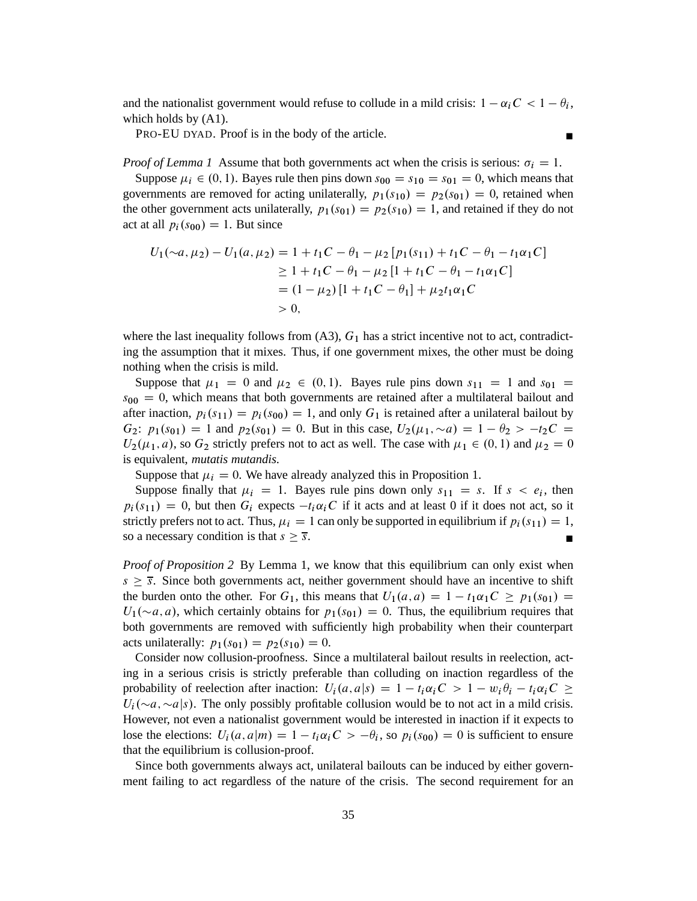and the nationalist government would refuse to collude in a mild crisis: $1 - \alpha_i C < 1 - \theta_i$, which holds by (A1).

PRO-EU DYAD. Proof is in the body of the article. ■

*Proof of Lemma 1* Assume that both governments act when the crisis is serious: $\sigma_i = 1$.

Suppose $\mu_i \in (0, 1)$. Bayes rule then pins down $s_{00} = s_{10} = s_{01} = 0$, which means that governments are removed for acting unilaterally, $p_1(s_{10}) = p_2(s_{01}) = 0$, retained when the other government acts unilaterally, $p_1(s_{01}) = p_2(s_{10}) = 1$, and retained if they do not act at all $p_i(s_{00}) = 1$. But since

$$
\begin{aligned}
U_1(\sim a, \mu_2) - U_1(a, \mu_2) &= 1 + t_1 C - \theta_1 - \mu_2 \left[ p_1(s_{11}) + t_1 C - \theta_1 - t_1 \alpha_1 C \right] \\
&\geq 1 + t_1 C - \theta_1 - \mu_2 \left[ 1 + t_1 C - \theta_1 - t_1 \alpha_1 C \right] \\
&= (1 - \mu_2) \left[ 1 + t_1 C - \theta_1 \right] + \mu_2 t_1 \alpha_1 C \\
&> 0,
\end{aligned}
$$

where the last inequality follows from (A3), $G_1$ has a strict incentive not to act, contradicting the assumption that it mixes. Thus, if one government mixes, the other must be doing nothing when the crisis is mild.

Suppose that $\mu_1 = 0$ and $\mu_2 \in (0, 1)$. Bayes rule pins down $s_{11} = 1$ and $s_{01} = s_{00} = 0$, which means that both governments are retained after a multilateral bailout and after inaction, $p_i(s_{11}) = p_i(s_{00}) = 1$, and only $G_1$ is retained after a unilateral bailout by $G_2$: $p_1(s_{01}) = 1$ and $p_2(s_{01}) = 0$. But in this case, $U_2(\mu_1, \sim a) = 1 - \theta_2 > -t_2 C = U_2(\mu_1, a)$, so $G_2$ strictly prefers not to act as well. The case with $\mu_1 \in (0, 1)$ and $\mu_2 = 0$ is equivalent, *mutatis mutandis*.

Suppose that $\mu_i = 0$. We have already analyzed this in Proposition 1.

Suppose finally that $\mu_i = 1$. Bayes rule pins down only $s_{11} = s$. If $s < e_i$, then $p_i(s_{11}) = 0$, but then $G_i$ expects $-t_i \alpha_i C$ if it acts and at least 0 if it does not act, so it strictly prefers not to act. Thus, $\mu_i = 1$ can only be supported in equilibrium if $p_i(s_{11}) = 1$, so a necessary condition is that $s \geq \overline{s}$. ■

*Proof of Proposition 2* By Lemma 1, we know that this equilibrium can only exist when $s \geq \overline{s}$. Since both governments act, neither government should have an incentive to shift the burden onto the other. For $G_1$, this means that $U_1(a, a) = 1 - t_1 \alpha_1 C \geq p_1(s_{01}) = U_1(\sim a, a)$, which certainly obtains for $p_1(s_{01}) = 0$. Thus, the equilibrium requires that both governments are removed with sufficiently high probability when their counterpart acts unilaterally: $p_1(s_{01}) = p_2(s_{10}) = 0$.

Consider now collusion-proofness. Since a multilateral bailout results in reelection, acting in a serious crisis is strictly preferable than colluding on inaction regardless of the probability of reelection after inaction: $U_i(a, a|s) = 1 - t_i \alpha_i C > 1 - w_i \theta_i - t_i \alpha_i C \geq U_i(\sim a, \sim a|s)$. The only possibly profitable collusion would be to not act in a mild crisis. However, not even a nationalist government would be interested in inaction if it expects to lose the elections: $U_i(a, a|m) = 1 - t_i \alpha_i C > -\theta_i$, so $p_i(s_{00}) = 0$ is sufficient to ensure that the equilibrium is collusion-proof.

Since both governments always act, unilateral bailouts can be induced by either government failing to act regardless of the nature of the crisis. The second requirement for an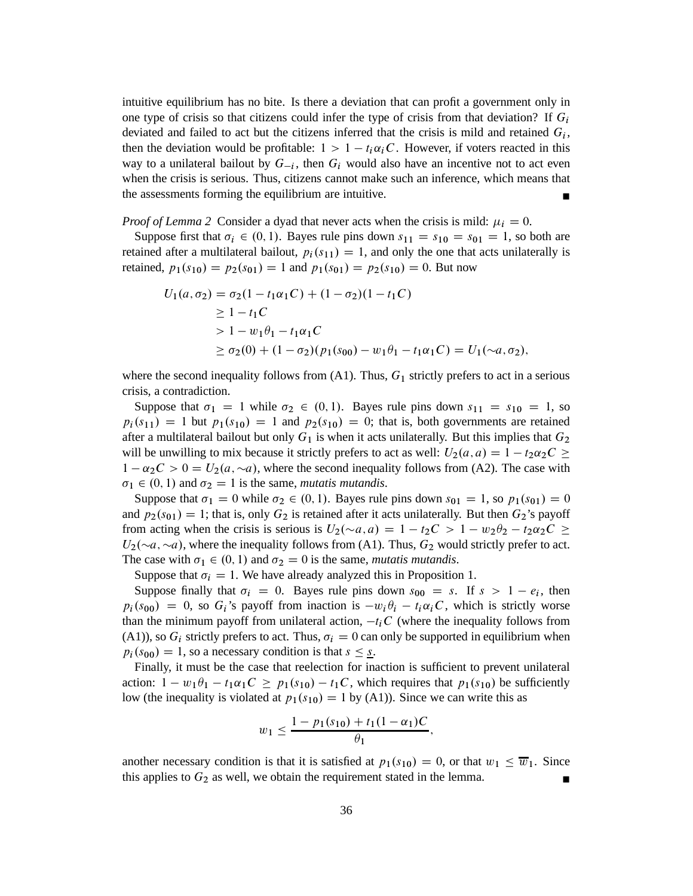intuitive equilibrium has no bite. Is there a deviation that can profit a government only in one type of crisis so that citizens could infer the type of crisis from that deviation? If $G_i$ deviated and failed to act but the citizens inferred that the crisis is mild and retained $G_i$, then the deviation would be profitable: $1 > 1 - t_i \alpha_i C$. However, if voters reacted in this way to a unilateral bailout by $G_{-i}$, then $G_i$ would also have an incentive not to act even when the crisis is serious. Thus, citizens cannot make such an inference, which means that the assessments forming the equilibrium are intuitive. ∎

*Proof of Lemma 2* Consider a dyad that never acts when the crisis is mild: $\mu_i = 0$.

Suppose first that $\sigma_i \in (0, 1)$. Bayes rule pins down $s_{11} = s_{10} = s_{01} = 1$, so both are retained after a multilateral bailout, $p_i(s_{11}) = 1$, and only the one that acts unilaterally is retained, $p_1(s_{10}) = p_2(s_{01}) = 1$ and $p_1(s_{01}) = p_2(s_{10}) = 0$. But now

$$
\begin{aligned}
U_1(a, \sigma_2) &= \sigma_2(1 - t_1\alpha_1 C) + (1 - \sigma_2)(1 - t_1 C) \\
&\geq 1 - t_1 C \\
&> 1 - w_1\theta_1 - t_1\alpha_1 C \\
&\geq \sigma_2(0) + (1 - \sigma_2)(p_1(s_{00}) - w_1\theta_1 - t_1\alpha_1 C) = U_1(\sim\!a, \sigma_2),
\end{aligned}
$$

where the second inequality follows from (A1). Thus, $G_1$ strictly prefers to act in a serious crisis, a contradiction.

Suppose that $\sigma_1 = 1$ while $\sigma_2 \in (0, 1)$. Bayes rule pins down $s_{11} = s_{10} = 1$, so $p_i(s_{11}) = 1$ but $p_1(s_{10}) = 1$ and $p_2(s_{10}) = 0$; that is, both governments are retained after a multilateral bailout but only $G_1$ is when it acts unilaterally. But this implies that $G_2$ will be unwilling to mix because it strictly prefers to act as well: $U_2(a, a) = 1 - t_2\alpha_2 C \geq 1 - \alpha_2 C > 0 = U_2(a, \sim\!a)$, where the second inequality follows from (A2). The case with $\sigma_1 \in (0, 1)$ and $\sigma_2 = 1$ is the same, *mutatis mutandis*.

Suppose that $\sigma_1 = 0$ while $\sigma_2 \in (0, 1)$. Bayes rule pins down $s_{01} = 1$, so $p_1(s_{01}) = 0$ and $p_2(s_{01}) = 1$; that is, only $G_2$ is retained after it acts unilaterally. But then $G_2$'s payoff from acting when the crisis is serious is $U_2(\sim\!a, a) = 1 - t_2 C > 1 - w_2\theta_2 - t_2\alpha_2 C \geq U_2(\sim\!a, \sim\!a)$, where the inequality follows from (A1). Thus, $G_2$ would strictly prefer to act. The case with $\sigma_1 \in (0, 1)$ and $\sigma_2 = 0$ is the same, *mutatis mutandis*.

Suppose that $\sigma_i = 1$. We have already analyzed this in Proposition 1.

Suppose finally that $\sigma_i = 0$. Bayes rule pins down $s_{00} = s$. If $s > 1 - e_i$, then $p_i(s_{00}) = 0$, so $G_i$'s payoff from inaction is $-w_i\theta_i - t_i\alpha_i C$, which is strictly worse than the minimum payoff from unilateral action, $-t_i C$ (where the inequality follows from (A1)), so $G_i$ strictly prefers to act. Thus, $\sigma_i = 0$ can only be supported in equilibrium when $p_i(s_{00}) = 1$, so a necessary condition is that $s \leq \underline{s}$.

Finally, it must be the case that reelection for inaction is sufficient to prevent unilateral action: $1 - w_1\theta_1 - t_1\alpha_1 C \geq p_1(s_{10}) - t_1 C$, which requires that $p_1(s_{10})$ be sufficiently low (the inequality is violated at $p_1(s_{10}) = 1$ by (A1)). Since we can write this as

$$
w_1 \leq \frac{1 - p_1(s_{10}) + t_1(1 - \alpha_1)C}{\theta_1},
$$

another necessary condition is that it is satisfied at $p_1(s_{10}) = 0$, or that $w_1 \leq \overline{w}_1$. Since this applies to $G_2$ as well, we obtain the requirement stated in the lemma. ∎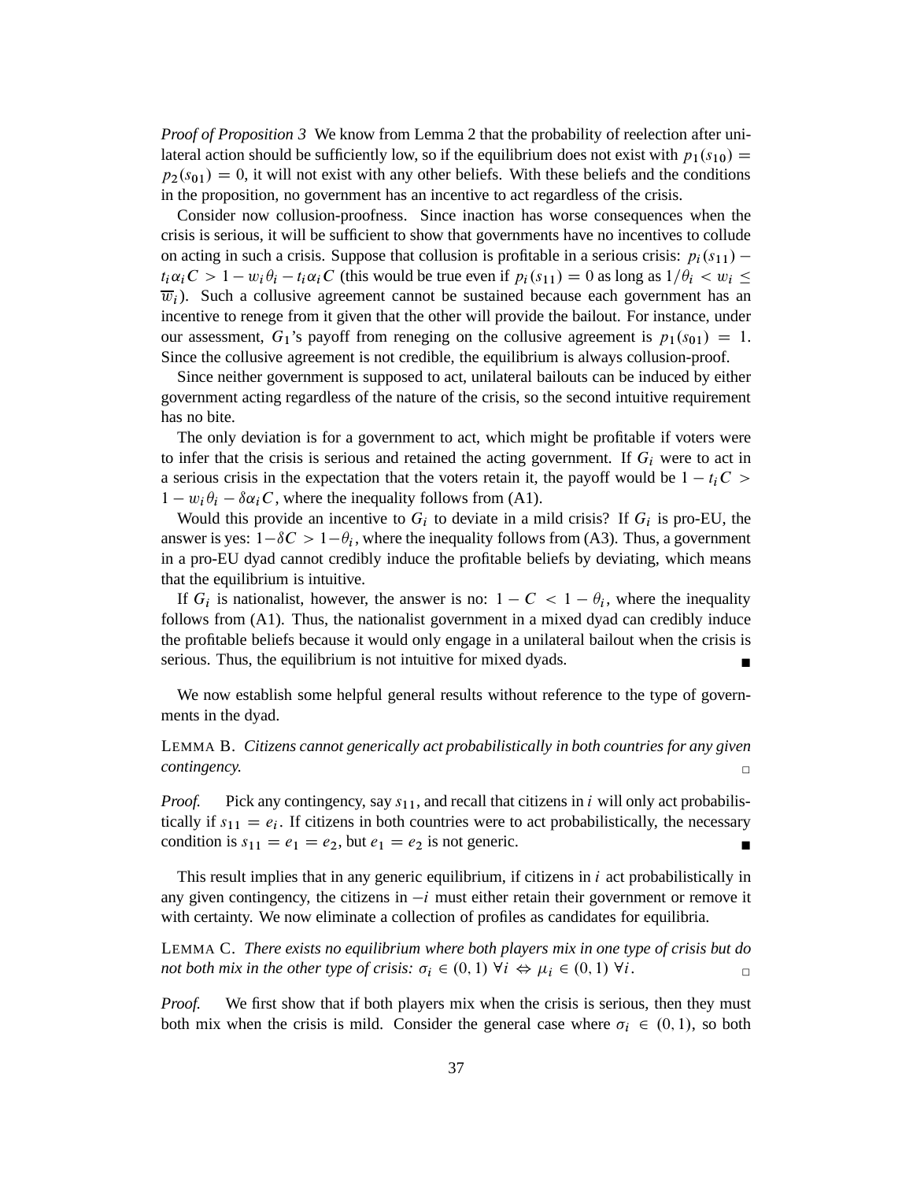*Proof of Proposition 3* We know from Lemma 2 that the probability of reelection after unilateral action should be sufficiently low, so if the equilibrium does not exist with $p_1(s_{10}) = p_2(s_{01}) = 0$, it will not exist with any other beliefs. With these beliefs and the conditions in the proposition, no government has an incentive to act regardless of the crisis.

Consider now collusion-proofness. Since inaction has worse consequences when the crisis is serious, it will be sufficient to show that governments have no incentives to collude on acting in such a crisis. Suppose that collusion is profitable in a serious crisis: $p_i(s_{11}) - t_i \alpha_i C > 1 - w_i \theta_i - t_i \alpha_i C$ (this would be true even if $p_i(s_{11}) = 0$ as long as $1/\theta_i < w_i \leq \overline{w}_i$). Such a collusive agreement cannot be sustained because each government has an incentive to renege from it given that the other will provide the bailout. For instance, under our assessment, $G_1$'s payoff from reneging on the collusive agreement is $p_1(s_{01}) = 1$. Since the collusive agreement is not credible, the equilibrium is always collusion-proof.

Since neither government is supposed to act, unilateral bailouts can be induced by either government acting regardless of the nature of the crisis, so the second intuitive requirement has no bite.

The only deviation is for a government to act, which might be profitable if voters were to infer that the crisis is serious and retained the acting government. If $G_i$ were to act in a serious crisis in the expectation that the voters retain it, the payoff would be $1 - t_i C > 1 - w_i \theta_i - \delta \alpha_i C$, where the inequality follows from (A1).

Would this provide an incentive to $G_i$ to deviate in a mild crisis? If $G_i$ is pro-EU, the answer is yes: $1 - \delta C > 1 - \theta_i$, where the inequality follows from (A3). Thus, a government in a pro-EU dyad cannot credibly induce the profitable beliefs by deviating, which means that the equilibrium is intuitive.

If $G_i$ is nationalist, however, the answer is no: $1 - C < 1 - \theta_i$, where the inequality follows from (A1). Thus, the nationalist government in a mixed dyad can credibly induce the profitable beliefs because it would only engage in a unilateral bailout when the crisis is serious. Thus, the equilibrium is not intuitive for mixed dyads. ∎

We now establish some helpful general results without reference to the type of governments in the dyad.

LEMMA B. *Citizens cannot generically act probabilistically in both countries for any given contingency.* □

*Proof.* Pick any contingency, say $s_{11}$, and recall that citizens in $i$ will only act probabilistically if $s_{11} = e_i$. If citizens in both countries were to act probabilistically, the necessary condition is $s_{11} = e_1 = e_2$, but $e_1 = e_2$ is not generic. ∎

This result implies that in any generic equilibrium, if citizens in $i$ act probabilistically in any given contingency, the citizens in $-i$ must either retain their government or remove it with certainty. We now eliminate a collection of profiles as candidates for equilibria.

LEMMA C. *There exists no equilibrium where both players mix in one type of crisis but do not both mix in the other type of crisis:* $\sigma_i \in (0, 1)\ \forall i \Leftrightarrow \mu_i \in (0, 1)\ \forall i$. □

*Proof.* We first show that if both players mix when the crisis is serious, then they must both mix when the crisis is mild. Consider the general case where $\sigma_i \in (0, 1)$, so both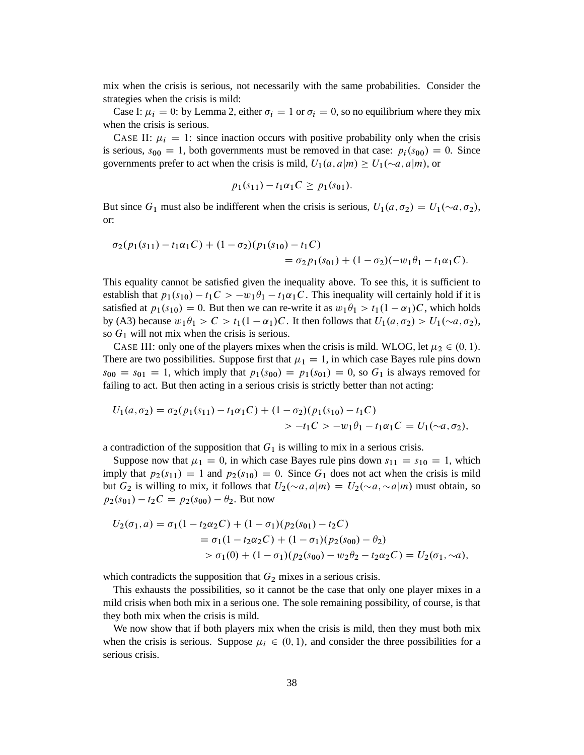mix when the crisis is serious, not necessarily with the same probabilities. Consider the strategies when the crisis is mild:

Case I: $\mu_i = 0$: by Lemma 2, either $\sigma_i = 1$ or $\sigma_i = 0$, so no equilibrium where they mix when the crisis is serious.

CASE II: $\mu_i = 1$: since inaction occurs with positive probability only when the crisis is serious, $s_{00} = 1$, both governments must be removed in that case: $p_i(s_{00}) = 0$. Since governments prefer to act when the crisis is mild, $U_1(a, a|m) \geq U_1(\sim a, a|m)$, or

$$p_1(s_{11}) - t_1\alpha_1 C \geq p_1(s_{01}).$$

But since $G_1$ must also be indifferent when the crisis is serious, $U_1(a, \sigma_2) = U_1(\sim a, \sigma_2)$, or:

$$\begin{aligned}\sigma_2(p_1(s_{11}) - t_1\alpha_1 C) + (1 - \sigma_2)(p_1(s_{10}) - t_1 C) \\ = \sigma_2 p_1(s_{01}) + (1 - \sigma_2)(-w_1\theta_1 - t_1\alpha_1 C).\end{aligned}$$

This equality cannot be satisfied given the inequality above. To see this, it is sufficient to establish that $p_1(s_{10}) - t_1 C > -w_1\theta_1 - t_1\alpha_1 C$. This inequality will certainly hold if it is satisfied at $p_1(s_{10}) = 0$. But then we can re-write it as $w_1\theta_1 > t_1(1 - \alpha_1)C$, which holds by (A3) because $w_1\theta_1 > C > t_1(1 - \alpha_1)C$. It then follows that $U_1(a, \sigma_2) > U_1(\sim a, \sigma_2)$, so $G_1$ will not mix when the crisis is serious.

CASE III: only one of the players mixes when the crisis is mild. WLOG, let $\mu_2 \in (0, 1)$. There are two possibilities. Suppose first that $\mu_1 = 1$, in which case Bayes rule pins down $s_{00} = s_{01} = 1$, which imply that $p_1(s_{00}) = p_1(s_{01}) = 0$, so $G_1$ is always removed for failing to act. But then acting in a serious crisis is strictly better than not acting:

$$\begin{aligned}U_1(a, \sigma_2) = \sigma_2(p_1(s_{11}) - t_1\alpha_1 C) + (1 - \sigma_2)(p_1(s_{10}) - t_1 C) \\ > -t_1 C > -w_1\theta_1 - t_1\alpha_1 C = U_1(\sim a, \sigma_2),\end{aligned}$$

a contradiction of the supposition that $G_1$ is willing to mix in a serious crisis.

Suppose now that $\mu_1 = 0$, in which case Bayes rule pins down $s_{11} = s_{10} = 1$, which imply that $p_2(s_{11}) = 1$ and $p_2(s_{10}) = 0$. Since $G_1$ does not act when the crisis is mild but $G_2$ is willing to mix, it follows that $U_2(\sim a, a|m) = U_2(\sim a, \sim a|m)$ must obtain, so $p_2(s_{01}) - t_2 C = p_2(s_{00}) - \theta_2$. But now

$$\begin{aligned}U_2(\sigma_1, a) &= \sigma_1(1 - t_2\alpha_2 C) + (1 - \sigma_1)(p_2(s_{01}) - t_2 C) \\ &= \sigma_1(1 - t_2\alpha_2 C) + (1 - \sigma_1)(p_2(s_{00}) - \theta_2) \\ &> \sigma_1(0) + (1 - \sigma_1)(p_2(s_{00}) - w_2\theta_2 - t_2\alpha_2 C) = U_2(\sigma_1, \sim a),\end{aligned}$$

which contradicts the supposition that $G_2$ mixes in a serious crisis.

This exhausts the possibilities, so it cannot be the case that only one player mixes in a mild crisis when both mix in a serious one. The sole remaining possibility, of course, is that they both mix when the crisis is mild.

We now show that if both players mix when the crisis is mild, then they must both mix when the crisis is serious. Suppose $\mu_i \in (0, 1)$, and consider the three possibilities for a serious crisis.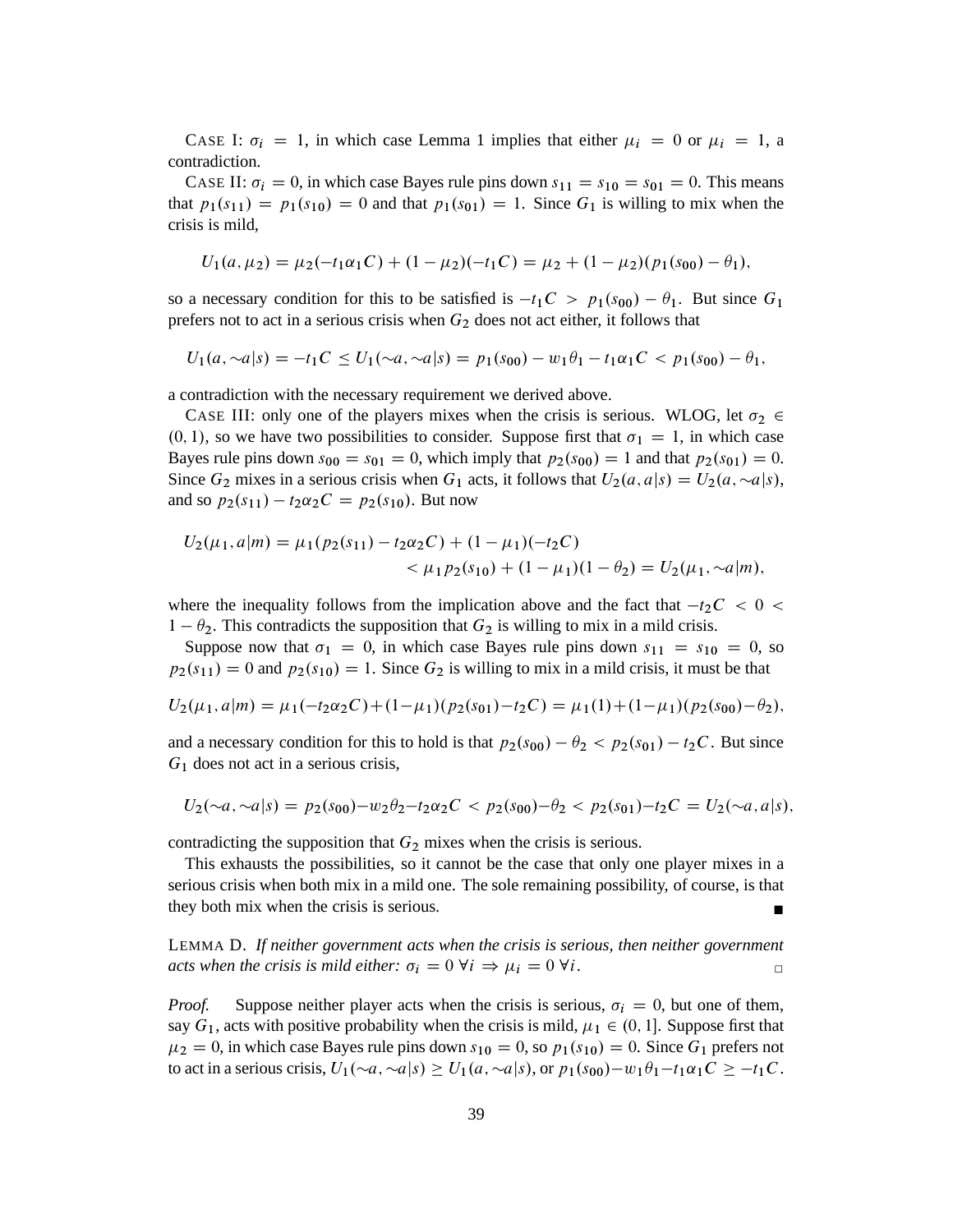CASE I: $\sigma_i = 1$, in which case Lemma 1 implies that either $\mu_i = 0$ or $\mu_i = 1$, a contradiction.

CASE II: $\sigma_i = 0$, in which case Bayes rule pins down $s_{11} = s_{10} = s_{01} = 0$. This means that $p_1(s_{11}) = p_1(s_{10}) = 0$ and that $p_1(s_{01}) = 1$. Since $G_1$ is willing to mix when the crisis is mild,

$$U_1(a, \mu_2) = \mu_2(-t_1\alpha_1 C) + (1 - \mu_2)(-t_1 C) = \mu_2 + (1 - \mu_2)(p_1(s_{00}) - \theta_1),$$

so a necessary condition for this to be satisfied is $-t_1 C > p_1(s_{00}) - \theta_1$. But since $G_1$ prefers not to act in a serious crisis when $G_2$ does not act either, it follows that

$$U_1(a, \sim a|s) = -t_1 C \leq U_1(\sim a, \sim a|s) = p_1(s_{00}) - w_1\theta_1 - t_1\alpha_1 C < p_1(s_{00}) - \theta_1,$$

a contradiction with the necessary requirement we derived above.

CASE III: only one of the players mixes when the crisis is serious. WLOG, let $\sigma_2 \in (0, 1)$, so we have two possibilities to consider. Suppose first that $\sigma_1 = 1$, in which case Bayes rule pins down $s_{00} = s_{01} = 0$, which imply that $p_2(s_{00}) = 1$ and that $p_2(s_{01}) = 0$. Since $G_2$ mixes in a serious crisis when $G_1$ acts, it follows that $U_2(a, a|s) = U_2(a, \sim a|s)$, and so $p_2(s_{11}) - t_2\alpha_2 C = p_2(s_{10})$. But now

$$\begin{aligned} U_2(\mu_1, a|m) &= \mu_1(p_2(s_{11}) - t_2\alpha_2 C) + (1 - \mu_1)(-t_2 C) \\ &< \mu_1 p_2(s_{10}) + (1 - \mu_1)(1 - \theta_2) = U_2(\mu_1, \sim a|m), \end{aligned}$$

where the inequality follows from the implication above and the fact that $-t_2 C < 0 < 1 - \theta_2$. This contradicts the supposition that $G_2$ is willing to mix in a mild crisis.

Suppose now that $\sigma_1 = 0$, in which case Bayes rule pins down $s_{11} = s_{10} = 0$, so $p_2(s_{11}) = 0$ and $p_2(s_{10}) = 1$. Since $G_2$ is willing to mix in a mild crisis, it must be that

$$U_2(\mu_1, a|m) = \mu_1(-t_2\alpha_2 C) + (1 - \mu_1)(p_2(s_{01}) - t_2 C) = \mu_1(1) + (1 - \mu_1)(p_2(s_{00}) - \theta_2),$$

and a necessary condition for this to hold is that $p_2(s_{00}) - \theta_2 < p_2(s_{01}) - t_2 C$. But since $G_1$ does not act in a serious crisis,

$$U_2(\sim a, \sim a|s) = p_2(s_{00}) - w_2\theta_2 - t_2\alpha_2 C < p_2(s_{00}) - \theta_2 < p_2(s_{01}) - t_2 C = U_2(\sim a, a|s),$$

contradicting the supposition that $G_2$ mixes when the crisis is serious.

This exhausts the possibilities, so it cannot be the case that only one player mixes in a serious crisis when both mix in a mild one. The sole remaining possibility, of course, is that they both mix when the crisis is serious. ∎

LEMMA D. *If neither government acts when the crisis is serious, then neither government acts when the crisis is mild either:* $\sigma_i = 0\ \forall i \Rightarrow \mu_i = 0\ \forall i$. □

*Proof.* Suppose neither player acts when the crisis is serious, $\sigma_i = 0$, but one of them, say $G_1$, acts with positive probability when the crisis is mild, $\mu_1 \in (0, 1]$. Suppose first that $\mu_2 = 0$, in which case Bayes rule pins down $s_{10} = 0$, so $p_1(s_{10}) = 0$. Since $G_1$ prefers not to act in a serious crisis, $U_1(\sim a, \sim a|s) \geq U_1(a, \sim a|s)$, or $p_1(s_{00}) - w_1\theta_1 - t_1\alpha_1 C \geq -t_1 C$.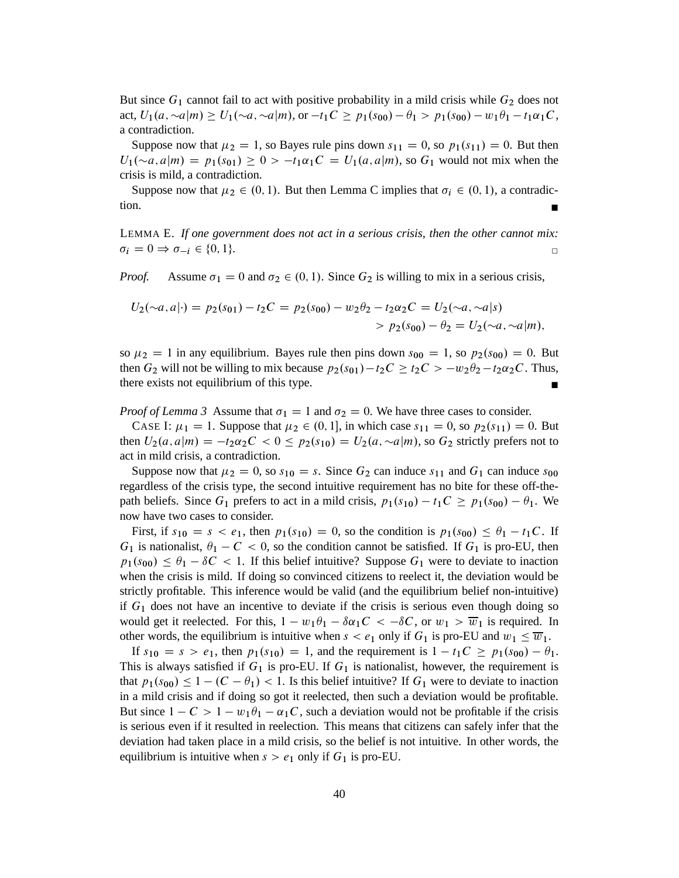But since $G_1$ cannot fail to act with positive probability in a mild crisis while $G_2$ does not act, $U_1(a, \sim a|m) \geq U_1(\sim a, \sim a|m)$, or $-t_1 C \geq p_1(s_{00}) - \theta_1 > p_1(s_{00}) - w_1\theta_1 - t_1\alpha_1 C$, a contradiction.

Suppose now that $\mu_2 = 1$, so Bayes rule pins down $s_{11} = 0$, so $p_1(s_{11}) = 0$. But then $U_1(\sim a, a|m) = p_1(s_{01}) \geq 0 > -t_1\alpha_1 C = U_1(a, a|m)$, so $G_1$ would not mix when the crisis is mild, a contradiction.

Suppose now that $\mu_2 \in (0, 1)$. But then Lemma C implies that $\sigma_i \in (0, 1)$, a contradiction. ∎

LEMMA E. *If one government does not act in a serious crisis, then the other cannot mix:* $\sigma_i = 0 \Rightarrow \sigma_{-i} \in \{0, 1\}$. □

*Proof.* Assume $\sigma_1 = 0$ and $\sigma_2 \in (0, 1)$. Since $G_2$ is willing to mix in a serious crisis,

$$U_2(\sim a, a|\cdot) = p_2(s_{01}) - t_2 C = p_2(s_{00}) - w_2\theta_2 - t_2\alpha_2 C = U_2(\sim a, \sim a|s)$$
$$> p_2(s_{00}) - \theta_2 = U_2(\sim a, \sim a|m),$$

so $\mu_2 = 1$ in any equilibrium. Bayes rule then pins down $s_{00} = 1$, so $p_2(s_{00}) = 0$. But then $G_2$ will not be willing to mix because $p_2(s_{01}) - t_2 C \geq t_2 C > -w_2\theta_2 - t_2\alpha_2 C$. Thus, there exists not equilibrium of this type. ∎

*Proof of Lemma 3* Assume that $\sigma_1 = 1$ and $\sigma_2 = 0$. We have three cases to consider.

CASE I: $\mu_1 = 1$. Suppose that $\mu_2 \in (0, 1]$, in which case $s_{11} = 0$, so $p_2(s_{11}) = 0$. But then $U_2(a, a|m) = -t_2\alpha_2 C < 0 \leq p_2(s_{10}) = U_2(a, \sim a|m)$, so $G_2$ strictly prefers not to act in mild crisis, a contradiction.

Suppose now that $\mu_2 = 0$, so $s_{10} = s$. Since $G_2$ can induce $s_{11}$ and $G_1$ can induce $s_{00}$ regardless of the crisis type, the second intuitive requirement has no bite for these off-the-path beliefs. Since $G_1$ prefers to act in a mild crisis, $p_1(s_{10}) - t_1 C \geq p_1(s_{00}) - \theta_1$. We now have two cases to consider.

First, if $s_{10} = s < e_1$, then $p_1(s_{10}) = 0$, so the condition is $p_1(s_{00}) \leq \theta_1 - t_1 C$. If $G_1$ is nationalist, $\theta_1 - C < 0$, so the condition cannot be satisfied. If $G_1$ is pro-EU, then $p_1(s_{00}) \leq \theta_1 - \delta C < 1$. If this belief intuitive? Suppose $G_1$ were to deviate to inaction when the crisis is mild. If doing so convinced citizens to reelect it, the deviation would be strictly profitable. This inference would be valid (and the equilibrium belief non-intuitive) if $G_1$ does not have an incentive to deviate if the crisis is serious even though doing so would get it reelected. For this, $1 - w_1\theta_1 - \delta\alpha_1 C < -\delta C$, or $w_1 > \overline{w}_1$ is required. In other words, the equilibrium is intuitive when $s < e_1$ only if $G_1$ is pro-EU and $w_1 \leq \overline{w}_1$.

If $s_{10} = s > e_1$, then $p_1(s_{10}) = 1$, and the requirement is $1 - t_1 C \geq p_1(s_{00}) - \theta_1$. This is always satisfied if $G_1$ is pro-EU. If $G_1$ is nationalist, however, the requirement is that $p_1(s_{00}) \leq 1 - (C - \theta_1) < 1$. Is this belief intuitive? If $G_1$ were to deviate to inaction in a mild crisis and if doing so got it reelected, then such a deviation would be profitable. But since $1 - C > 1 - w_1\theta_1 - \alpha_1 C$, such a deviation would not be profitable if the crisis is serious even if it resulted in reelection. This means that citizens can safely infer that the deviation had taken place in a mild crisis, so the belief is not intuitive. In other words, the equilibrium is intuitive when $s > e_1$ only if $G_1$ is pro-EU.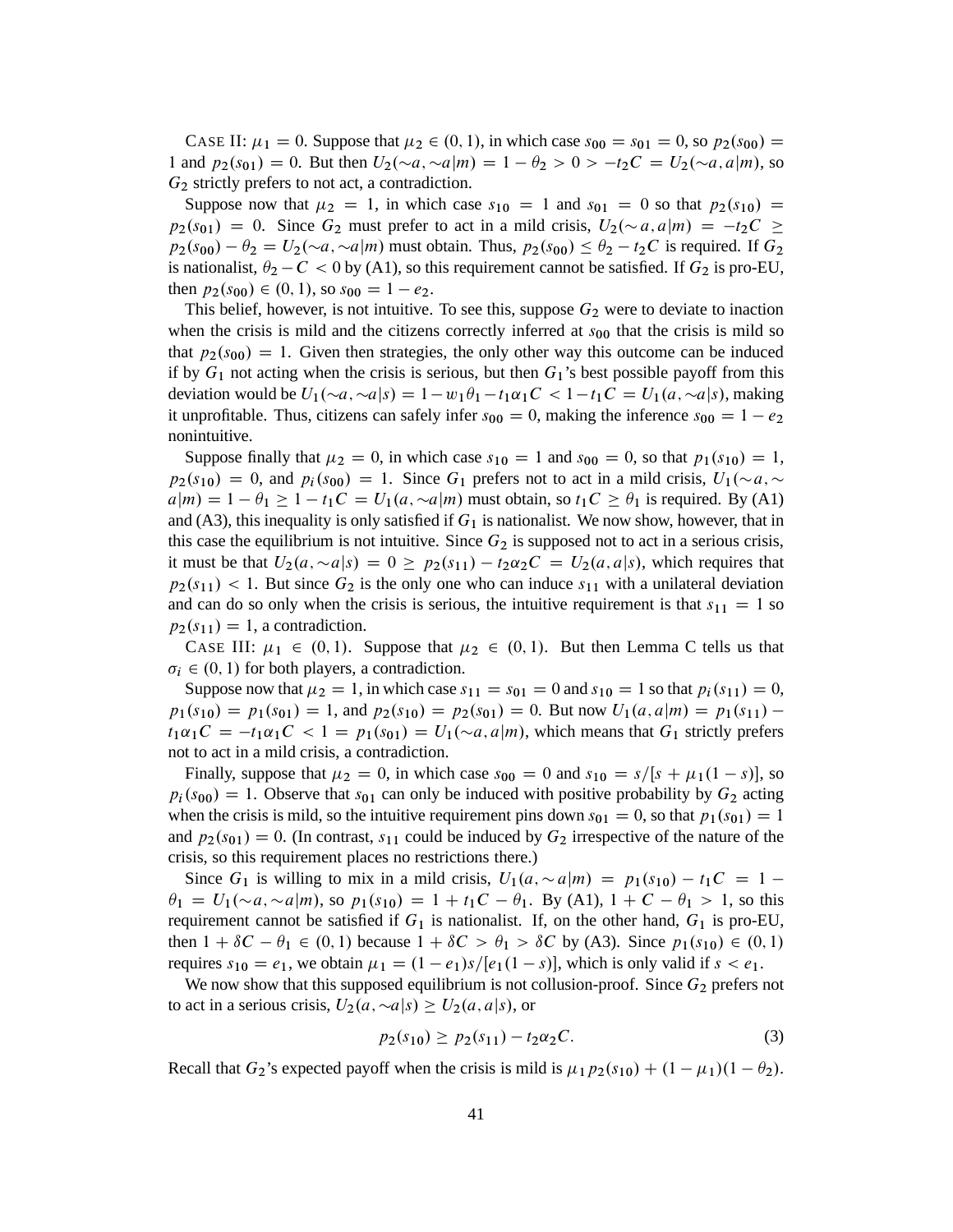CASE II: $\mu_1 = 0$. Suppose that $\mu_2 \in (0, 1)$, in which case $s_{00} = s_{01} = 0$, so $p_2(s_{00}) = 1$ and $p_2(s_{01}) = 0$. But then $U_2(\sim a, \sim a|m) = 1 - \theta_2 > 0 > -t_2 C = U_2(\sim a, a|m)$, so $G_2$ strictly prefers to not act, a contradiction.

Suppose now that $\mu_2 = 1$, in which case $s_{10} = 1$ and $s_{01} = 0$ so that $p_2(s_{10}) = p_2(s_{01}) = 0$. Since $G_2$ must prefer to act in a mild crisis, $U_2(\sim a, a|m) = -t_2 C \geq p_2(s_{00}) - \theta_2 = U_2(\sim a, \sim a|m)$ must obtain. Thus, $p_2(s_{00}) \leq \theta_2 - t_2 C$ is required. If $G_2$ is nationalist, $\theta_2 - C < 0$ by (A1), so this requirement cannot be satisfied. If $G_2$ is pro-EU, then $p_2(s_{00}) \in (0, 1)$, so $s_{00} = 1 - e_2$.

This belief, however, is not intuitive. To see this, suppose $G_2$ were to deviate to inaction when the crisis is mild and the citizens correctly inferred at $s_{00}$ that the crisis is mild so that $p_2(s_{00}) = 1$. Given then strategies, the only other way this outcome can be induced if by $G_1$ not acting when the crisis is serious, but then $G_1$'s best possible payoff from this deviation would be $U_1(\sim a, \sim a|s) = 1 - w_1\theta_1 - t_1\alpha_1 C < 1 - t_1 C = U_1(a, \sim a|s)$, making it unprofitable. Thus, citizens can safely infer $s_{00} = 0$, making the inference $s_{00} = 1 - e_2$ nonintuitive.

Suppose finally that $\mu_2 = 0$, in which case $s_{10} = 1$ and $s_{00} = 0$, so that $p_1(s_{10}) = 1$, $p_2(s_{10}) = 0$, and $p_i(s_{00}) = 1$. Since $G_1$ prefers not to act in a mild crisis, $U_1(\sim a, \sim a|m) = 1 - \theta_1 \geq 1 - t_1 C = U_1(a, \sim a|m)$ must obtain, so $t_1 C \geq \theta_1$ is required. By (A1) and (A3), this inequality is only satisfied if $G_1$ is nationalist. We now show, however, that in this case the equilibrium is not intuitive. Since $G_2$ is supposed not to act in a serious crisis, it must be that $U_2(a, \sim a|s) = 0 \geq p_2(s_{11}) - t_2\alpha_2 C = U_2(a, a|s)$, which requires that $p_2(s_{11}) < 1$. But since $G_2$ is the only one who can induce $s_{11}$ with a unilateral deviation and can do so only when the crisis is serious, the intuitive requirement is that $s_{11} = 1$ so $p_2(s_{11}) = 1$, a contradiction.

CASE III: $\mu_1 \in (0, 1)$. Suppose that $\mu_2 \in (0, 1)$. But then Lemma C tells us that $\sigma_i \in (0, 1)$ for both players, a contradiction.

Suppose now that $\mu_2 = 1$, in which case $s_{11} = s_{01} = 0$ and $s_{10} = 1$ so that $p_i(s_{11}) = 0$, $p_1(s_{10}) = p_1(s_{01}) = 1$, and $p_2(s_{10}) = p_2(s_{01}) = 0$. But now $U_1(a, a|m) = p_1(s_{11}) - t_1\alpha_1 C = -t_1\alpha_1 C < 1 = p_1(s_{01}) = U_1(\sim a, a|m)$, which means that $G_1$ strictly prefers not to act in a mild crisis, a contradiction.

Finally, suppose that $\mu_2 = 0$, in which case $s_{00} = 0$ and $s_{10} = s/[s + \mu_1(1 - s)]$, so $p_i(s_{00}) = 1$. Observe that $s_{01}$ can only be induced with positive probability by $G_2$ acting when the crisis is mild, so the intuitive requirement pins down $s_{01} = 0$, so that $p_1(s_{01}) = 1$ and $p_2(s_{01}) = 0$. (In contrast, $s_{11}$ could be induced by $G_2$ irrespective of the nature of the crisis, so this requirement places no restrictions there.)

Since $G_1$ is willing to mix in a mild crisis, $U_1(a, \sim a|m) = p_1(s_{10}) - t_1 C = 1 - \theta_1 = U_1(\sim a, \sim a|m)$, so $p_1(s_{10}) = 1 + t_1 C - \theta_1$. By (A1), $1 + C - \theta_1 > 1$, so this requirement cannot be satisfied if $G_1$ is nationalist. If, on the other hand, $G_1$ is pro-EU, then $1 + \delta C - \theta_1 \in (0, 1)$ because $1 + \delta C > \theta_1 > \delta C$ by (A3). Since $p_1(s_{10}) \in (0, 1)$ requires $s_{10} = e_1$, we obtain $\mu_1 = (1 - e_1)s/[e_1(1 - s)]$, which is only valid if $s < e_1$.

We now show that this supposed equilibrium is not collusion-proof. Since $G_2$ prefers not to act in a serious crisis, $U_2(a, \sim a|s) \geq U_2(a, a|s)$, or

$$p_2(s_{10}) \geq p_2(s_{11}) - t_2\alpha_2 C. \tag{3}$$

Recall that $G_2$'s expected payoff when the crisis is mild is $\mu_1 p_2(s_{10}) + (1 - \mu_1)(1 - \theta_2)$.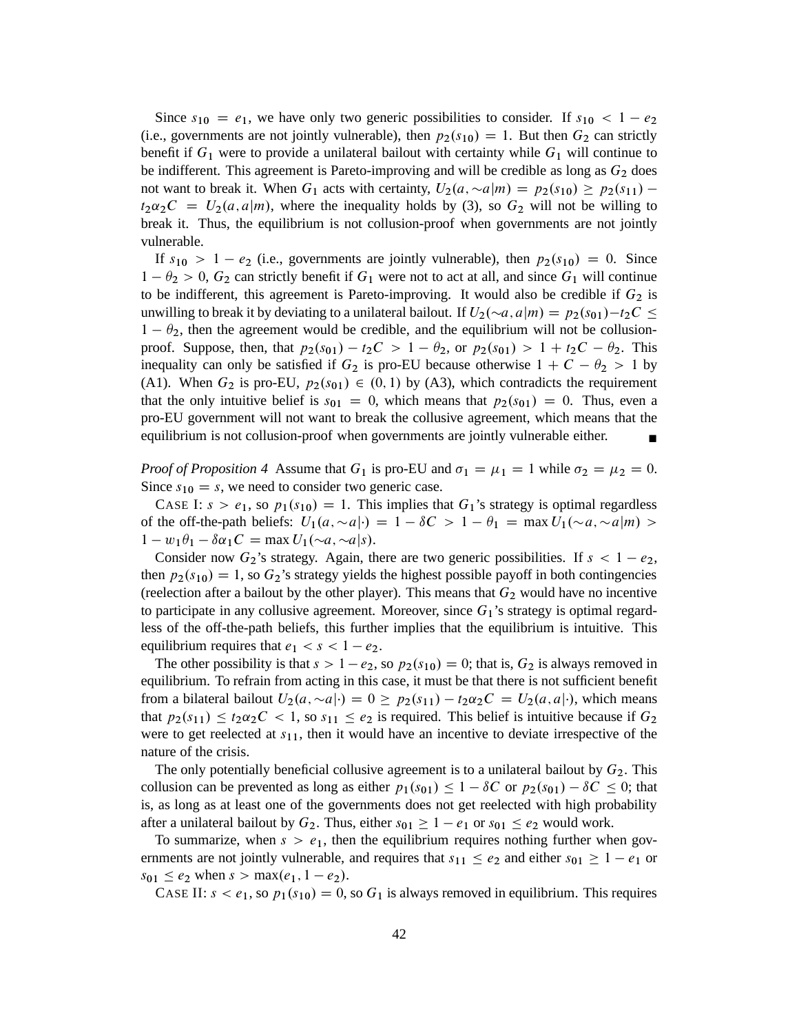Since $s_{10} = e_1$, we have only two generic possibilities to consider. If $s_{10} < 1 - e_2$ (i.e., governments are not jointly vulnerable), then $p_2(s_{10}) = 1$. But then $G_2$ can strictly benefit if $G_1$ were to provide a unilateral bailout with certainty while $G_1$ will continue to be indifferent. This agreement is Pareto-improving and will be credible as long as $G_2$ does not want to break it. When $G_1$ acts with certainty, $U_2(a, \sim a|m) = p_2(s_{10}) \geq p_2(s_{11}) - t_2\alpha_2 C = U_2(a, a|m)$, where the inequality holds by (3), so $G_2$ will not be willing to break it. Thus, the equilibrium is not collusion-proof when governments are not jointly vulnerable.

If $s_{10} > 1 - e_2$ (i.e., governments are jointly vulnerable), then $p_2(s_{10}) = 0$. Since $1 - \theta_2 > 0$, $G_2$ can strictly benefit if $G_1$ were not to act at all, and since $G_1$ will continue to be indifferent, this agreement is Pareto-improving. It would also be credible if $G_2$ is unwilling to break it by deviating to a unilateral bailout. If $U_2(\sim a, a|m) = p_2(s_{01}) - t_2 C \leq 1 - \theta_2$, then the agreement would be credible, and the equilibrium will not be collusion-proof. Suppose, then, that $p_2(s_{01}) - t_2 C > 1 - \theta_2$, or $p_2(s_{01}) > 1 + t_2 C - \theta_2$. This inequality can only be satisfied if $G_2$ is pro-EU because otherwise $1 + C - \theta_2 > 1$ by (A1). When $G_2$ is pro-EU, $p_2(s_{01}) \in (0, 1)$ by (A3), which contradicts the requirement that the only intuitive belief is $s_{01} = 0$, which means that $p_2(s_{01}) = 0$. Thus, even a pro-EU government will not want to break the collusive agreement, which means that the equilibrium is not collusion-proof when governments are jointly vulnerable either. ∎

*Proof of Proposition 4* Assume that $G_1$ is pro-EU and $\sigma_1 = \mu_1 = 1$ while $\sigma_2 = \mu_2 = 0$. Since $s_{10} = s$, we need to consider two generic case.

CASE I: $s > e_1$, so $p_1(s_{10}) = 1$. This implies that $G_1$'s strategy is optimal regardless of the off-the-path beliefs: $U_1(a, \sim a|\cdot) = 1 - \delta C > 1 - \theta_1 = \max U_1(\sim a, \sim a|m) > 1 - w_1\theta_1 - \delta\alpha_1 C = \max U_1(\sim a, \sim a|s)$.

Consider now $G_2$'s strategy. Again, there are two generic possibilities. If $s < 1 - e_2$, then $p_2(s_{10}) = 1$, so $G_2$'s strategy yields the highest possible payoff in both contingencies (reelection after a bailout by the other player). This means that $G_2$ would have no incentive to participate in any collusive agreement. Moreover, since $G_1$'s strategy is optimal regardless of the off-the-path beliefs, this further implies that the equilibrium is intuitive. This equilibrium requires that $e_1 < s < 1 - e_2$.

The other possibility is that $s > 1 - e_2$, so $p_2(s_{10}) = 0$; that is, $G_2$ is always removed in equilibrium. To refrain from acting in this case, it must be that there is not sufficient benefit from a bilateral bailout $U_2(a, \sim a|\cdot) = 0 \geq p_2(s_{11}) - t_2\alpha_2 C = U_2(a, a|\cdot)$, which means that $p_2(s_{11}) \leq t_2\alpha_2 C < 1$, so $s_{11} \leq e_2$ is required. This belief is intuitive because if $G_2$ were to get reelected at $s_{11}$, then it would have an incentive to deviate irrespective of the nature of the crisis.

The only potentially beneficial collusive agreement is to a unilateral bailout by $G_2$. This collusion can be prevented as long as either $p_1(s_{01}) \leq 1 - \delta C$ or $p_2(s_{01}) - \delta C \leq 0$; that is, as long as at least one of the governments does not get reelected with high probability after a unilateral bailout by $G_2$. Thus, either $s_{01} \geq 1 - e_1$ or $s_{01} \leq e_2$ would work.

To summarize, when $s > e_1$, then the equilibrium requires nothing further when governments are not jointly vulnerable, and requires that $s_{11} \leq e_2$ and either $s_{01} \geq 1 - e_1$ or $s_{01} \leq e_2$ when $s > \max(e_1, 1 - e_2)$.

CASE II: $s < e_1$, so $p_1(s_{10}) = 0$, so $G_1$ is always removed in equilibrium. This requires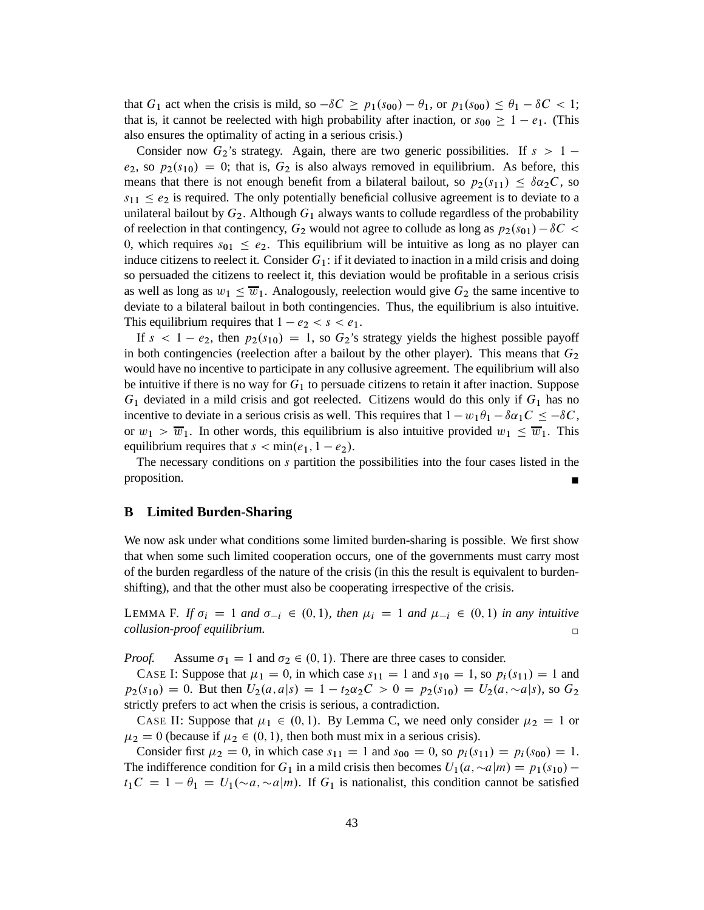that $G_1$ act when the crisis is mild, so $-\delta C \geq p_1(s_{00}) - \theta_1$, or $p_1(s_{00}) \leq \theta_1 - \delta C < 1$; that is, it cannot be reelected with high probability after inaction, or $s_{00} \geq 1 - e_1$. (This also ensures the optimality of acting in a serious crisis.)

Consider now $G_2$'s strategy. Again, there are two generic possibilities. If $s > 1 - e_2$, so $p_2(s_{10}) = 0$; that is, $G_2$ is also always removed in equilibrium. As before, this means that there is not enough benefit from a bilateral bailout, so $p_2(s_{11}) \leq \delta \alpha_2 C$, so $s_{11} \leq e_2$ is required. The only potentially beneficial collusive agreement is to deviate to a unilateral bailout by $G_2$. Although $G_1$ always wants to collude regardless of the probability of reelection in that contingency, $G_2$ would not agree to collude as long as $p_2(s_{01}) - \delta C < 0$, which requires $s_{01} \leq e_2$. This equilibrium will be intuitive as long as no player can induce citizens to reelect it. Consider $G_1$: if it deviated to inaction in a mild crisis and doing so persuaded the citizens to reelect it, this deviation would be profitable in a serious crisis as well as long as $w_1 \leq \overline{w}_1$. Analogously, reelection would give $G_2$ the same incentive to deviate to a bilateral bailout in both contingencies. Thus, the equilibrium is also intuitive. This equilibrium requires that $1 - e_2 < s < e_1$.

If $s < 1 - e_2$, then $p_2(s_{10}) = 1$, so $G_2$'s strategy yields the highest possible payoff in both contingencies (reelection after a bailout by the other player). This means that $G_2$ would have no incentive to participate in any collusive agreement. The equilibrium will also be intuitive if there is no way for $G_1$ to persuade citizens to retain it after inaction. Suppose $G_1$ deviated in a mild crisis and got reelected. Citizens would do this only if $G_1$ has no incentive to deviate in a serious crisis as well. This requires that $1 - w_1\theta_1 - \delta\alpha_1 C \leq -\delta C$, or $w_1 > \overline{w}_1$. In other words, this equilibrium is also intuitive provided $w_1 \leq \overline{w}_1$. This equilibrium requires that $s < \min(e_1, 1 - e_2)$.

The necessary conditions on $s$ partition the possibilities into the four cases listed in the proposition. ∎

## B Limited Burden-Sharing

We now ask under what conditions some limited burden-sharing is possible. We first show that when some such limited cooperation occurs, one of the governments must carry most of the burden regardless of the nature of the crisis (in this the result is equivalent to burden-shifting), and that the other must also be cooperating irrespective of the crisis.

LEMMA F. *If $\sigma_i = 1$ and $\sigma_{-i} \in (0, 1)$, then $\mu_i = 1$ and $\mu_{-i} \in (0, 1)$ in any intuitive collusion-proof equilibrium.* □

*Proof.* Assume $\sigma_1 = 1$ and $\sigma_2 \in (0, 1)$. There are three cases to consider.

CASE I: Suppose that $\mu_1 = 0$, in which case $s_{11} = 1$ and $s_{10} = 1$, so $p_i(s_{11}) = 1$ and $p_2(s_{10}) = 0$. But then $U_2(a, a|s) = 1 - t_2\alpha_2 C > 0 = p_2(s_{10}) = U_2(a, {\sim}a|s)$, so $G_2$ strictly prefers to act when the crisis is serious, a contradiction.

CASE II: Suppose that $\mu_1 \in (0, 1)$. By Lemma C, we need only consider $\mu_2 = 1$ or $\mu_2 = 0$ (because if $\mu_2 \in (0, 1)$, then both must mix in a serious crisis).

Consider first $\mu_2 = 0$, in which case $s_{11} = 1$ and $s_{00} = 0$, so $p_i(s_{11}) = p_i(s_{00}) = 1$. The indifference condition for $G_1$ in a mild crisis then becomes $U_1(a, {\sim}a|m) = p_1(s_{10}) - t_1 C = 1 - \theta_1 = U_1({\sim}a, {\sim}a|m)$. If $G_1$ is nationalist, this condition cannot be satisfied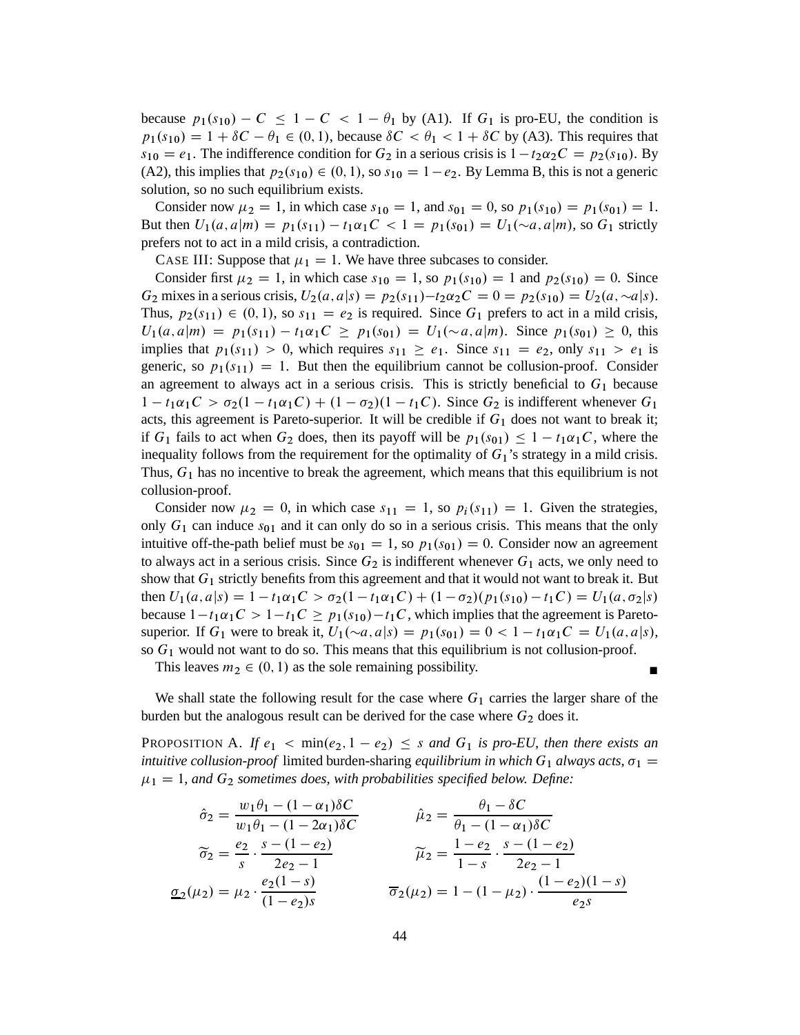because $p_1(s_{10}) - C \leq 1 - C < 1 - \theta_1$ by (A1). If $G_1$ is pro-EU, the condition is $p_1(s_{10}) = 1 + \delta C - \theta_1 \in (0, 1)$, because $\delta C < \theta_1 < 1 + \delta C$ by (A3). This requires that $s_{10} = e_1$. The indifference condition for $G_2$ in a serious crisis is $1 - t_2\alpha_2 C = p_2(s_{10})$. By (A2), this implies that $p_2(s_{10}) \in (0, 1)$, so $s_{10} = 1 - e_2$. By Lemma B, this is not a generic solution, so no such equilibrium exists.

Consider now $\mu_2 = 1$, in which case $s_{10} = 1$, and $s_{01} = 0$, so $p_1(s_{10}) = p_1(s_{01}) = 1$. But then $U_1(a, a|m) = p_1(s_{11}) - t_1\alpha_1 C < 1 = p_1(s_{01}) = U_1(\sim a, a|m)$, so $G_1$ strictly prefers not to act in a mild crisis, a contradiction.

CASE III: Suppose that $\mu_1 = 1$. We have three subcases to consider.

Consider first $\mu_2 = 1$, in which case $s_{10} = 1$, so $p_1(s_{10}) = 1$ and $p_2(s_{10}) = 0$. Since $G_2$ mixes in a serious crisis, $U_2(a, a|s) = p_2(s_{11}) - t_2\alpha_2 C = 0 = p_2(s_{10}) = U_2(a, \sim a|s)$. Thus, $p_2(s_{11}) \in (0, 1)$, so $s_{11} = e_2$ is required. Since $G_1$ prefers to act in a mild crisis, $U_1(a, a|m) = p_1(s_{11}) - t_1\alpha_1 C \geq p_1(s_{01}) = U_1(\sim a, a|m)$. Since $p_1(s_{01}) \geq 0$, this implies that $p_1(s_{11}) > 0$, which requires $s_{11} \geq e_1$. Since $s_{11} = e_2$, only $s_{11} > e_1$ is generic, so $p_1(s_{11}) = 1$. But then the equilibrium cannot be collusion-proof. Consider an agreement to always act in a serious crisis. This is strictly beneficial to $G_1$ because $1 - t_1\alpha_1 C > \sigma_2(1 - t_1\alpha_1 C) + (1 - \sigma_2)(1 - t_1 C)$. Since $G_2$ is indifferent whenever $G_1$ acts, this agreement is Pareto-superior. It will be credible if $G_1$ does not want to break it; if $G_1$ fails to act when $G_2$ does, then its payoff will be $p_1(s_{01}) \leq 1 - t_1\alpha_1 C$, where the inequality follows from the requirement for the optimality of $G_1$'s strategy in a mild crisis. Thus, $G_1$ has no incentive to break the agreement, which means that this equilibrium is not collusion-proof.

Consider now $\mu_2 = 0$, in which case $s_{11} = 1$, so $p_i(s_{11}) = 1$. Given the strategies, only $G_1$ can induce $s_{01}$ and it can only do so in a serious crisis. This means that the only intuitive off-the-path belief must be $s_{01} = 1$, so $p_1(s_{01}) = 0$. Consider now an agreement to always act in a serious crisis. Since $G_2$ is indifferent whenever $G_1$ acts, we only need to show that $G_1$ strictly benefits from this agreement and that it would not want to break it. But then $U_1(a, a|s) = 1 - t_1\alpha_1 C > \sigma_2(1 - t_1\alpha_1 C) + (1 - \sigma_2)(p_1(s_{10}) - t_1 C) = U_1(a, \sigma_2|s)$ because $1 - t_1\alpha_1 C > 1 - t_1 C \geq p_1(s_{10}) - t_1 C$, which implies that the agreement is Pareto-superior. If $G_1$ were to break it, $U_1(\sim a, a|s) = p_1(s_{01}) = 0 < 1 - t_1\alpha_1 C = U_1(a, a|s)$, so $G_1$ would not want to do so. This means that this equilibrium is not collusion-proof.

This leaves $m_2 \in (0, 1)$ as the sole remaining possibility. ∎

We shall state the following result for the case where $G_1$ carries the larger share of the burden but the analogous result can be derived for the case where $G_2$ does it.

PROPOSITION A. *If $e_1 < \min(e_2, 1 - e_2) \leq s$ and $G_1$ is pro-EU, then there exists an intuitive collusion-proof* limited burden-sharing *equilibrium in which $G_1$ always acts, $\sigma_1 = \mu_1 = 1$, and $G_2$ sometimes does, with probabilities specified below. Define:*

$$\hat{\sigma}_2 = \frac{w_1\theta_1 - (1 - \alpha_1)\delta C}{w_1\theta_1 - (1 - 2\alpha_1)\delta C} \qquad \hat{\mu}_2 = \frac{\theta_1 - \delta C}{\theta_1 - (1 - \alpha_1)\delta C}$$

$$\widetilde{\sigma}_2 = \frac{e_2}{s} \cdot \frac{s - (1 - e_2)}{2e_2 - 1} \qquad \widetilde{\mu}_2 = \frac{1 - e_2}{1 - s} \cdot \frac{s - (1 - e_2)}{2e_2 - 1}$$

$$\underline{\sigma}_2(\mu_2) = \mu_2 \cdot \frac{e_2(1 - s)}{(1 - e_2)s} \qquad \overline{\sigma}_2(\mu_2) = 1 - (1 - \mu_2) \cdot \frac{(1 - e_2)(1 - s)}{e_2 s}$$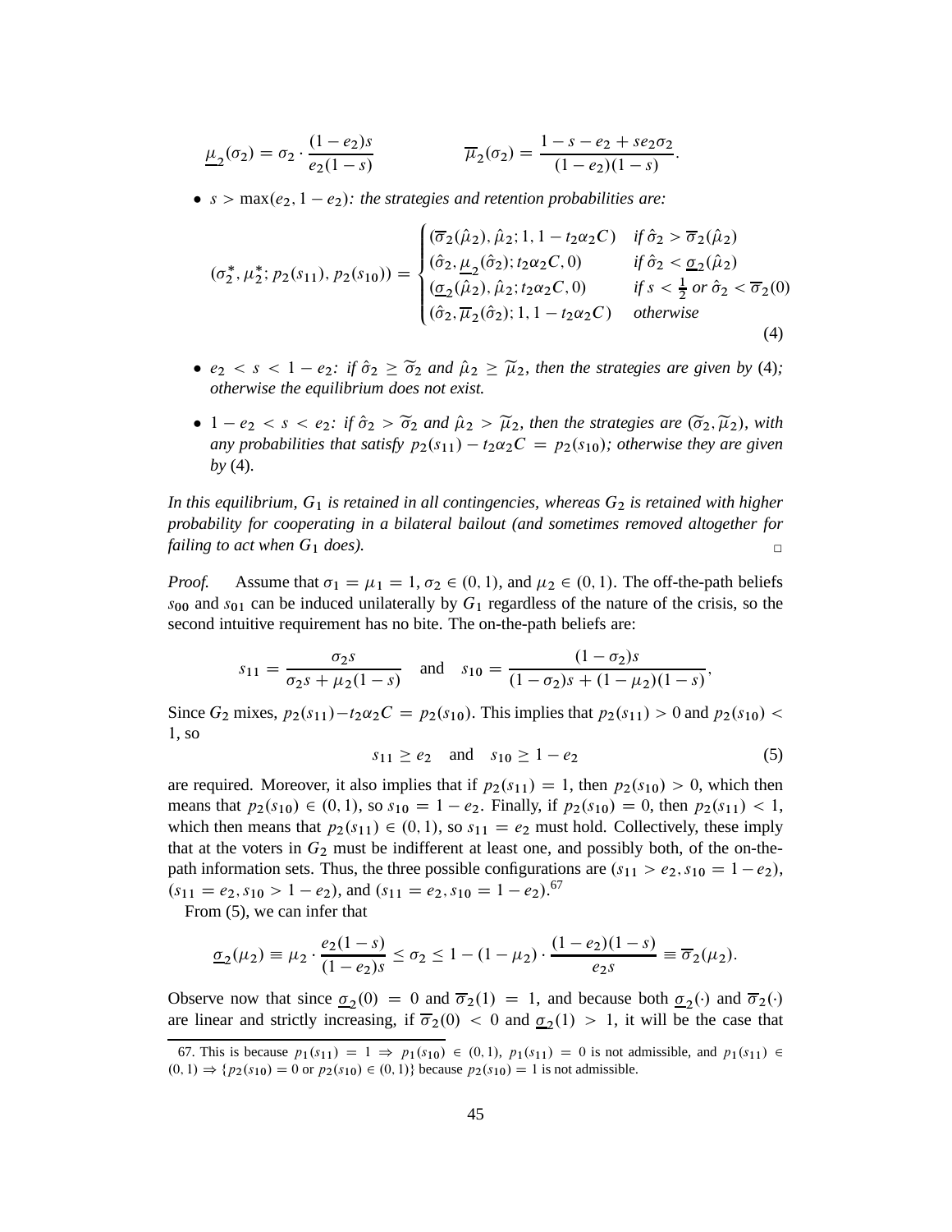$$\underline{\mu}_2(\sigma_2) = \sigma_2 \cdot \frac{(1-e_2)s}{e_2(1-s)} \qquad\qquad \overline{\mu}_2(\sigma_2) = \frac{1-s-e_2+se_2\sigma_2}{(1-e_2)(1-s)}.$$

- $s > \max(e_2, 1-e_2)$*: the strategies and retention probabilities are:*

$$(\sigma_2^*, \mu_2^*; p_2(s_{11}), p_2(s_{10})) = \begin{cases} (\overline{\sigma}_2(\hat{\mu}_2), \hat{\mu}_2; 1, 1-t_2\alpha_2 C) & \text{if } \hat{\sigma}_2 > \overline{\sigma}_2(\hat{\mu}_2) \\ (\hat{\sigma}_2, \underline{\mu}_2(\hat{\sigma}_2); t_2\alpha_2 C, 0) & \text{if } \hat{\sigma}_2 < \underline{\sigma}_2(\hat{\mu}_2) \\ (\underline{\sigma}_2(\hat{\mu}_2), \hat{\mu}_2; t_2\alpha_2 C, 0) & \text{if } s < \frac{1}{2} \text{ or } \hat{\sigma}_2 < \overline{\sigma}_2(0) \\ (\hat{\sigma}_2, \overline{\mu}_2(\hat{\sigma}_2); 1, 1-t_2\alpha_2 C) & \text{otherwise} \end{cases} \tag{4}$$

- $e_2 < s < 1-e_2$*: if* $\hat{\sigma}_2 \geq \widetilde{\sigma}_2$ *and* $\hat{\mu}_2 \geq \widetilde{\mu}_2$*, then the strategies are given by* (4)*; otherwise the equilibrium does not exist.*

- $1-e_2 < s < e_2$*: if* $\hat{\sigma}_2 > \widetilde{\sigma}_2$ *and* $\hat{\mu}_2 > \widetilde{\mu}_2$*, then the strategies are* $(\widetilde{\sigma}_2, \widetilde{\mu}_2)$*, with any probabilities that satisfy* $p_2(s_{11}) - t_2\alpha_2 C = p_2(s_{10})$*; otherwise they are given by* (4).

*In this equilibrium,* $G_1$ *is retained in all contingencies, whereas* $G_2$ *is retained with higher probability for cooperating in a bilateral bailout (and sometimes removed altogether for failing to act when* $G_1$ *does).* □

*Proof.* Assume that $\sigma_1 = \mu_1 = 1$, $\sigma_2 \in (0,1)$, and $\mu_2 \in (0,1)$. The off-the-path beliefs $s_{00}$ and $s_{01}$ can be induced unilaterally by $G_1$ regardless of the nature of the crisis, so the second intuitive requirement has no bite. The on-the-path beliefs are:

$$s_{11} = \frac{\sigma_2 s}{\sigma_2 s + \mu_2(1-s)} \quad \text{and} \quad s_{10} = \frac{(1-\sigma_2)s}{(1-\sigma_2)s + (1-\mu_2)(1-s)},$$

Since $G_2$ mixes, $p_2(s_{11}) - t_2\alpha_2 C = p_2(s_{10})$. This implies that $p_2(s_{11}) > 0$ and $p_2(s_{10}) < 1$, so

$$s_{11} \geq e_2 \quad \text{and} \quad s_{10} \geq 1-e_2 \tag{5}$$

are required. Moreover, it also implies that if $p_2(s_{11}) = 1$, then $p_2(s_{10}) > 0$, which then means that $p_2(s_{10}) \in (0,1)$, so $s_{10} = 1-e_2$. Finally, if $p_2(s_{10}) = 0$, then $p_2(s_{11}) < 1$, which then means that $p_2(s_{11}) \in (0,1)$, so $s_{11} = e_2$ must hold. Collectively, these imply that at the voters in $G_2$ must be indifferent at least one, and possibly both, of the on-the-path information sets. Thus, the three possible configurations are $(s_{11} > e_2, s_{10} = 1-e_2)$, $(s_{11} = e_2, s_{10} > 1-e_2)$, and $(s_{11} = e_2, s_{10} = 1-e_2)$.[67]

From (5), we can infer that

$$\underline{\sigma}_2(\mu_2) \equiv \mu_2 \cdot \frac{e_2(1-s)}{(1-e_2)s} \leq \sigma_2 \leq 1 - (1-\mu_2) \cdot \frac{(1-e_2)(1-s)}{e_2 s} \equiv \overline{\sigma}_2(\mu_2).$$

Observe now that since $\underline{\sigma}_2(0) = 0$ and $\overline{\sigma}_2(1) = 1$, and because both $\underline{\sigma}_2(\cdot)$ and $\overline{\sigma}_2(\cdot)$ are linear and strictly increasing, if $\overline{\sigma}_2(0) < 0$ and $\underline{\sigma}_2(1) > 1$, it will be the case that

67. This is because $p_1(s_{11}) = 1 \Rightarrow p_1(s_{10}) \in (0,1)$, $p_1(s_{11}) = 0$ is not admissible, and $p_1(s_{11}) \in (0,1) \Rightarrow \{p_2(s_{10}) = 0 \text{ or } p_2(s_{10}) \in (0,1)\}$ because $p_2(s_{10}) = 1$ is not admissible.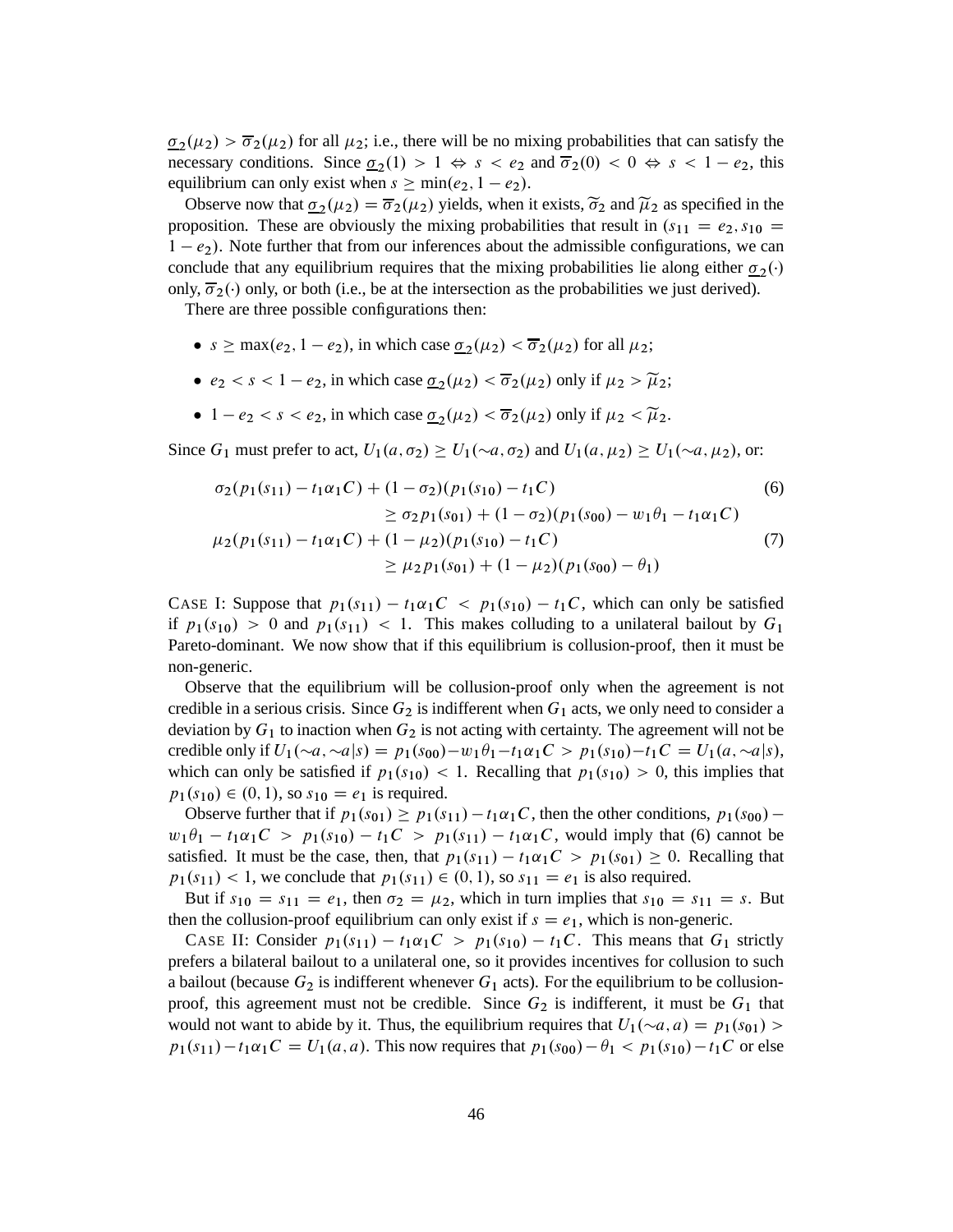$\underline{\sigma}_2(\mu_2) > \overline{\sigma}_2(\mu_2)$ for all $\mu_2$; i.e., there will be no mixing probabilities that can satisfy the necessary conditions. Since $\underline{\sigma}_2(1) > 1 \Leftrightarrow s < e_2$ and $\overline{\sigma}_2(0) < 0 \Leftrightarrow s < 1 - e_2$, this equilibrium can only exist when $s \geq \min(e_2, 1 - e_2)$.

Observe now that $\underline{\sigma}_2(\mu_2) = \overline{\sigma}_2(\mu_2)$ yields, when it exists, $\widetilde{\sigma}_2$ and $\widetilde{\mu}_2$ as specified in the proposition. These are obviously the mixing probabilities that result in $(s_{11} = e_2, s_{10} = 1 - e_2)$. Note further that from our inferences about the admissible configurations, we can conclude that any equilibrium requires that the mixing probabilities lie along either $\underline{\sigma}_2(\cdot)$ only, $\overline{\sigma}_2(\cdot)$ only, or both (i.e., be at the intersection as the probabilities we just derived).

There are three possible configurations then:

- $s \geq \max(e_2, 1 - e_2)$, in which case $\underline{\sigma}_2(\mu_2) < \overline{\sigma}_2(\mu_2)$ for all $\mu_2$;
- $e_2 < s < 1 - e_2$, in which case $\underline{\sigma}_2(\mu_2) < \overline{\sigma}_2(\mu_2)$ only if $\mu_2 > \widetilde{\mu}_2$;
- $1 - e_2 < s < e_2$, in which case $\underline{\sigma}_2(\mu_2) < \overline{\sigma}_2(\mu_2)$ only if $\mu_2 < \widetilde{\mu}_2$.

Since $G_1$ must prefer to act, $U_1(a, \sigma_2) \geq U_1(\sim\!a, \sigma_2)$ and $U_1(a, \mu_2) \geq U_1(\sim\!a, \mu_2)$, or:

$$
\begin{aligned}
&\sigma_2(p_1(s_{11}) - t_1\alpha_1 C) + (1 - \sigma_2)(p_1(s_{10}) - t_1 C) \\
&\qquad\qquad \geq \sigma_2 p_1(s_{01}) + (1 - \sigma_2)(p_1(s_{00}) - w_1\theta_1 - t_1\alpha_1 C)
\end{aligned}
\tag{6}
$$

$$
\begin{aligned}
&\mu_2(p_1(s_{11}) - t_1\alpha_1 C) + (1 - \mu_2)(p_1(s_{10}) - t_1 C) \\
&\qquad\qquad \geq \mu_2 p_1(s_{01}) + (1 - \mu_2)(p_1(s_{00}) - \theta_1)
\end{aligned}
\tag{7}
$$

CASE I: Suppose that $p_1(s_{11}) - t_1\alpha_1 C < p_1(s_{10}) - t_1 C$, which can only be satisfied if $p_1(s_{10}) > 0$ and $p_1(s_{11}) < 1$. This makes colluding to a unilateral bailout by $G_1$ Pareto-dominant. We now show that if this equilibrium is collusion-proof, then it must be non-generic.

Observe that the equilibrium will be collusion-proof only when the agreement is not credible in a serious crisis. Since $G_2$ is indifferent when $G_1$ acts, we only need to consider a deviation by $G_1$ to inaction when $G_2$ is not acting with certainty. The agreement will not be credible only if $U_1(\sim\!a, \sim\!a|s) = p_1(s_{00}) - w_1\theta_1 - t_1\alpha_1 C > p_1(s_{10}) - t_1 C = U_1(a, \sim\!a|s)$, which can only be satisfied if $p_1(s_{10}) < 1$. Recalling that $p_1(s_{10}) > 0$, this implies that $p_1(s_{10}) \in (0, 1)$, so $s_{10} = e_1$ is required.

Observe further that if $p_1(s_{01}) \geq p_1(s_{11}) - t_1\alpha_1 C$, then the other conditions, $p_1(s_{00}) - w_1\theta_1 - t_1\alpha_1 C > p_1(s_{10}) - t_1 C > p_1(s_{11}) - t_1\alpha_1 C$, would imply that (6) cannot be satisfied. It must be the case, then, that $p_1(s_{11}) - t_1\alpha_1 C > p_1(s_{01}) \geq 0$. Recalling that $p_1(s_{11}) < 1$, we conclude that $p_1(s_{11}) \in (0, 1)$, so $s_{11} = e_1$ is also required.

But if $s_{10} = s_{11} = e_1$, then $\sigma_2 = \mu_2$, which in turn implies that $s_{10} = s_{11} = s$. But then the collusion-proof equilibrium can only exist if $s = e_1$, which is non-generic.

CASE II: Consider $p_1(s_{11}) - t_1\alpha_1 C > p_1(s_{10}) - t_1 C$. This means that $G_1$ strictly prefers a bilateral bailout to a unilateral one, so it provides incentives for collusion to such a bailout (because $G_2$ is indifferent whenever $G_1$ acts). For the equilibrium to be collusion-proof, this agreement must not be credible. Since $G_2$ is indifferent, it must be $G_1$ that would not want to abide by it. Thus, the equilibrium requires that $U_1(\sim\!a, a) = p_1(s_{01}) > p_1(s_{11}) - t_1\alpha_1 C = U_1(a, a)$. This now requires that $p_1(s_{00}) - \theta_1 < p_1(s_{10}) - t_1 C$ or else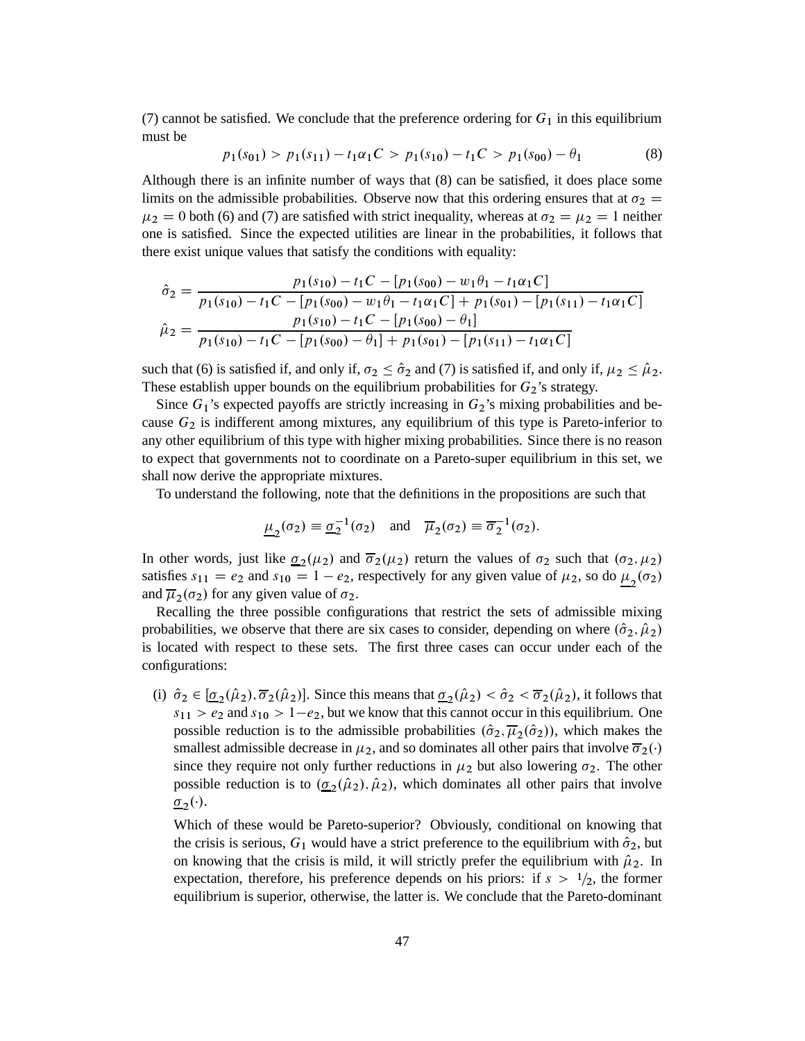(7) cannot be satisfied. We conclude that the preference ordering for $G_1$ in this equilibrium must be

$$p_1(s_{01}) > p_1(s_{11}) - t_1\alpha_1 C > p_1(s_{10}) - t_1 C > p_1(s_{00}) - \theta_1 \tag{8}$$

Although there is an infinite number of ways that (8) can be satisfied, it does place some limits on the admissible probabilities. Observe now that this ordering ensures that at $\sigma_2 = \mu_2 = 0$ both (6) and (7) are satisfied with strict inequality, whereas at $\sigma_2 = \mu_2 = 1$ neither one is satisfied. Since the expected utilities are linear in the probabilities, it follows that there exist unique values that satisfy the conditions with equality:

$$\hat{\sigma}_2 = \frac{p_1(s_{10}) - t_1 C - [p_1(s_{00}) - w_1\theta_1 - t_1\alpha_1 C]}{p_1(s_{10}) - t_1 C - [p_1(s_{00}) - w_1\theta_1 - t_1\alpha_1 C] + p_1(s_{01}) - [p_1(s_{11}) - t_1\alpha_1 C]}$$

$$\hat{\mu}_2 = \frac{p_1(s_{10}) - t_1 C - [p_1(s_{00}) - \theta_1]}{p_1(s_{10}) - t_1 C - [p_1(s_{00}) - \theta_1] + p_1(s_{01}) - [p_1(s_{11}) - t_1\alpha_1 C]}$$

such that (6) is satisfied if, and only if, $\sigma_2 \leq \hat{\sigma}_2$ and (7) is satisfied if, and only if, $\mu_2 \leq \hat{\mu}_2$. These establish upper bounds on the equilibrium probabilities for $G_2$'s strategy.

Since $G_1$'s expected payoffs are strictly increasing in $G_2$'s mixing probabilities and because $G_2$ is indifferent among mixtures, any equilibrium of this type is Pareto-inferior to any other equilibrium of this type with higher mixing probabilities. Since there is no reason to expect that governments not to coordinate on a Pareto-super equilibrium in this set, we shall now derive the appropriate mixtures.

To understand the following, note that the definitions in the propositions are such that

$$\underline{\mu}_2(\sigma_2) \equiv \underline{\sigma}_2^{-1}(\sigma_2) \quad \text{and} \quad \overline{\mu}_2(\sigma_2) \equiv \overline{\sigma}_2^{-1}(\sigma_2).$$

In other words, just like $\underline{\sigma}_2(\mu_2)$ and $\overline{\sigma}_2(\mu_2)$ return the values of $\sigma_2$ such that $(\sigma_2, \mu_2)$ satisfies $s_{11} = e_2$ and $s_{10} = 1 - e_2$, respectively for any given value of $\mu_2$, so do $\underline{\mu}_2(\sigma_2)$ and $\overline{\mu}_2(\sigma_2)$ for any given value of $\sigma_2$.

Recalling the three possible configurations that restrict the sets of admissible mixing probabilities, we observe that there are six cases to consider, depending on where $(\hat{\sigma}_2, \hat{\mu}_2)$ is located with respect to these sets. The first three cases can occur under each of the configurations:

(i) $\hat{\sigma}_2 \in [\underline{\sigma}_2(\hat{\mu}_2), \overline{\sigma}_2(\hat{\mu}_2)]$. Since this means that $\underline{\sigma}_2(\hat{\mu}_2) < \hat{\sigma}_2 < \overline{\sigma}_2(\hat{\mu}_2)$, it follows that $s_{11} > e_2$ and $s_{10} > 1 - e_2$, but we know that this cannot occur in this equilibrium. One possible reduction is to the admissible probabilities $(\hat{\sigma}_2, \overline{\mu}_2(\hat{\sigma}_2))$, which makes the smallest admissible decrease in $\mu_2$, and so dominates all other pairs that involve $\overline{\sigma}_2(\cdot)$ since they require not only further reductions in $\mu_2$ but also lowering $\sigma_2$. The other possible reduction is to $(\underline{\sigma}_2(\hat{\mu}_2), \hat{\mu}_2)$, which dominates all other pairs that involve $\underline{\sigma}_2(\cdot)$.

Which of these would be Pareto-superior? Obviously, conditional on knowing that the crisis is serious, $G_1$ would have a strict preference to the equilibrium with $\hat{\sigma}_2$, but on knowing that the crisis is mild, it will strictly prefer the equilibrium with $\hat{\mu}_2$. In expectation, therefore, his preference depends on his priors: if $s > 1/2$, the former equilibrium is superior, otherwise, the latter is. We conclude that the Pareto-dominant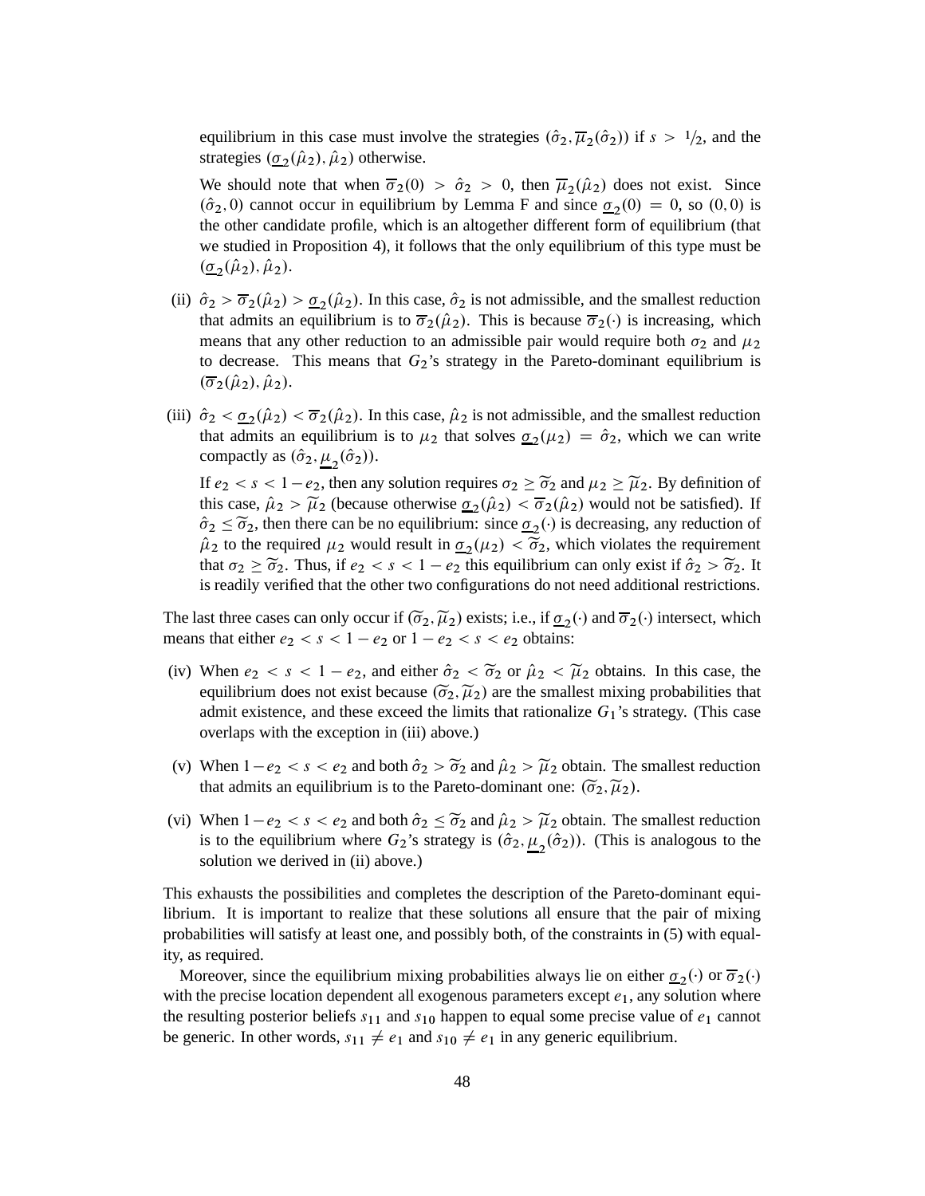equilibrium in this case must involve the strategies $(\hat{\sigma}_2, \overline{\mu}_2(\hat{\sigma}_2))$ if $s > 1/2$, and the strategies $(\underline{\sigma}_2(\hat{\mu}_2), \hat{\mu}_2)$ otherwise.

We should note that when $\overline{\sigma}_2(0) > \hat{\sigma}_2 > 0$, then $\overline{\mu}_2(\hat{\mu}_2)$ does not exist. Since $(\hat{\sigma}_2, 0)$ cannot occur in equilibrium by Lemma F and since $\underline{\sigma}_2(0) = 0$, so $(0, 0)$ is the other candidate profile, which is an altogether different form of equilibrium (that we studied in Proposition 4), it follows that the only equilibrium of this type must be $(\underline{\sigma}_2(\hat{\mu}_2), \hat{\mu}_2)$.

(ii) $\hat{\sigma}_2 > \overline{\sigma}_2(\hat{\mu}_2) > \underline{\sigma}_2(\hat{\mu}_2)$. In this case, $\hat{\sigma}_2$ is not admissible, and the smallest reduction that admits an equilibrium is to $\overline{\sigma}_2(\hat{\mu}_2)$. This is because $\overline{\sigma}_2(\cdot)$ is increasing, which means that any other reduction to an admissible pair would require both $\sigma_2$ and $\mu_2$ to decrease. This means that $G_2$'s strategy in the Pareto-dominant equilibrium is $(\overline{\sigma}_2(\hat{\mu}_2), \hat{\mu}_2)$.

(iii) $\hat{\sigma}_2 < \underline{\sigma}_2(\hat{\mu}_2) < \overline{\sigma}_2(\hat{\mu}_2)$. In this case, $\hat{\mu}_2$ is not admissible, and the smallest reduction that admits an equilibrium is to $\mu_2$ that solves $\underline{\sigma}_2(\mu_2) = \hat{\sigma}_2$, which we can write compactly as $(\hat{\sigma}_2, \underline{\mu}_2(\hat{\sigma}_2))$.

If $e_2 < s < 1 - e_2$, then any solution requires $\sigma_2 \geq \widetilde{\sigma}_2$ and $\mu_2 \geq \widetilde{\mu}_2$. By definition of this case, $\hat{\mu}_2 > \widetilde{\mu}_2$ (because otherwise $\underline{\sigma}_2(\hat{\mu}_2) < \overline{\sigma}_2(\hat{\mu}_2)$ would not be satisfied). If $\hat{\sigma}_2 \leq \widetilde{\sigma}_2$, then there can be no equilibrium: since $\underline{\sigma}_2(\cdot)$ is decreasing, any reduction of $\hat{\mu}_2$ to the required $\mu_2$ would result in $\underline{\sigma}_2(\mu_2) < \widetilde{\sigma}_2$, which violates the requirement that $\sigma_2 \geq \widetilde{\sigma}_2$. Thus, if $e_2 < s < 1 - e_2$ this equilibrium can only exist if $\hat{\sigma}_2 > \widetilde{\sigma}_2$. It is readily verified that the other two configurations do not need additional restrictions.

The last three cases can only occur if $(\widetilde{\sigma}_2, \widetilde{\mu}_2)$ exists; i.e., if $\underline{\sigma}_2(\cdot)$ and $\overline{\sigma}_2(\cdot)$ intersect, which means that either $e_2 < s < 1 - e_2$ or $1 - e_2 < s < e_2$ obtains:

(iv) When $e_2 < s < 1 - e_2$, and either $\hat{\sigma}_2 < \widetilde{\sigma}_2$ or $\hat{\mu}_2 < \widetilde{\mu}_2$ obtains. In this case, the equilibrium does not exist because $(\widetilde{\sigma}_2, \widetilde{\mu}_2)$ are the smallest mixing probabilities that admit existence, and these exceed the limits that rationalize $G_1$'s strategy. (This case overlaps with the exception in (iii) above.)

(v) When $1 - e_2 < s < e_2$ and both $\hat{\sigma}_2 > \widetilde{\sigma}_2$ and $\hat{\mu}_2 > \widetilde{\mu}_2$ obtain. The smallest reduction that admits an equilibrium is to the Pareto-dominant one: $(\widetilde{\sigma}_2, \widetilde{\mu}_2)$.

(vi) When $1 - e_2 < s < e_2$ and both $\hat{\sigma}_2 \leq \widetilde{\sigma}_2$ and $\hat{\mu}_2 > \widetilde{\mu}_2$ obtain. The smallest reduction is to the equilibrium where $G_2$'s strategy is $(\hat{\sigma}_2, \underline{\mu}_2(\hat{\sigma}_2))$. (This is analogous to the solution we derived in (ii) above.)

This exhausts the possibilities and completes the description of the Pareto-dominant equilibrium. It is important to realize that these solutions all ensure that the pair of mixing probabilities will satisfy at least one, and possibly both, of the constraints in (5) with equality, as required.

Moreover, since the equilibrium mixing probabilities always lie on either $\underline{\sigma}_2(\cdot)$ or $\overline{\sigma}_2(\cdot)$ with the precise location dependent all exogenous parameters except $e_1$, any solution where the resulting posterior beliefs $s_{11}$ and $s_{10}$ happen to equal some precise value of $e_1$ cannot be generic. In other words, $s_{11} \neq e_1$ and $s_{10} \neq e_1$ in any generic equilibrium.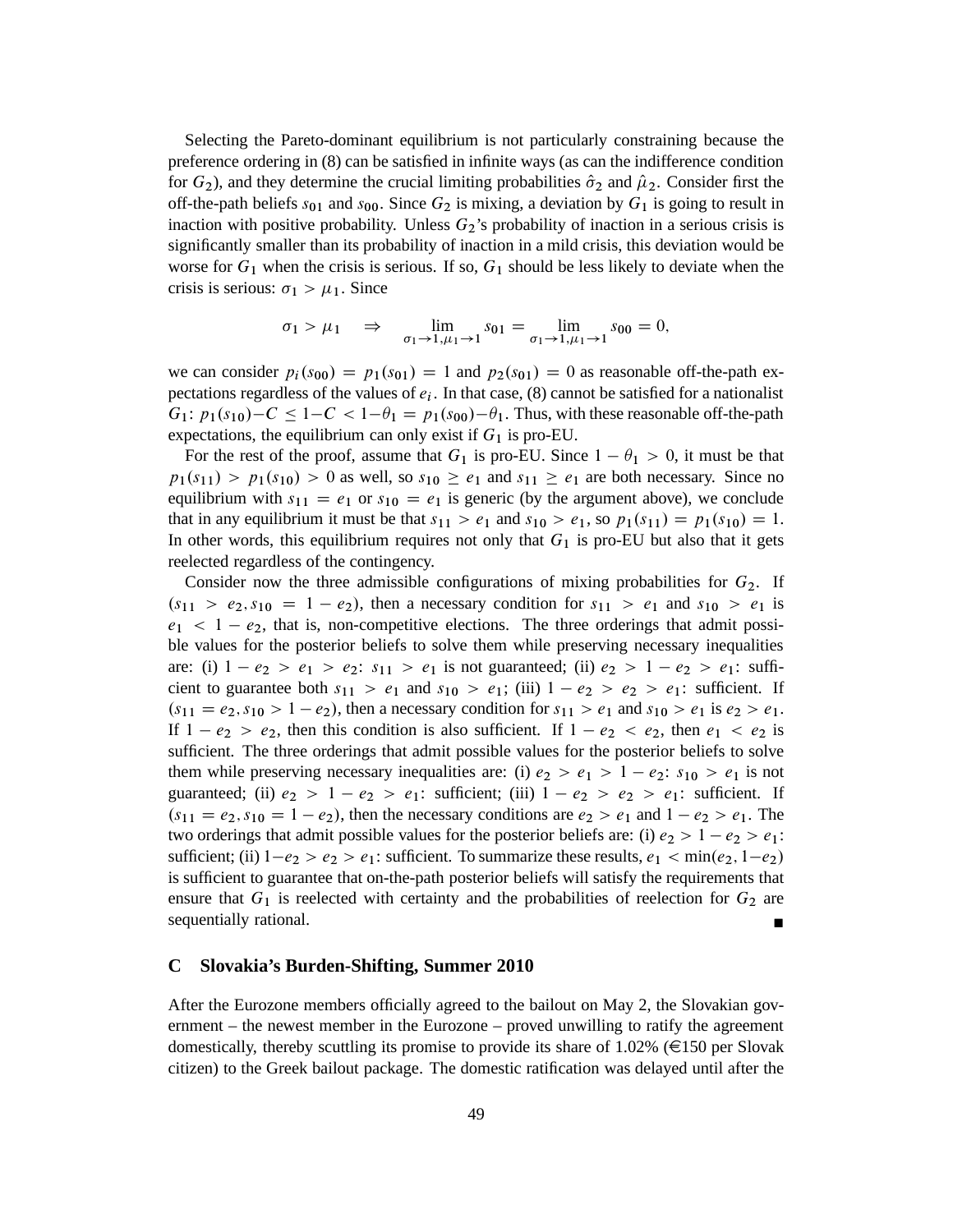Selecting the Pareto-dominant equilibrium is not particularly constraining because the preference ordering in (8) can be satisfied in infinite ways (as can the indifference condition for $G_2$), and they determine the crucial limiting probabilities $\hat{\sigma}_2$ and $\hat{\mu}_2$. Consider first the off-the-path beliefs $s_{01}$ and $s_{00}$. Since $G_2$ is mixing, a deviation by $G_1$ is going to result in inaction with positive probability. Unless $G_2$'s probability of inaction in a serious crisis is significantly smaller than its probability of inaction in a mild crisis, this deviation would be worse for $G_1$ when the crisis is serious. If so, $G_1$ should be less likely to deviate when the crisis is serious: $\sigma_1 > \mu_1$. Since

$$\sigma_1 > \mu_1 \quad \Rightarrow \quad \lim_{\sigma_1 \to 1, \mu_1 \to 1} s_{01} = \lim_{\sigma_1 \to 1, \mu_1 \to 1} s_{00} = 0,$$

we can consider $p_i(s_{00}) = p_1(s_{01}) = 1$ and $p_2(s_{01}) = 0$ as reasonable off-the-path expectations regardless of the values of $e_i$. In that case, (8) cannot be satisfied for a nationalist $G_1$: $p_1(s_{10}) - C \leq 1 - C < 1 - \theta_1 = p_1(s_{00}) - \theta_1$. Thus, with these reasonable off-the-path expectations, the equilibrium can only exist if $G_1$ is pro-EU.

For the rest of the proof, assume that $G_1$ is pro-EU. Since $1 - \theta_1 > 0$, it must be that $p_1(s_{11}) > p_1(s_{10}) > 0$ as well, so $s_{10} \geq e_1$ and $s_{11} \geq e_1$ are both necessary. Since no equilibrium with $s_{11} = e_1$ or $s_{10} = e_1$ is generic (by the argument above), we conclude that in any equilibrium it must be that $s_{11} > e_1$ and $s_{10} > e_1$, so $p_1(s_{11}) = p_1(s_{10}) = 1$. In other words, this equilibrium requires not only that $G_1$ is pro-EU but also that it gets reelected regardless of the contingency.

Consider now the three admissible configurations of mixing probabilities for $G_2$. If $(s_{11} > e_2, s_{10} = 1 - e_2)$, then a necessary condition for $s_{11} > e_1$ and $s_{10} > e_1$ is $e_1 < 1 - e_2$, that is, non-competitive elections. The three orderings that admit possible values for the posterior beliefs to solve them while preserving necessary inequalities are: (i) $1 - e_2 > e_1 > e_2$: $s_{11} > e_1$ is not guaranteed; (ii) $e_2 > 1 - e_2 > e_1$: sufficient to guarantee both $s_{11} > e_1$ and $s_{10} > e_1$; (iii) $1 - e_2 > e_2 > e_1$: sufficient. If $(s_{11} = e_2, s_{10} > 1 - e_2)$, then a necessary condition for $s_{11} > e_1$ and $s_{10} > e_1$ is $e_2 > e_1$. If $1 - e_2 > e_2$, then this condition is also sufficient. If $1 - e_2 < e_2$, then $e_1 < e_2$ is sufficient. The three orderings that admit possible values for the posterior beliefs to solve them while preserving necessary inequalities are: (i) $e_2 > e_1 > 1 - e_2$: $s_{10} > e_1$ is not guaranteed; (ii) $e_2 > 1 - e_2 > e_1$: sufficient; (iii) $1 - e_2 > e_2 > e_1$: sufficient. If $(s_{11} = e_2, s_{10} = 1 - e_2)$, then the necessary conditions are $e_2 > e_1$ and $1 - e_2 > e_1$. The two orderings that admit possible values for the posterior beliefs are: (i) $e_2 > 1 - e_2 > e_1$: sufficient; (ii) $1 - e_2 > e_2 > e_1$: sufficient. To summarize these results, $e_1 < \min(e_2, 1 - e_2)$ is sufficient to guarantee that on-the-path posterior beliefs will satisfy the requirements that ensure that $G_1$ is reelected with certainty and the probabilities of reelection for $G_2$ are sequentially rational. ∎

## C Slovakia's Burden-Shifting, Summer 2010

After the Eurozone members officially agreed to the bailout on May 2, the Slovakian government – the newest member in the Eurozone – proved unwilling to ratify the agreement domestically, thereby scuttling its promise to provide its share of 1.02% (€150 per Slovak citizen) to the Greek bailout package. The domestic ratification was delayed until after the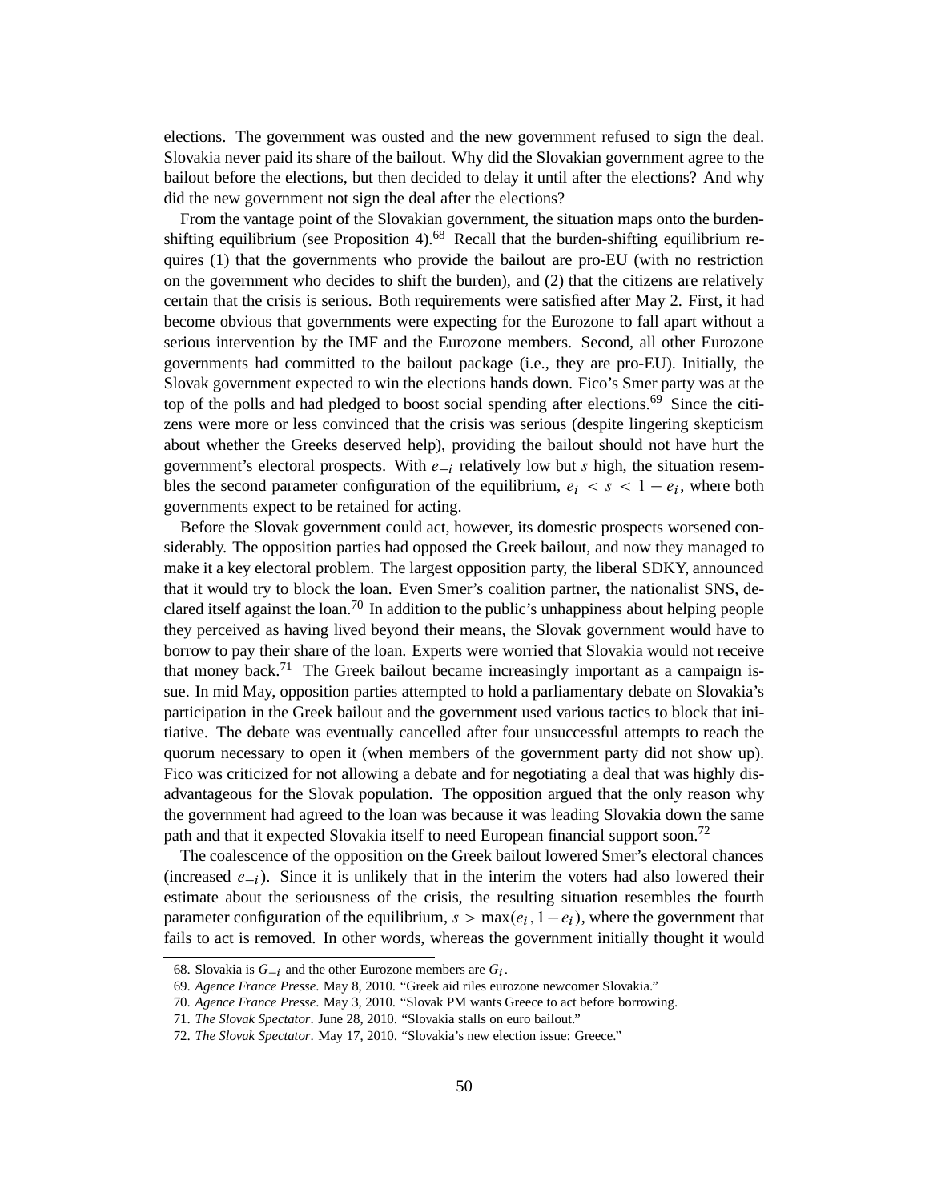elections. The government was ousted and the new government refused to sign the deal. Slovakia never paid its share of the bailout. Why did the Slovakian government agree to the bailout before the elections, but then decided to delay it until after the elections? And why did the new government not sign the deal after the elections?

From the vantage point of the Slovakian government, the situation maps onto the burden-shifting equilibrium (see Proposition 4).[68] Recall that the burden-shifting equilibrium requires (1) that the governments who provide the bailout are pro-EU (with no restriction on the government who decides to shift the burden), and (2) that the citizens are relatively certain that the crisis is serious. Both requirements were satisfied after May 2. First, it had become obvious that governments were expecting for the Eurozone to fall apart without a serious intervention by the IMF and the Eurozone members. Second, all other Eurozone governments had committed to the bailout package (i.e., they are pro-EU). Initially, the Slovak government expected to win the elections hands down. Fico's Smer party was at the top of the polls and had pledged to boost social spending after elections.[69] Since the citizens were more or less convinced that the crisis was serious (despite lingering skepticism about whether the Greeks deserved help), providing the bailout should not have hurt the government's electoral prospects. With $e_{-i}$ relatively low but $s$ high, the situation resembles the second parameter configuration of the equilibrium, $e_i < s < 1 - e_i$, where both governments expect to be retained for acting.

Before the Slovak government could act, however, its domestic prospects worsened considerably. The opposition parties had opposed the Greek bailout, and now they managed to make it a key electoral problem. The largest opposition party, the liberal SDKY, announced that it would try to block the loan. Even Smer's coalition partner, the nationalist SNS, declared itself against the loan.[70] In addition to the public's unhappiness about helping people they perceived as having lived beyond their means, the Slovak government would have to borrow to pay their share of the loan. Experts were worried that Slovakia would not receive that money back.[71] The Greek bailout became increasingly important as a campaign issue. In mid May, opposition parties attempted to hold a parliamentary debate on Slovakia's participation in the Greek bailout and the government used various tactics to block that initiative. The debate was eventually cancelled after four unsuccessful attempts to reach the quorum necessary to open it (when members of the government party did not show up). Fico was criticized for not allowing a debate and for negotiating a deal that was highly disadvantageous for the Slovak population. The opposition argued that the only reason why the government had agreed to the loan was because it was leading Slovakia down the same path and that it expected Slovakia itself to need European financial support soon.[72]

The coalescence of the opposition on the Greek bailout lowered Smer's electoral chances (increased $e_{-i}$). Since it is unlikely that in the interim the voters had also lowered their estimate about the seriousness of the crisis, the resulting situation resembles the fourth parameter configuration of the equilibrium, $s > \max(e_i, 1 - e_i)$, where the government that fails to act is removed. In other words, whereas the government initially thought it would

---

68. Slovakia is $G_{-i}$ and the other Eurozone members are $G_i$.

69. *Agence France Presse*. May 8, 2010. "Greek aid riles eurozone newcomer Slovakia."

70. *Agence France Presse*. May 3, 2010. "Slovak PM wants Greece to act before borrowing."

71. *The Slovak Spectator*. June 28, 2010. "Slovakia stalls on euro bailout."

72. *The Slovak Spectator*. May 17, 2010. "Slovakia's new election issue: Greece."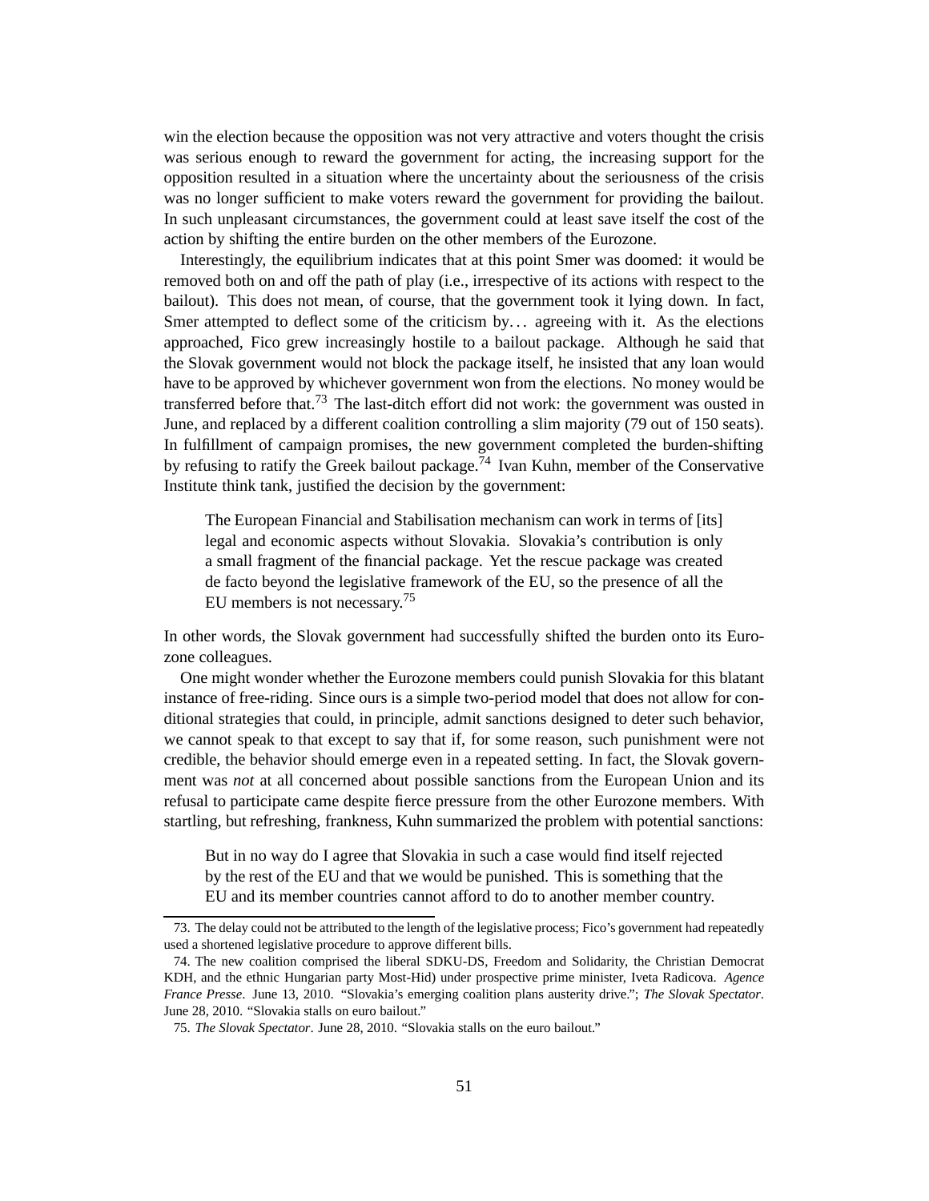win the election because the opposition was not very attractive and voters thought the crisis was serious enough to reward the government for acting, the increasing support for the opposition resulted in a situation where the uncertainty about the seriousness of the crisis was no longer sufficient to make voters reward the government for providing the bailout. In such unpleasant circumstances, the government could at least save itself the cost of the action by shifting the entire burden on the other members of the Eurozone.

Interestingly, the equilibrium indicates that at this point Smer was doomed: it would be removed both on and off the path of play (i.e., irrespective of its actions with respect to the bailout). This does not mean, of course, that the government took it lying down. In fact, Smer attempted to deflect some of the criticism by… agreeing with it. As the elections approached, Fico grew increasingly hostile to a bailout package. Although he said that the Slovak government would not block the package itself, he insisted that any loan would have to be approved by whichever government won from the elections. No money would be transferred before that.[73] The last-ditch effort did not work: the government was ousted in June, and replaced by a different coalition controlling a slim majority (79 out of 150 seats). In fulfillment of campaign promises, the new government completed the burden-shifting by refusing to ratify the Greek bailout package.[74] Ivan Kuhn, member of the Conservative Institute think tank, justified the decision by the government:

> The European Financial and Stabilisation mechanism can work in terms of [its] legal and economic aspects without Slovakia. Slovakia's contribution is only a small fragment of the financial package. Yet the rescue package was created de facto beyond the legislative framework of the EU, so the presence of all the EU members is not necessary.[75]

In other words, the Slovak government had successfully shifted the burden onto its Eurozone colleagues.

One might wonder whether the Eurozone members could punish Slovakia for this blatant instance of free-riding. Since ours is a simple two-period model that does not allow for conditional strategies that could, in principle, admit sanctions designed to deter such behavior, we cannot speak to that except to say that if, for some reason, such punishment were not credible, the behavior should emerge even in a repeated setting. In fact, the Slovak government was *not* at all concerned about possible sanctions from the European Union and its refusal to participate came despite fierce pressure from the other Eurozone members. With startling, but refreshing, frankness, Kuhn summarized the problem with potential sanctions:

> But in no way do I agree that Slovakia in such a case would find itself rejected by the rest of the EU and that we would be punished. This is something that the EU and its member countries cannot afford to do to another member country.

---

73. The delay could not be attributed to the length of the legislative process; Fico's government had repeatedly used a shortened legislative procedure to approve different bills.

74. The new coalition comprised the liberal SDKU-DS, Freedom and Solidarity, the Christian Democrat KDH, and the ethnic Hungarian party Most-Hid) under prospective prime minister, Iveta Radicova. *Agence France Presse*. June 13, 2010. "Slovakia's emerging coalition plans austerity drive."; *The Slovak Spectator*. June 28, 2010. "Slovakia stalls on euro bailout."

75. *The Slovak Spectator*. June 28, 2010. "Slovakia stalls on the euro bailout."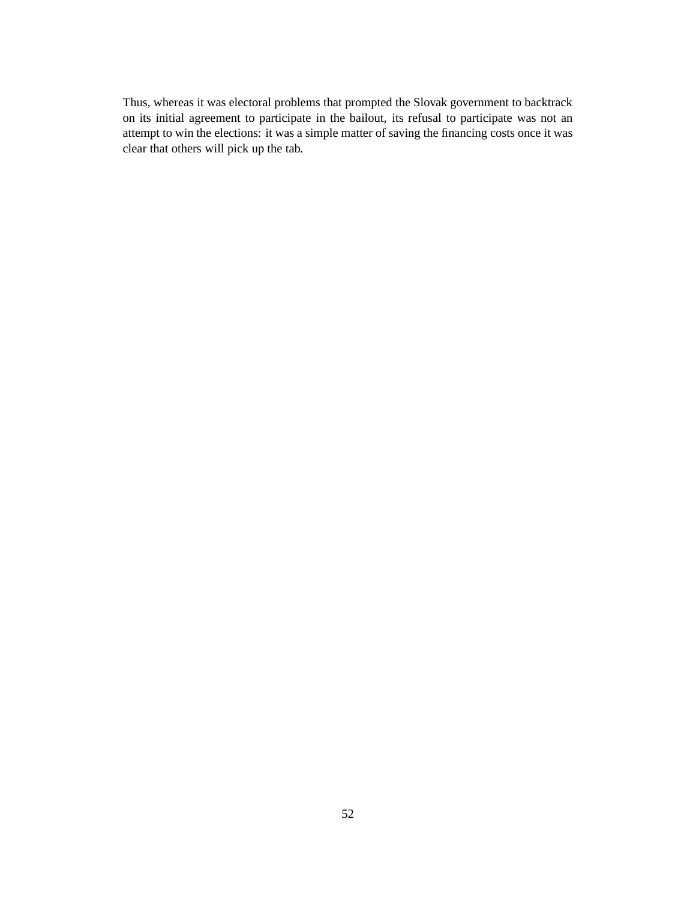Thus, whereas it was electoral problems that prompted the Slovak government to backtrack on its initial agreement to participate in the bailout, its refusal to participate was not an attempt to win the elections: it was a simple matter of saving the financing costs once it was clear that others will pick up the tab.